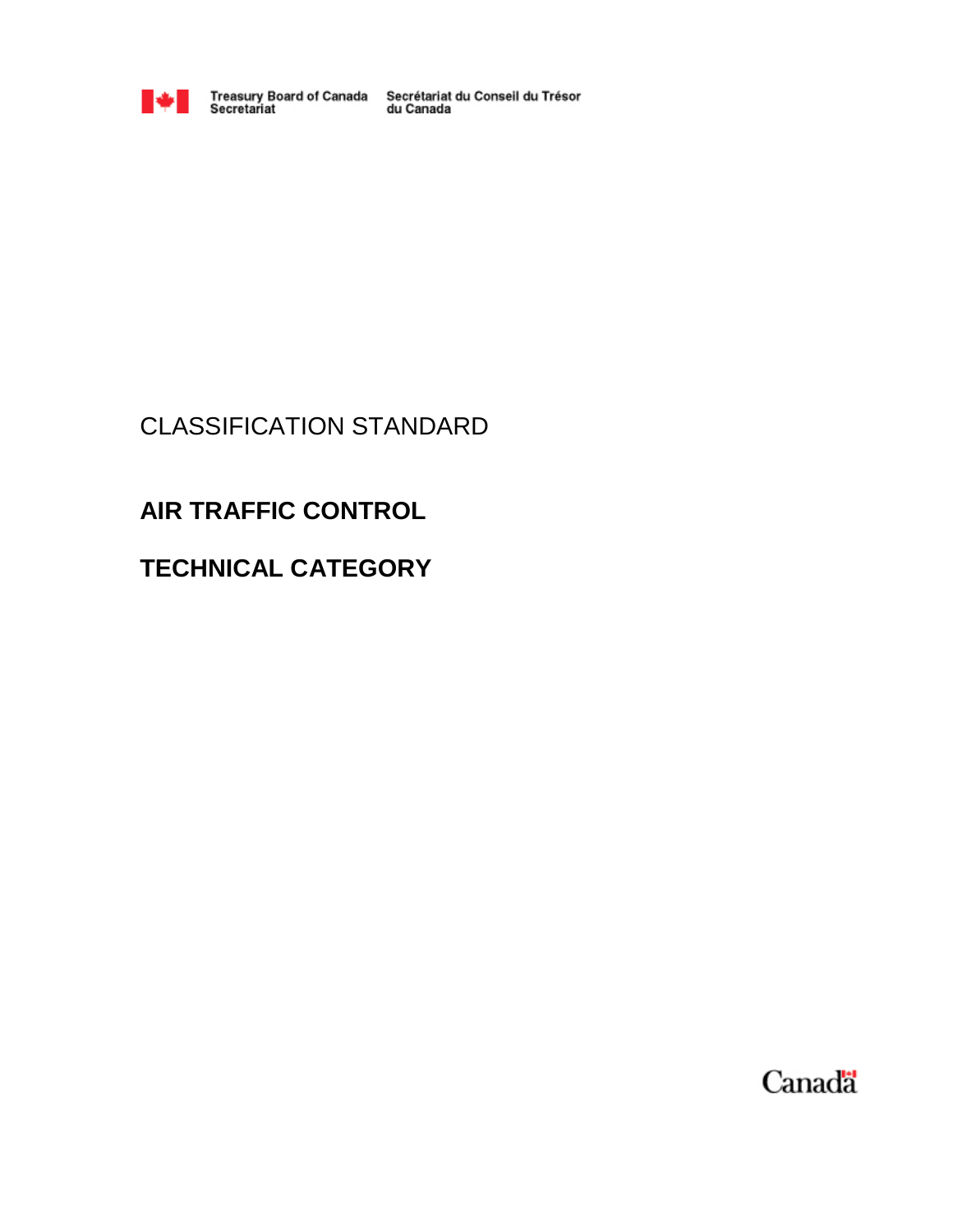Treasury Board of Canada Secretariat    Secrétariat du Conseil du Trésor du Canada

CLASSIFICATION STANDARD

# AIR TRAFFIC CONTROL

# TECHNICAL CATEGORY

Canada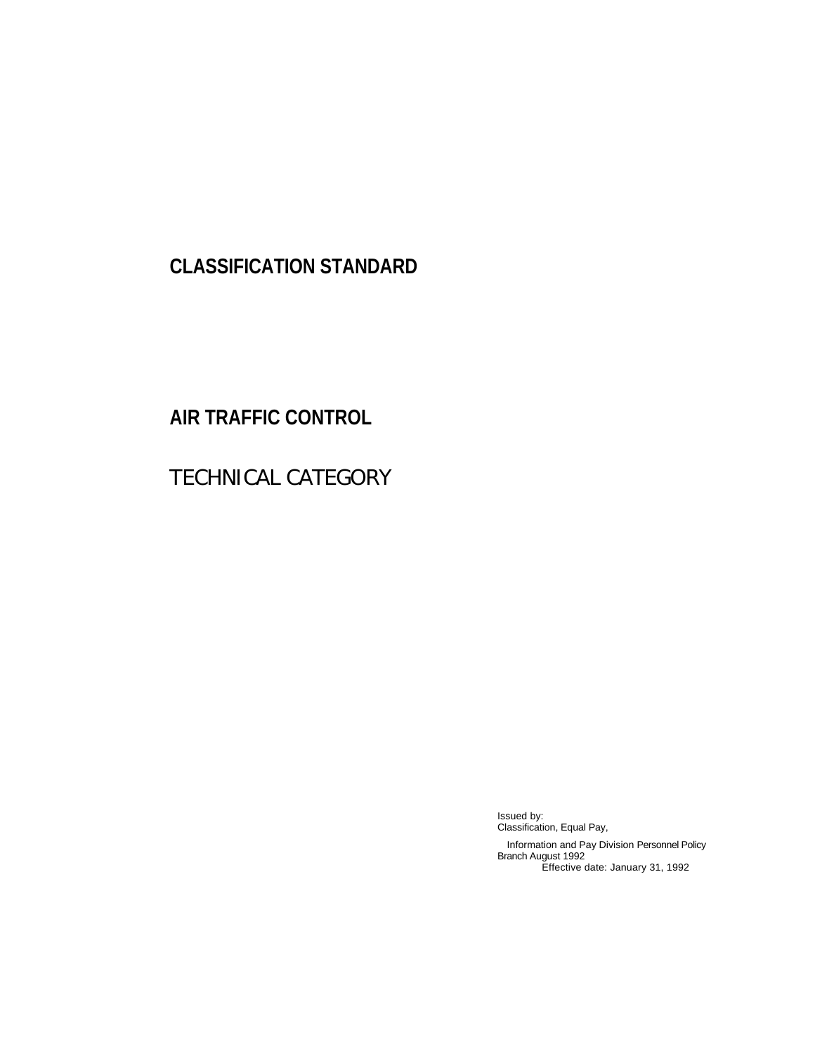# CLASSIFICATION STANDARD

## AIR TRAFFIC CONTROL

TECHNICAL CATEGORY

Issued by:
Classification, Equal Pay,

Information and Pay Division Personnel Policy Branch August 1992
Effective date: January 31, 1992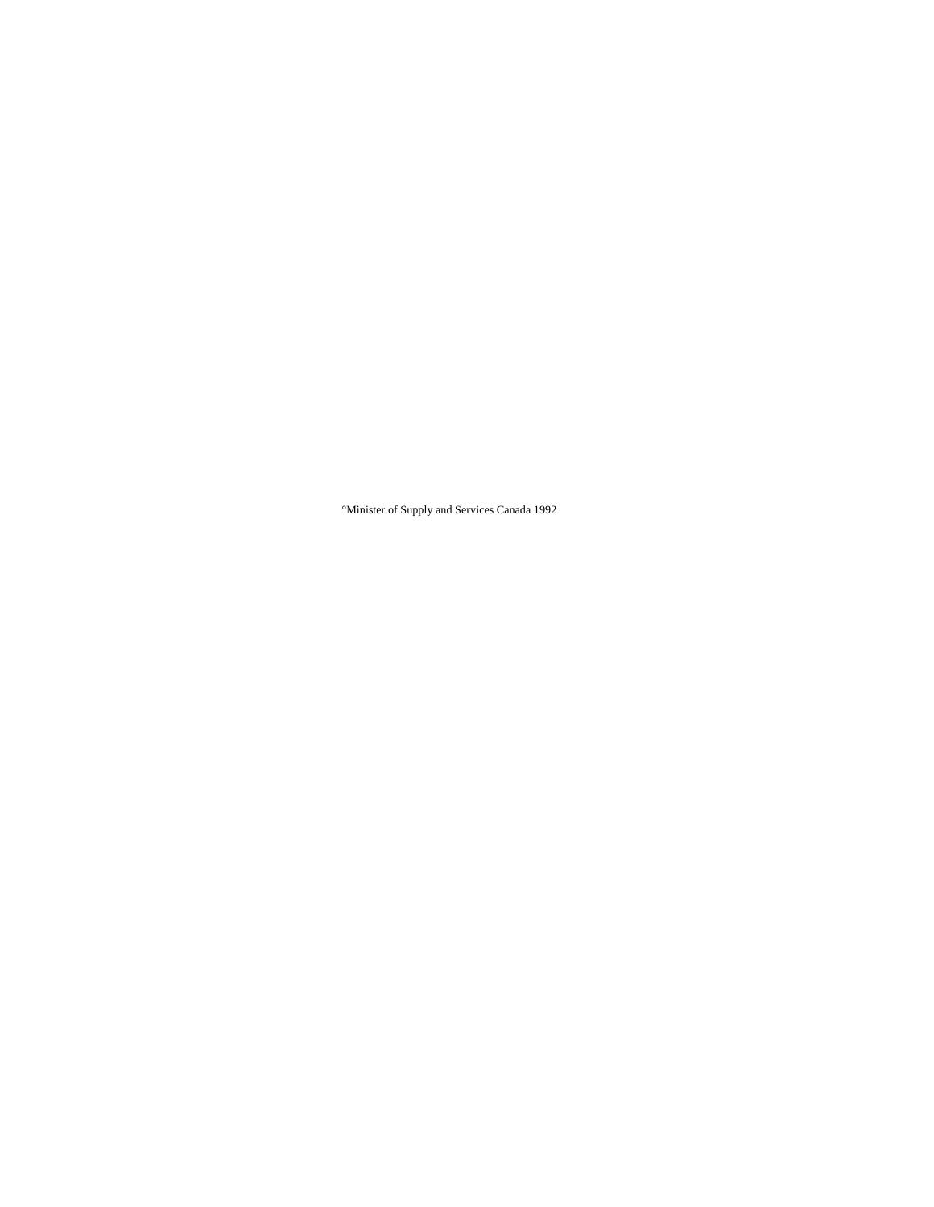©Minister of Supply and Services Canada 1992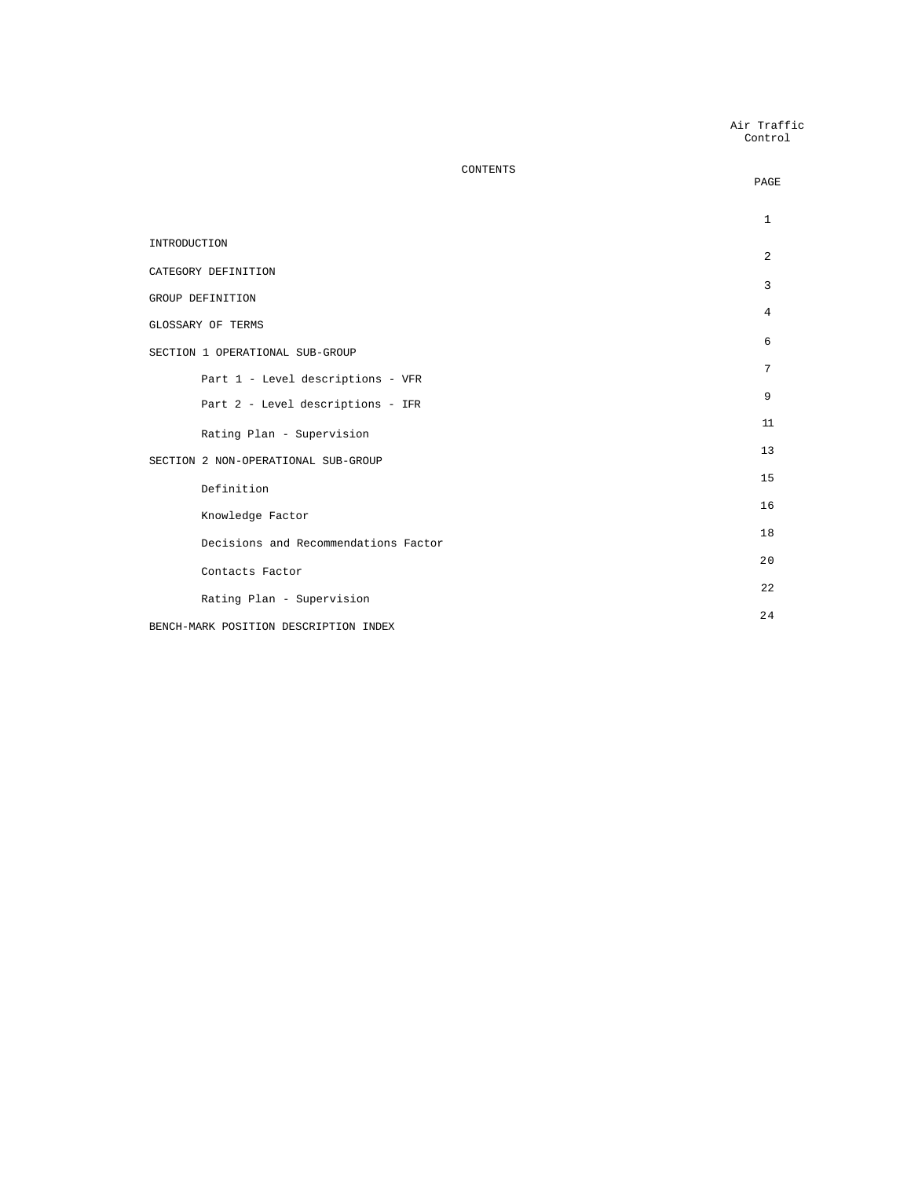# CONTENTS

| | PAGE |
|---|---|
| INTRODUCTION | 1 |
| CATEGORY DEFINITION | 2 |
| GROUP DEFINITION | 3 |
| GLOSSARY OF TERMS | 4 |
| SECTION 1 OPERATIONAL SUB-GROUP | 6 |
| Part 1 - Level descriptions - VFR | 7 |
| Part 2 - Level descriptions - IFR | 9 |
| Rating Plan - Supervision | 11 |
| SECTION 2 NON-OPERATIONAL SUB-GROUP | 13 |
| Definition | 15 |
| Knowledge Factor | 16 |
| Decisions and Recommendations Factor | 18 |
| Contacts Factor | 20 |
| Rating Plan - Supervision | 22 |
| BENCH-MARK POSITION DESCRIPTION INDEX | 24 |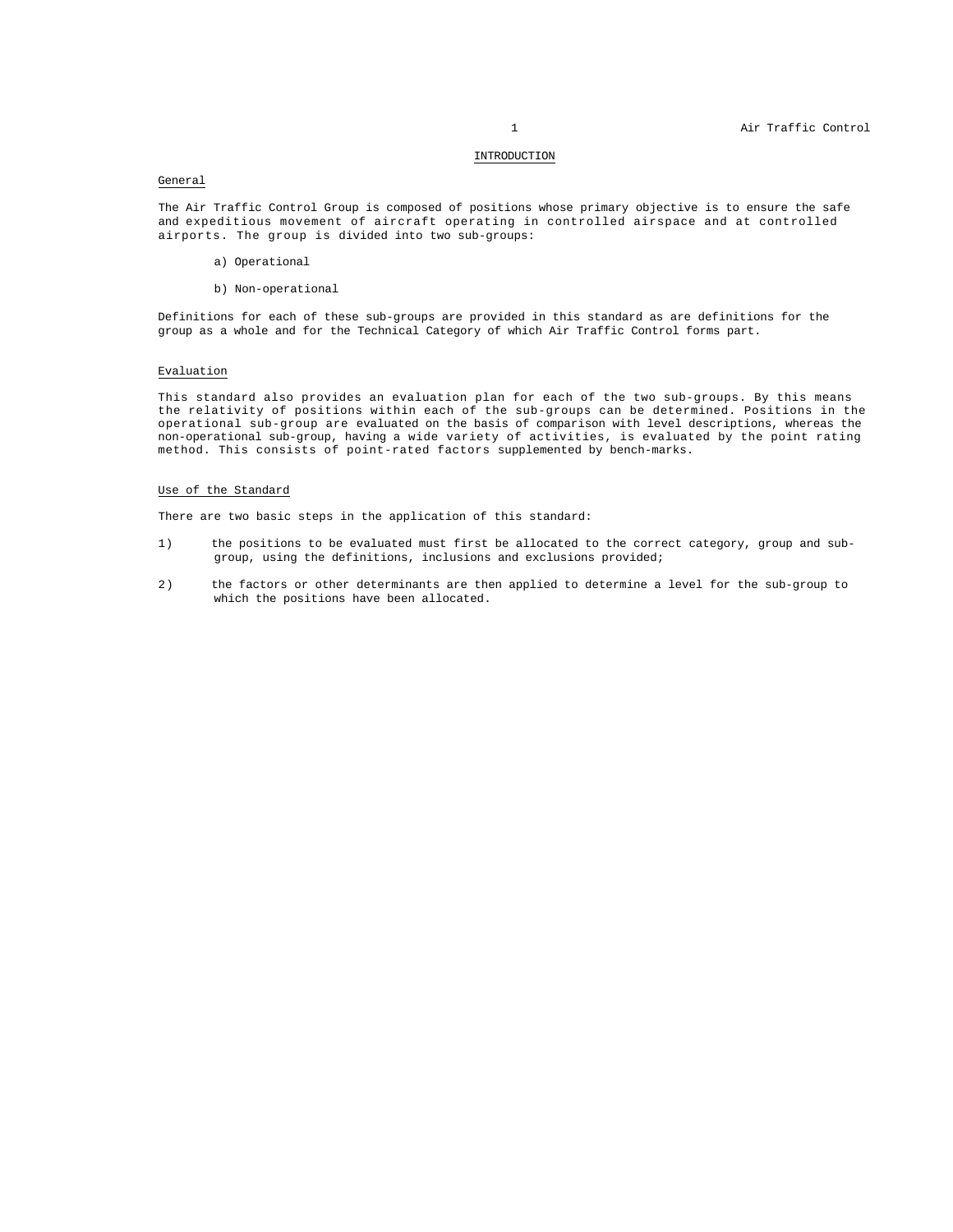# INTRODUCTION

## General

The Air Traffic Control Group is composed of positions whose primary objective is to ensure the safe and expeditious movement of aircraft operating in controlled airspace and at controlled airports. The group is divided into two sub-groups:

a) Operational

b) Non-operational

Definitions for each of these sub-groups are provided in this standard as are definitions for the group as a whole and for the Technical Category of which Air Traffic Control forms part.

## Evaluation

This standard also provides an evaluation plan for each of the two sub-groups. By this means the relativity of positions within each of the sub-groups can be determined. Positions in the operational sub-group are evaluated on the basis of comparison with level descriptions, whereas the non-operational sub-group, having a wide variety of activities, is evaluated by the point rating method. This consists of point-rated factors supplemented by bench-marks.

## Use of the Standard

There are two basic steps in the application of this standard:

1) the positions to be evaluated must first be allocated to the correct category, group and sub-group, using the definitions, inclusions and exclusions provided;

2) the factors or other determinants are then applied to determine a level for the sub-group to which the positions have been allocated.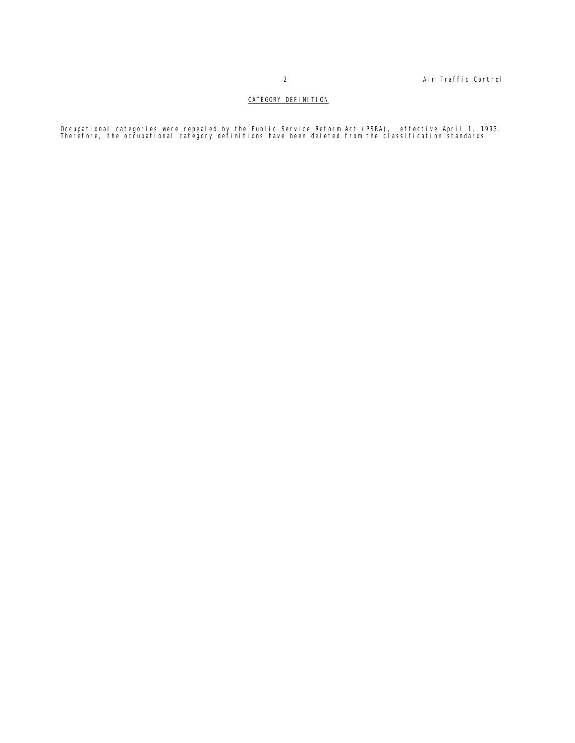## CATEGORY DEFINITION

Occupational categories were repealed by the Public Service Reform Act (PSRA), effective April 1, 1993. Therefore, the occupational category definitions have been deleted from the classification standards.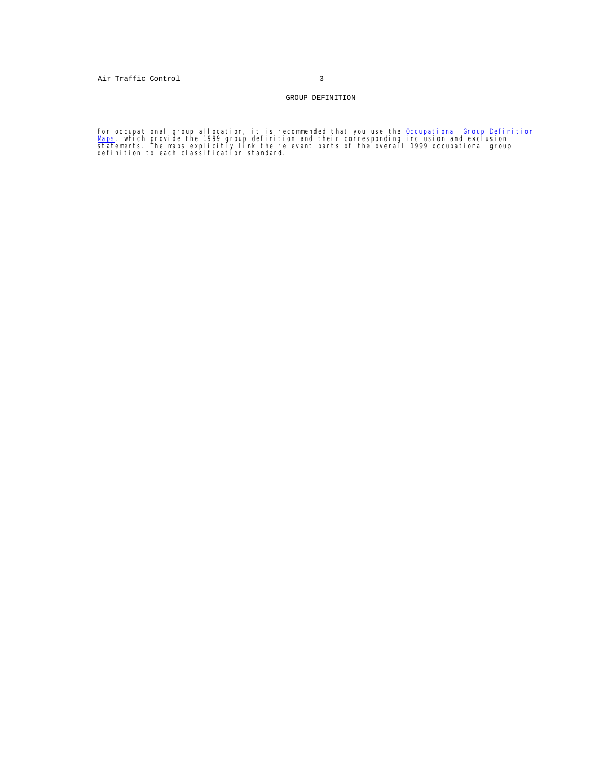## GROUP DEFINITION

For occupational group allocation, it is recommended that you use the Occupational Group Definition Maps, which provide the 1999 group definition and their corresponding inclusion and exclusion statements. The maps explicitly link the relevant parts of the overall 1999 occupational group definition to each classification standard.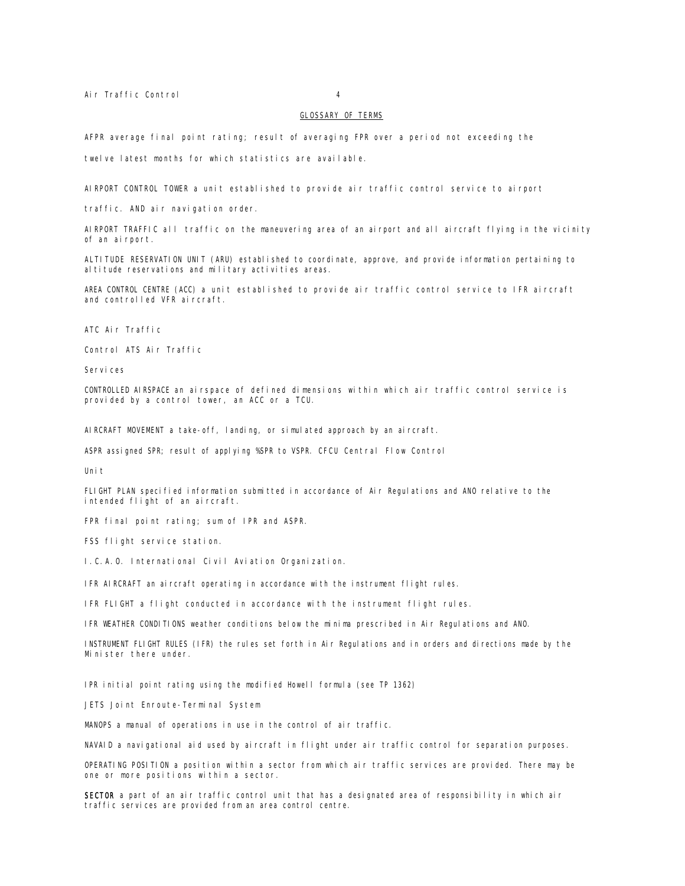## GLOSSARY OF TERMS

AFPR average final point rating; result of averaging FPR over a period not exceeding the twelve latest months for which statistics are available.

AIRPORT CONTROL TOWER a unit established to provide air traffic control service to airport traffic. AND air navigation order.

AIRPORT TRAFFIC all traffic on the maneuvering area of an airport and all aircraft flying in the vicinity of an airport.

ALTITUDE RESERVATION UNIT (ARU) established to coordinate, approve, and provide information pertaining to altitude reservations and military activities areas.

AREA CONTROL CENTRE (ACC) a unit established to provide air traffic control service to IFR aircraft and controlled VFR aircraft.

ATC Air Traffic

Control ATS Air Traffic

Services

CONTROLLED AIRSPACE an airspace of defined dimensions within which air traffic control service is provided by a control tower, an ACC or a TCU.

AIRCRAFT MOVEMENT a take-off, landing, or simulated approach by an aircraft.

ASPR assigned SPR; result of applying %SPR to VSPR. CFCU Central Flow Control

Unit

FLIGHT PLAN specified information submitted in accordance of Air Regulations and ANO relative to the intended flight of an aircraft.

FPR final point rating; sum of IPR and ASPR.

FSS flight service station.

I.C.A.O. International Civil Aviation Organization.

IFR AIRCRAFT an aircraft operating in accordance with the instrument flight rules.

IFR FLIGHT a flight conducted in accordance with the instrument flight rules.

IFR WEATHER CONDITIONS weather conditions below the minima prescribed in Air Regulations and ANO.

INSTRUMENT FLIGHT RULES (IFR) the rules set forth in Air Regulations and in orders and directions made by the Minister there under.

IPR initial point rating using the modified Howell formula (see TP 1362)

JETS Joint Enroute-Terminal System

MANOPS a manual of operations in use in the control of air traffic.

NAVAID a navigational aid used by aircraft in flight under air traffic control for separation purposes.

OPERATING POSITION a position within a sector from which air traffic services are provided. There may be one or more positions within a sector.

**SECTOR** a part of an air traffic control unit that has a designated area of responsibility in which air traffic services are provided from an area control centre.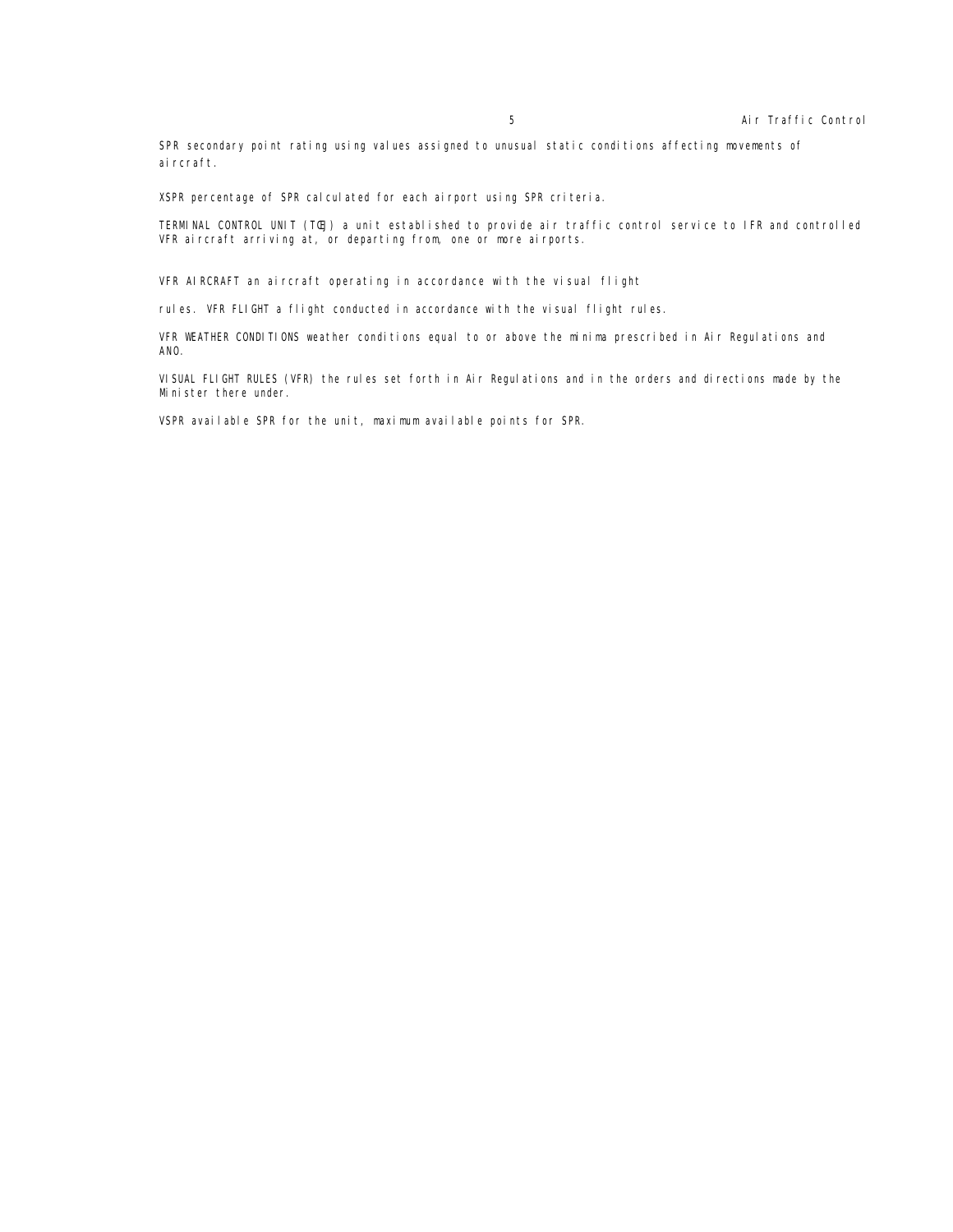SPR secondary point rating using values assigned to unusual static conditions affecting movements of aircraft.

XSPR percentage of SPR calculated for each airport using SPR criteria.

TERMINAL CONTROL UNIT (TCU) a unit established to provide air traffic control service to IFR and controlled VFR aircraft arriving at, or departing from, one or more airports.

VFR AIRCRAFT an aircraft operating in accordance with the visual flight

rules. VFR FLIGHT a flight conducted in accordance with the visual flight rules.

VFR WEATHER CONDITIONS weather conditions equal to or above the minima prescribed in Air Regulations and ANO.

VISUAL FLIGHT RULES (VFR) the rules set forth in Air Regulations and in the orders and directions made by the Minister there under.

VSPR available SPR for the unit, maximum available points for SPR.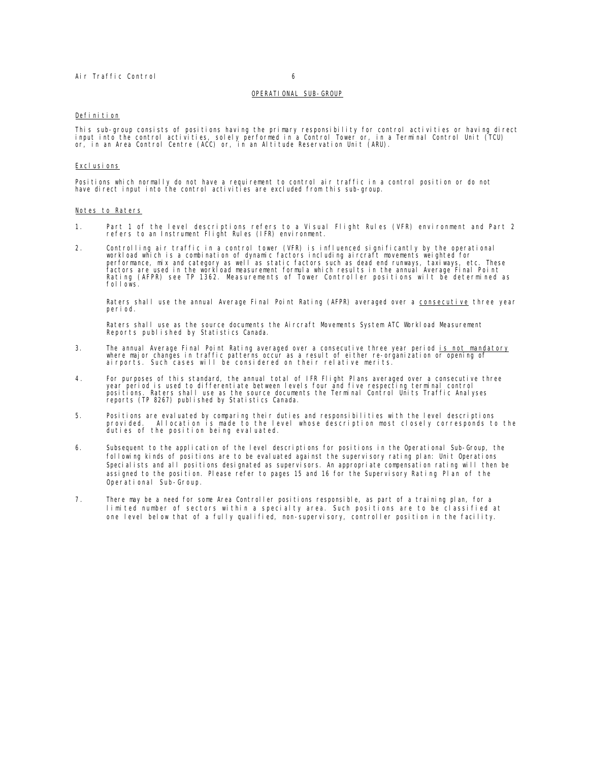## OPERATIONAL SUB-GROUP

### Definition

This sub-group consists of positions having the primary responsibility for control activities or having direct input into the control activities, solely performed in a Control Tower or, in a Terminal Control Unit (TCU) or, in an Area Control Centre (ACC) or, in an Altitude Reservation Unit (ARU).

### Exclusions

Positions which normally do not have a requirement to control air traffic in a control position or do not have direct input into the control activities are excluded from this sub-group.

### Notes to Raters

1. Part 1 of the level descriptions refers to a Visual Flight Rules (VFR) environment and Part 2 refers to an Instrument Flight Rules (IFR) environment.

2. Controlling air traffic in a control tower (VFR) is influenced significantly by the operational workload which is a combination of dynamic factors including aircraft movements weighted for performance, mix and category as well as static factors such as dead end runways, taxiways, etc. These factors are used in the workload measurement formula which results in the annual Average Final Point Rating (AFPR) see TP 1362. Measurements of Tower Controller positions will be determined as follows.

   Raters shall use the annual Average Final Point Rating (AFPR) averaged over a <u>consecutive</u> three year period.

   Raters shall use as the source documents the Aircraft Movements System ATC Workload Measurement Reports published by Statistics Canada.

3. The annual Average Final Point Rating averaged over a consecutive three year period <u>is not mandatory</u> where major changes in traffic patterns occur as a result of either re-organization or opening of airports. Such cases will be considered on their relative merits.

4. For purposes of this standard, the annual total of IFR Flight Plans averaged over a consecutive three year period is used to differentiate between levels four and five respecting terminal control positions. Raters shall use as the source documents the Terminal Control Units Traffic Analyses reports (TP 8267) published by Statistics Canada.

5. Positions are evaluated by comparing their duties and responsibilities with the level descriptions provided. Allocation is made to the level whose description most closely corresponds to the duties of the position being evaluated.

6. Subsequent to the application of the level descriptions for positions in the Operational Sub-Group, the following kinds of positions are to be evaluated against the supervisory rating plan: Unit Operations Specialists and all positions designated as supervisors. An appropriate compensation rating will then be assigned to the position. Please refer to pages 15 and 16 for the Supervisory Rating Plan of the Operational Sub-Group.

7. There may be a need for some Area Controller positions responsible, as part of a training plan, for a limited number of sectors within a specialty area. Such positions are to be classified at one level below that of a fully qualified, non-supervisory, controller position in the facility.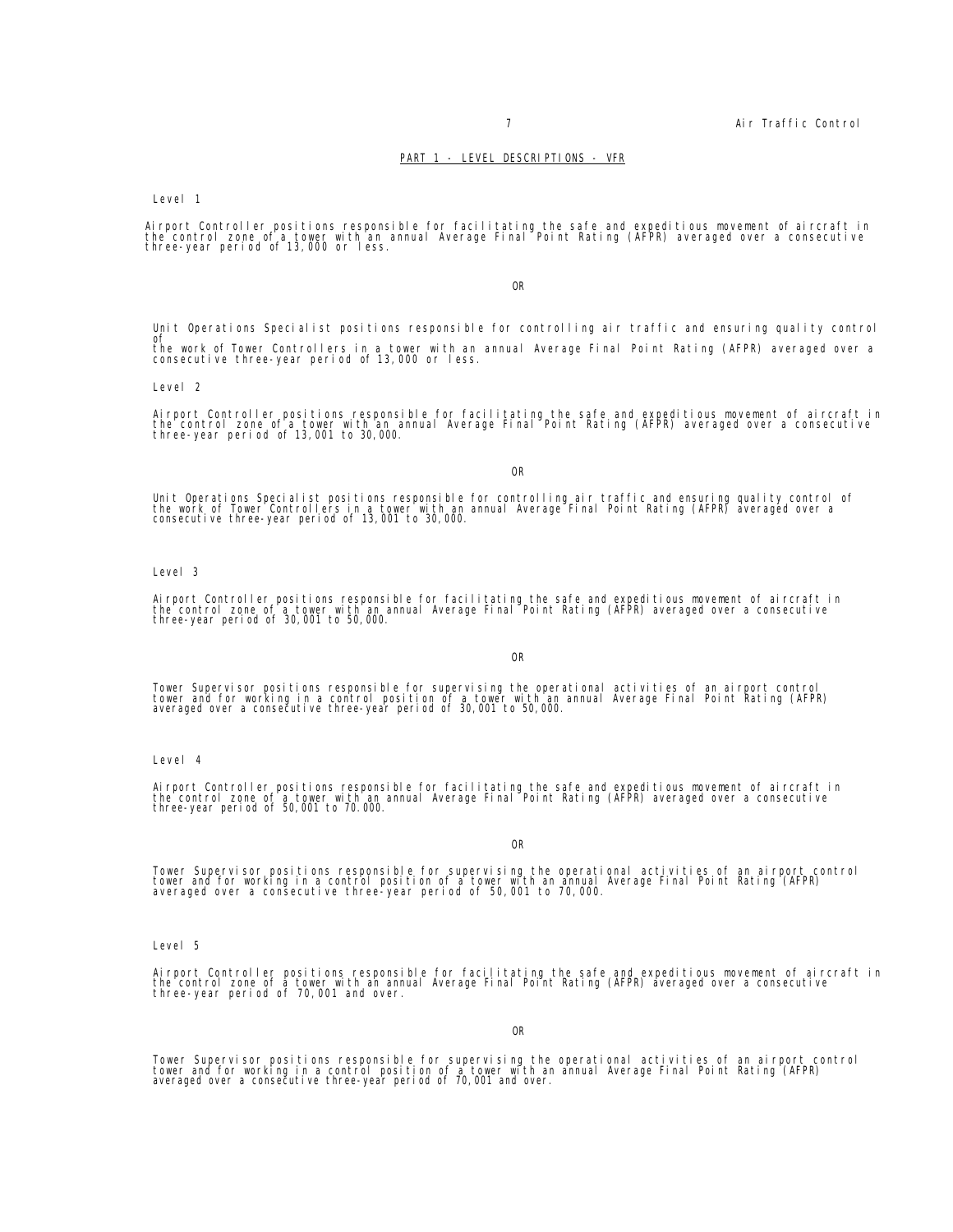## PART 1 - LEVEL DESCRIPTIONS - VFR

### Level 1

Airport Controller positions responsible for facilitating the safe and expeditious movement of aircraft in the control zone of a tower with an annual Average Final Point Rating (AFPR) averaged over a consecutive three-year period of 13,000 or less.

OR

Unit Operations Specialist positions responsible for controlling air traffic and ensuring quality control of the work of Tower Controllers in a tower with an annual Average Final Point Rating (AFPR) averaged over a consecutive three-year period of 13,000 or less.

### Level 2

Airport Controller positions responsible for facilitating the safe and expeditious movement of aircraft in the control zone of a tower with an annual Average Final Point Rating (AFPR) averaged over a consecutive three-year period of 13,001 to 30,000.

OR

Unit Operations Specialist positions responsible for controlling air traffic and ensuring quality control of the work of Tower Controllers in a tower with an annual Average Final Point Rating (AFPR) averaged over a consecutive three-year period of 13,001 to 30,000.

### Level 3

Airport Controller positions responsible for facilitating the safe and expeditious movement of aircraft in the control zone of a tower with an annual Average Final Point Rating (AFPR) averaged over a consecutive three-year period of 30,001 to 50,000.

OR

Tower Supervisor positions responsible for supervising the operational activities of an airport control tower and for working in a control position of a tower with an annual Average Final Point Rating (AFPR) averaged over a consecutive three-year period of 30,001 to 50,000.

### Level 4

Airport Controller positions responsible for facilitating the safe and expeditious movement of aircraft in the control zone of a tower with an annual Average Final Point Rating (AFPR) averaged over a consecutive three-year period of 50,001 to 70.000.

OR

Tower Supervisor positions responsible for supervising the operational activities of an airport control tower and for working in a control position of a tower with an annual Average Final Point Rating (AFPR) averaged over a consecutive three-year period of 50,001 to 70,000.

### Level 5

Airport Controller positions responsible for facilitating the safe and expeditious movement of aircraft in the control zone of a tower with an annual Average Final Point Rating (AFPR) averaged over a consecutive three-year period of 70,001 and over.

OR

Tower Supervisor positions responsible for supervising the operational activities of an airport control tower and for working in a control position of a tower with an annual Average Final Point Rating (AFPR) averaged over a consecutive three-year period of 70,001 and over.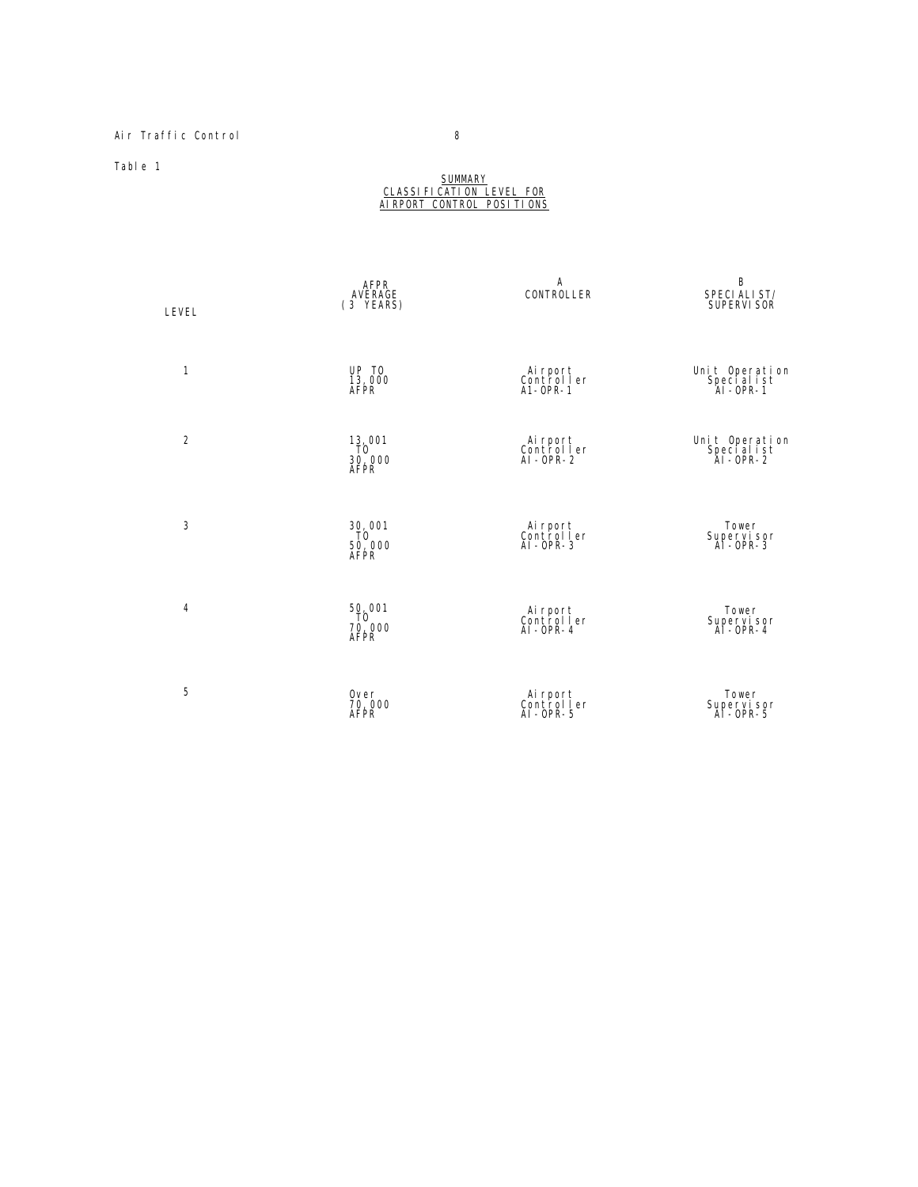Table 1

## SUMMARY
## CLASSIFICATION LEVEL FOR AIRPORT CONTROL POSITIONS

| LEVEL | AFPR AVERAGE (3 YEARS) | A CONTROLLER | B SPECIALIST/ SUPERVISOR |
|---|---|---|---|
| 1 | UP TO 13,000 AFPR | Airport Controller AI-OPR-1 | Unit Operation Specialist AI-OPR-1 |
| 2 | 13,001 TO 30,000 AFPR | Airport Controller AI-OPR-2 | Unit Operation Specialist AI-OPR-2 |
| 3 | 30,001 TO 50,000 AFPR | Airport Controller AI-OPR-3 | Tower Supervisor AI-OPR-3 |
| 4 | 50,001 TO 70,000 AFPR | Airport Controller AI-OPR-4 | Tower Supervisor AI-OPR-4 |
| 5 | Over 70,000 AFPR | Airport Controller AI-OPR-5 | Tower Supervisor AI-OPR-5 |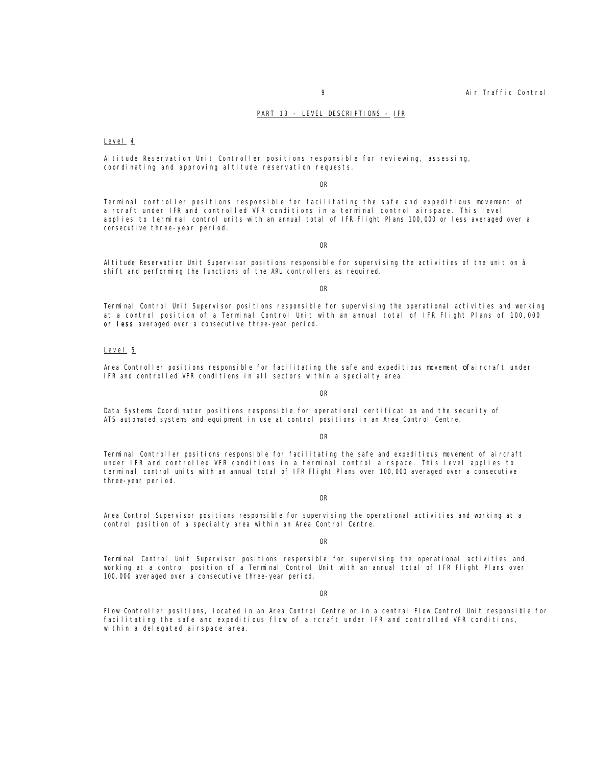## PART 13 - LEVEL DESCRIPTIONS - IFR

### Level 4

Altitude Reservation Unit Controller positions responsible for reviewing, assessing, coordinating and approving altitude reservation requests.

OR

Terminal controller positions responsible for facilitating the safe and expeditious movement of aircraft under IFR and controlled VFR conditions in a terminal control airspace. This level applies to terminal control units with an annual total of IFR Flight Plans 100,000 or less averaged over a consecutive three-year period.

OR

Altitude Reservation Unit Supervisor positions responsible for supervising the activities of the unit on a shift and performing the functions of the ARU controllers as required.

OR

Terminal Control Unit Supervisor positions responsible for supervising the operational activities and working at a control position of a Terminal Control Unit with an annual total of IFR Flight Plans of 100,000 **or less** averaged over a consecutive three-year period.

### Level 5

Area Controller positions responsible for facilitating the safe and expeditious movement of aircraft under IFR and controlled VFR conditions in all sectors within a specialty area.

OR

Data Systems Coordinator positions responsible for operational certification and the security of ATS automated systems and equipment in use at control positions in an Area Control Centre.

OR

Terminal Controller positions responsible for facilitating the safe and expeditious movement of aircraft under IFR and controlled VFR conditions in a terminal control airspace. This level applies to terminal control units with an annual total of IFR Flight Plans over 100,000 averaged over a consecutive three-year period.

OR

Area Control Supervisor positions responsible for supervising the operational activities and working at a control position of a specialty area within an Area Control Centre.

OR

Terminal Control Unit Supervisor positions responsible for supervising the operational activities and working at a control position of a Terminal Control Unit with an annual total of IFR Flight Plans over 100,000 averaged over a consecutive three-year period.

OR

Flow Controller positions, located in an Area Control Centre or in a central Flow Control Unit responsible for facilitating the safe and expeditious flow of aircraft under IFR and controlled VFR conditions, within a delegated airspace area.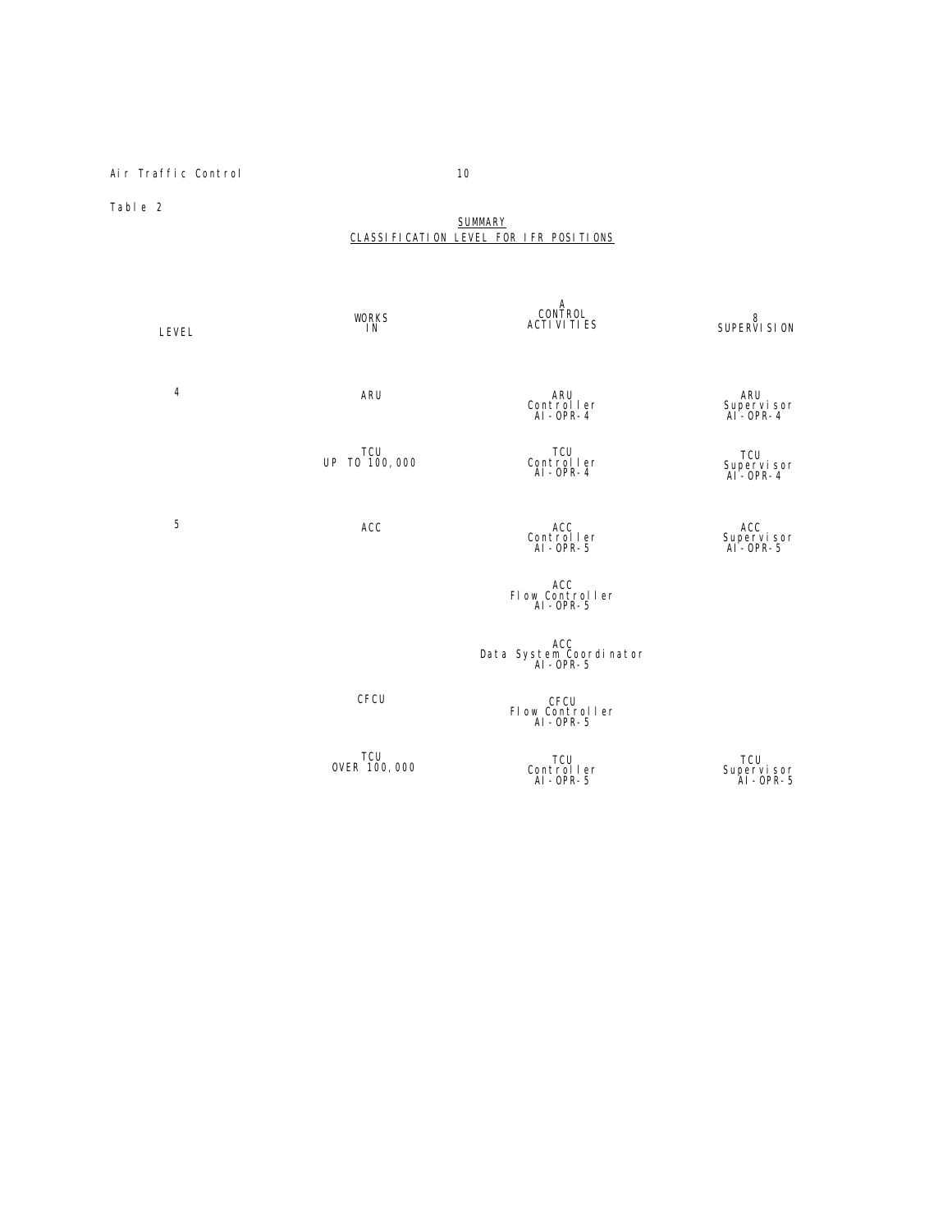Table 2

**SUMMARY**
**CLASSIFICATION LEVEL FOR IFR POSITIONS**

| LEVEL | WORKS IN | A CONTROL ACTIVITIES | 8 SUPERVISION |
|---|---|---|---|
| 4 | ARU | ARU Controller AI-OPR-4 | ARU Supervisor AI-OPR-4 |
| | TCU UP TO 100,000 | TCU Controller AI-OPR-4 | TCU Supervisor AI-OPR-4 |
| 5 | ACC | ACC Controller AI-OPR-5 | ACC Supervisor AI-OPR-5 |
| | | ACC Flow Controller AI-OPR-5 | |
| | | ACC Data System Coordinator AI-OPR-5 | |
| | CFCU | CFCU Flow Controller AI-OPR-5 | |
| | TCU OVER 100,000 | TCU Controller AI-OPR-5 | TCU Supervisor AI-OPR-5 |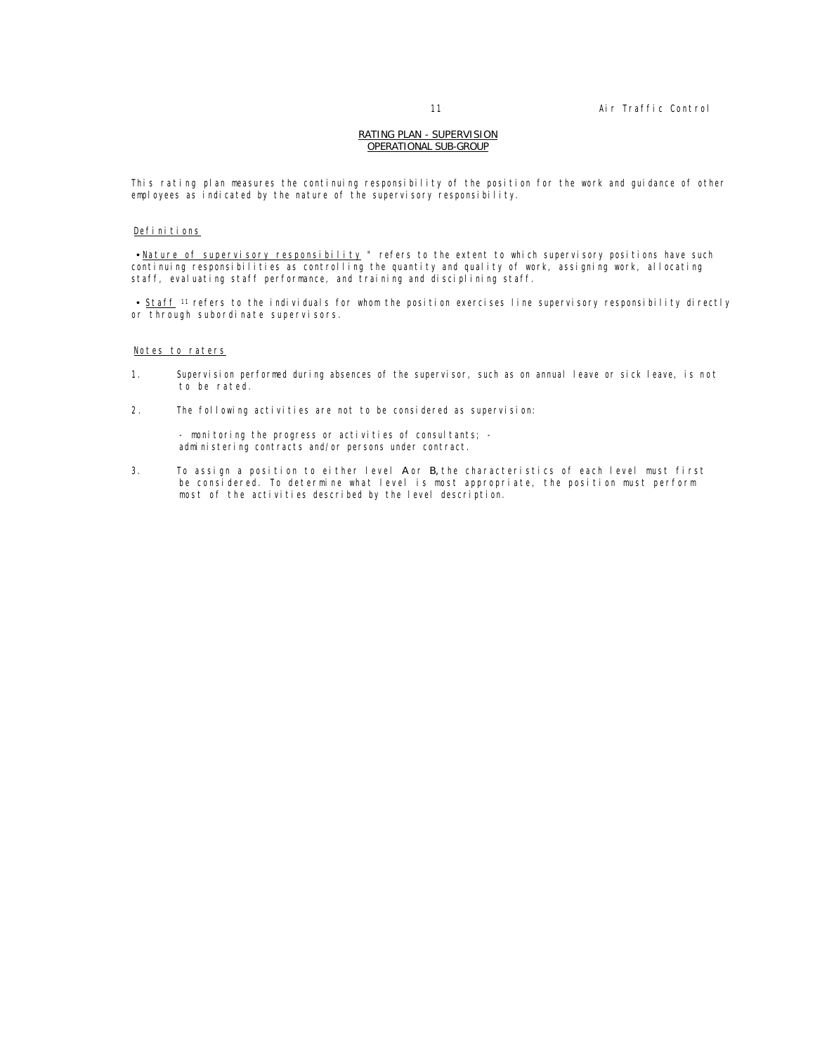## RATING PLAN - SUPERVISION
## OPERATIONAL SUB-GROUP

This rating plan measures the continuing responsibility of the position for the work and guidance of other employees as indicated by the nature of the supervisory responsibility.

### Definitions

• "Nature of supervisory responsibility" refers to the extent to which supervisory positions have such continuing responsibilities as controlling the quantity and quality of work, assigning work, allocating staff, evaluating staff performance, and training and disciplining staff.

• "Staff" refers to the individuals for whom the position exercises line supervisory responsibility directly or through subordinate supervisors.

### Notes to raters

1. Supervision performed during absences of the supervisor, such as on annual leave or sick leave, is not to be rated.

2. The following activities are not to be considered as supervision:

   - monitoring the progress or activities of consultants;
   - administering contracts and/or persons under contract.

3. To assign a position to either level A or B, the characteristics of each level must first be considered. To determine what level is most appropriate, the position must perform most of the activities described by the level description.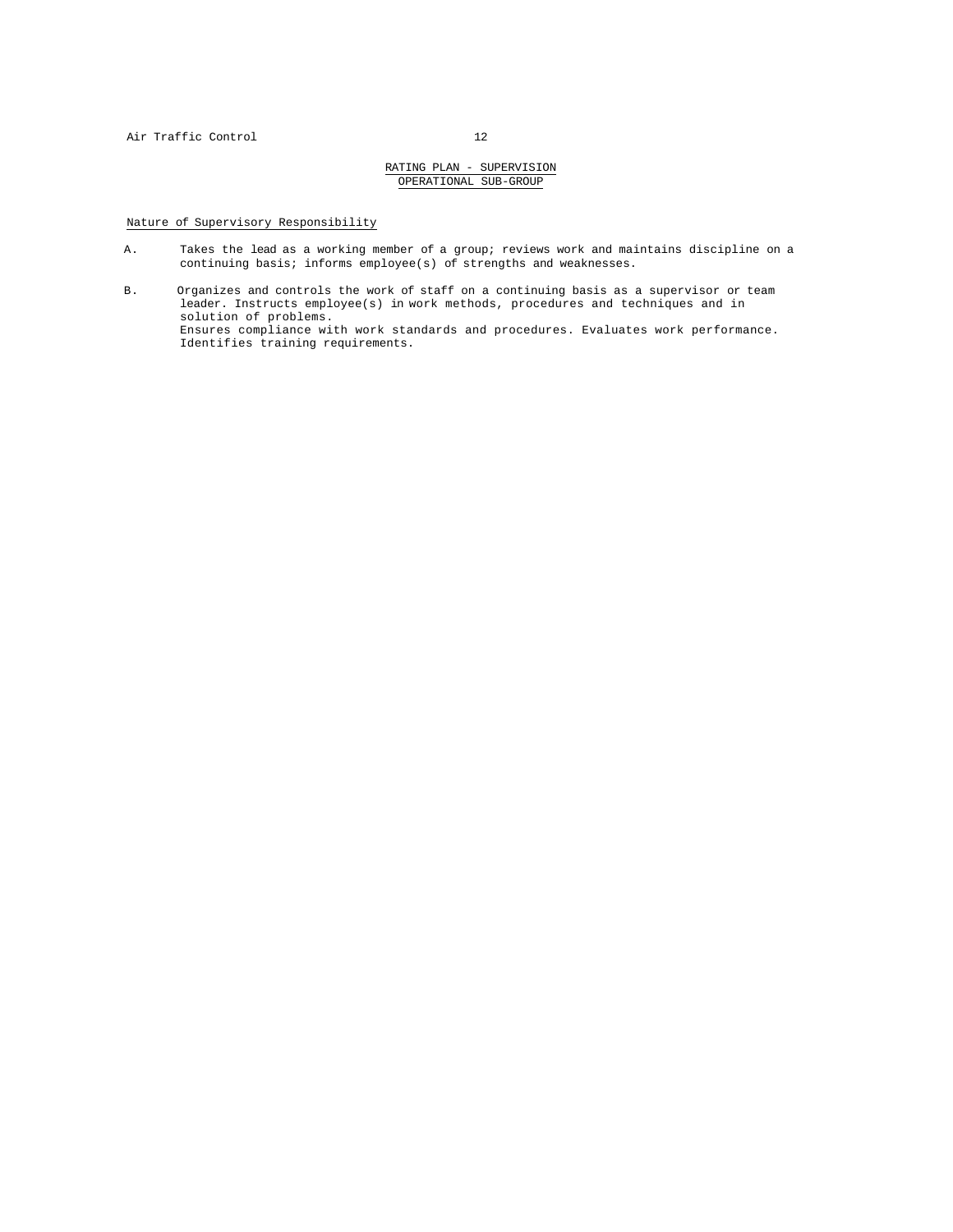## RATING PLAN - SUPERVISION
## OPERATIONAL SUB-GROUP

Nature of Supervisory Responsibility

A. Takes the lead as a working member of a group; reviews work and maintains discipline on a continuing basis; informs employee(s) of strengths and weaknesses.

B. Organizes and controls the work of staff on a continuing basis as a supervisor or team leader. Instructs employee(s) in work methods, procedures and techniques and in solution of problems.
Ensures compliance with work standards and procedures. Evaluates work performance. Identifies training requirements.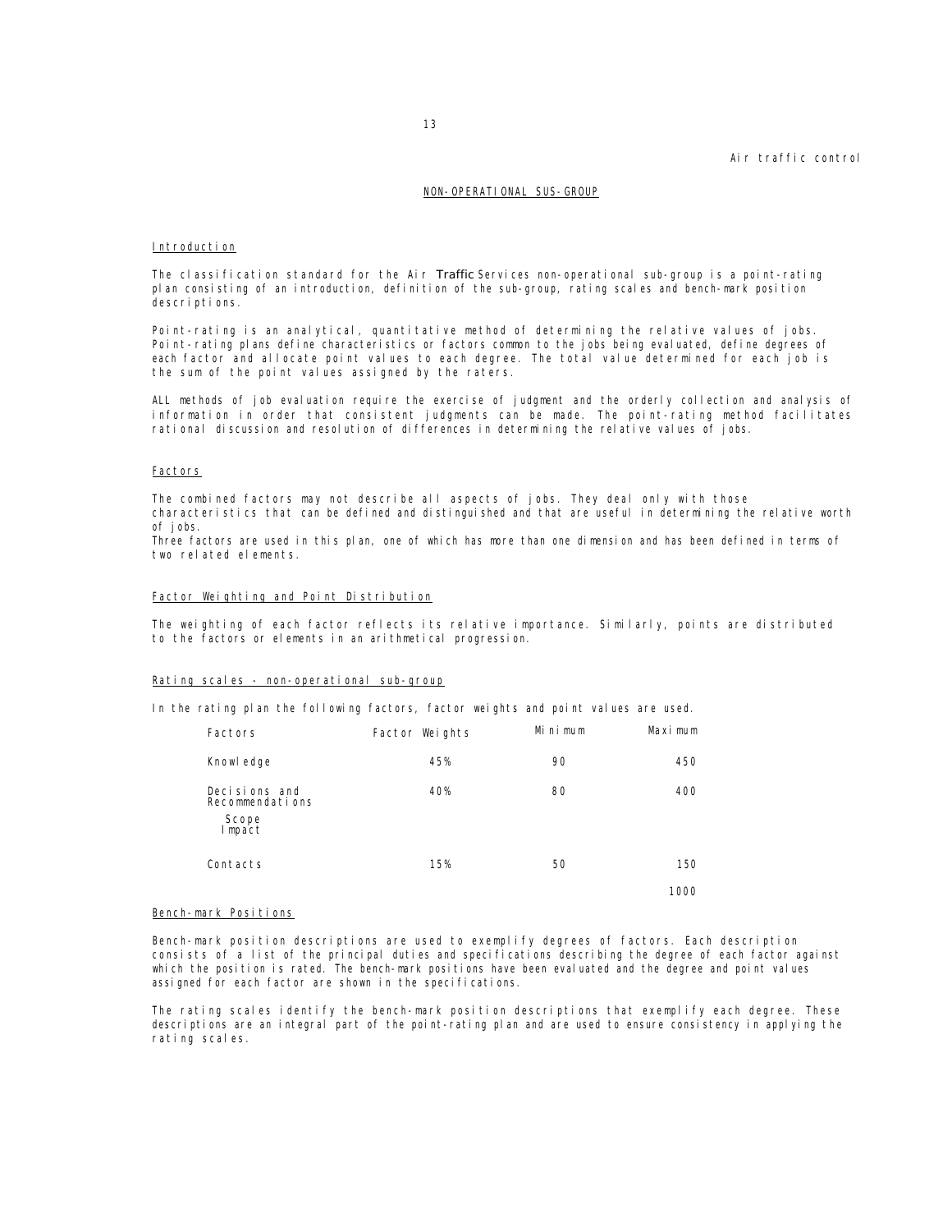## NON-OPERATIONAL SUS-GROUP

### Introduction

The classification standard for the Air Traffic Services non-operational sub-group is a point-rating plan consisting of an introduction, definition of the sub-group, rating scales and bench-mark position descriptions.

Point-rating is an analytical, quantitative method of determining the relative values of jobs. Point-rating plans define characteristics or factors common to the jobs being evaluated, define degrees of each factor and allocate point values to each degree. The total value determined for each job is the sum of the point values assigned by the raters.

ALL methods of job evaluation require the exercise of judgment and the orderly collection and analysis of information in order that consistent judgments can be made. The point-rating method facilitates rational discussion and resolution of differences in determining the relative values of jobs.

### Factors

The combined factors may not describe all aspects of jobs. They deal only with those characteristics that can be defined and distinguished and that are useful in determining the relative worth of jobs.
Three factors are used in this plan, one of which has more than one dimension and has been defined in terms of two related elements.

### Factor Weighting and Point Distribution

The weighting of each factor reflects its relative importance. Similarly, points are distributed to the factors or elements in an arithmetical progression.

### Rating scales - non-operational sub-group

In the rating plan the following factors, factor weights and point values are used.

| Factors | Factor Weights | Minimum | Maximum |
|---|---|---|---|
| Knowledge | 45% | 90 | 450 |
| Decisions and Recommendations | 40% | 80 | 400 |
| Scope | | | |
| Impact | | | |
| Contacts | 15% | 50 | 150 |
| | | | 1000 |

### Bench-mark Positions

Bench-mark position descriptions are used to exemplify degrees of factors. Each description consists of a list of the principal duties and specifications describing the degree of each factor against which the position is rated. The bench-mark positions have been evaluated and the degree and point values assigned for each factor are shown in the specifications.

The rating scales identify the bench-mark position descriptions that exemplify each degree. These descriptions are an integral part of the point-rating plan and are used to ensure consistency in applying the rating scales.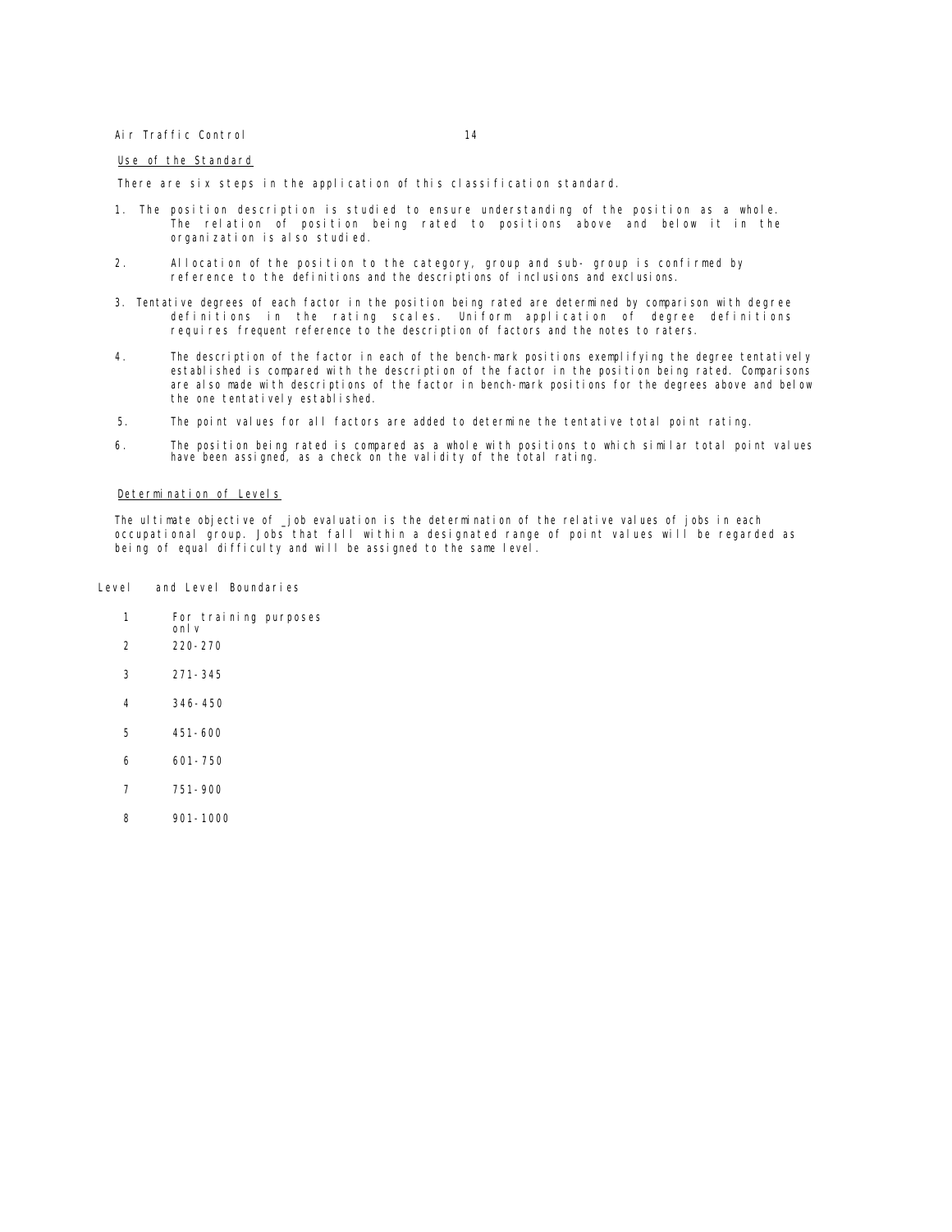## Use of the Standard

There are six steps in the application of this classification standard.

1. The position description is studied to ensure understanding of the position as a whole. The relation of position being rated to positions above and below it in the organization is also studied.
2. Allocation of the position to the category, group and sub- group is confirmed by reference to the definitions and the descriptions of inclusions and exclusions.
3. Tentative degrees of each factor in the position being rated are determined by comparison with degree definitions in the rating scales. Uniform application of degree definitions requires frequent reference to the description of factors and the notes to raters.
4. The description of the factor in each of the bench-mark positions exemplifying the degree tentatively established is compared with the description of the factor in the position being rated. Comparisons are also made with descriptions of the factor in bench-mark positions for the degrees above and below the one tentatively established.
5. The point values for all factors are added to determine the tentative total point rating.
6. The position being rated is compared as a whole with positions to which similar total point values have been assigned, as a check on the validity of the total rating.

## Determination of Levels

The ultimate objective of _job evaluation is the determination of the relative values of jobs in each occupational group. Jobs that fall within a designated range of point values will be regarded as being of equal difficulty and will be assigned to the same level.

| Level | and Level Boundaries |
|---|---|
| 1 | For training purposes only |
| 2 | 220-270 |
| 3 | 271-345 |
| 4 | 346-450 |
| 5 | 451-600 |
| 6 | 601-750 |
| 7 | 751-900 |
| 8 | 901-1000 |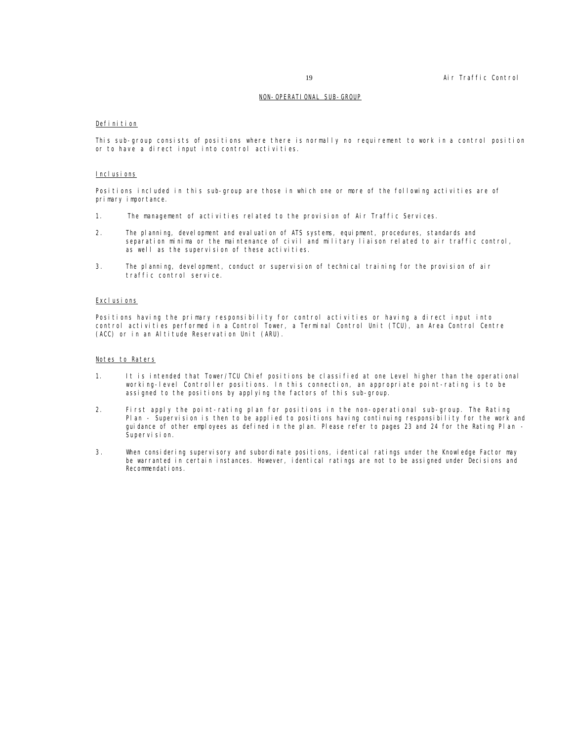## NON-OPERATIONAL SUB-GROUP

### Definition

This sub-group consists of positions where there is normally no requirement to work in a control position or to have a direct input into control activities.

### Inclusions

Positions included in this sub-group are those in which one or more of the following activities are of primary importance.

1. The management of activities related to the provision of Air Traffic Services.

2. The planning, development and evaluation of ATS systems, equipment, procedures, standards and separation minima or the maintenance of civil and military liaison related to air traffic control, as well as the supervision of these activities.

3. The planning, development, conduct or supervision of technical training for the provision of air traffic control service.

### Exclusions

Positions having the primary responsibility for control activities or having a direct input into control activities performed in a Control Tower, a Terminal Control Unit (TCU), an Area Control Centre (ACC) or in an Altitude Reservation Unit (ARU).

### Notes to Raters

1. It is intended that Tower/TCU Chief positions be classified at one Level higher than the operational working-level Controller positions. In this connection, an appropriate point-rating is to be assigned to the positions by applying the factors of this sub-group.

2. First apply the point-rating plan for positions in the non-operational sub-group. The Rating Plan - Supervision is then to be applied to positions having continuing responsibility for the work and guidance of other employees as defined in the plan. Please refer to pages 23 and 24 for the Rating Plan - Supervision.

3. When considering supervisory and subordinate positions, identical ratings under the Knowledge Factor may be warranted in certain instances. However, identical ratings are not to be assigned under Decisions and Recommendations.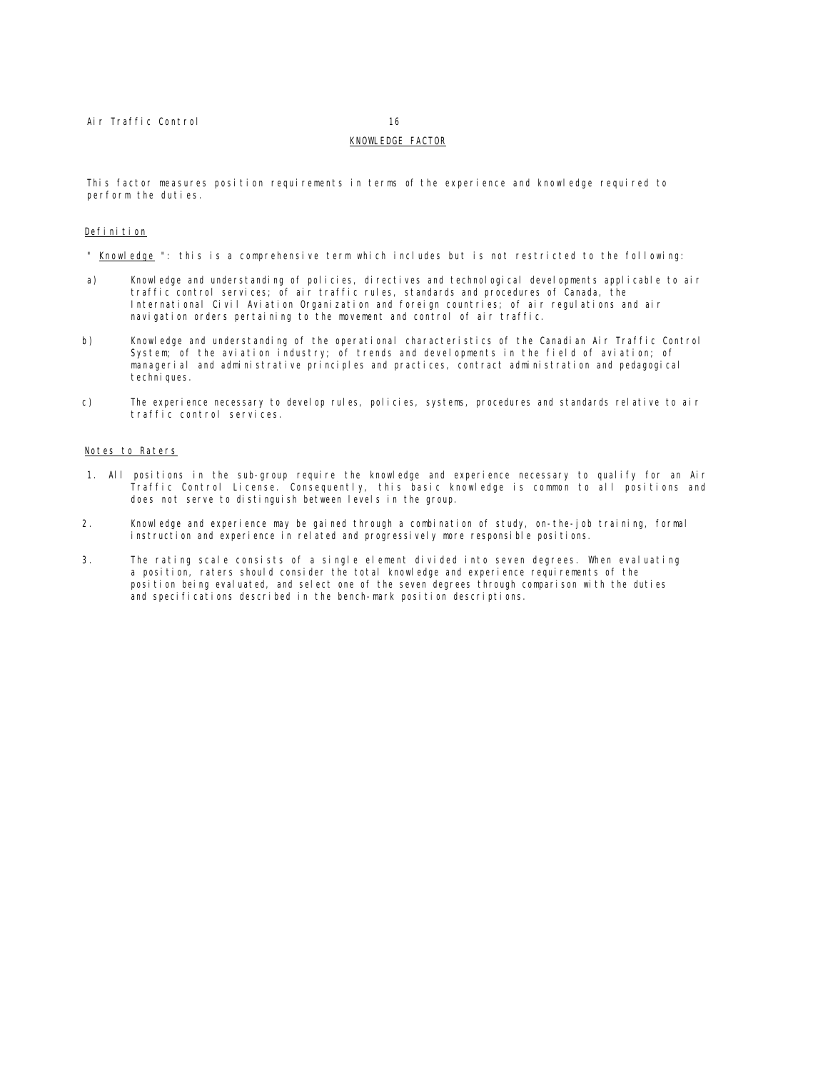## KNOWLEDGE FACTOR

This factor measures position requirements in terms of the experience and knowledge required to perform the duties.

### Definition

" Knowledge ": this is a comprehensive term which includes but is not restricted to the following:

a) Knowledge and understanding of policies, directives and technological developments applicable to air traffic control services; of air traffic rules, standards and procedures of Canada, the International Civil Aviation Organization and foreign countries; of air regulations and air navigation orders pertaining to the movement and control of air traffic.

b) Knowledge and understanding of the operational characteristics of the Canadian Air Traffic Control System; of the aviation industry; of trends and developments in the field of aviation; of managerial and administrative principles and practices, contract administration and pedagogical techniques.

c) The experience necessary to develop rules, policies, systems, procedures and standards relative to air traffic control services.

### Notes to Raters

1. All positions in the sub-group require the knowledge and experience necessary to qualify for an Air Traffic Control License. Consequently, this basic knowledge is common to all positions and does not serve to distinguish between levels in the group.

2. Knowledge and experience may be gained through a combination of study, on-the-job training, formal instruction and experience in related and progressively more responsible positions.

3. The rating scale consists of a single element divided into seven degrees. When evaluating a position, raters should consider the total knowledge and experience requirements of the position being evaluated, and select one of the seven degrees through comparison with the duties and specifications described in the bench-mark position descriptions.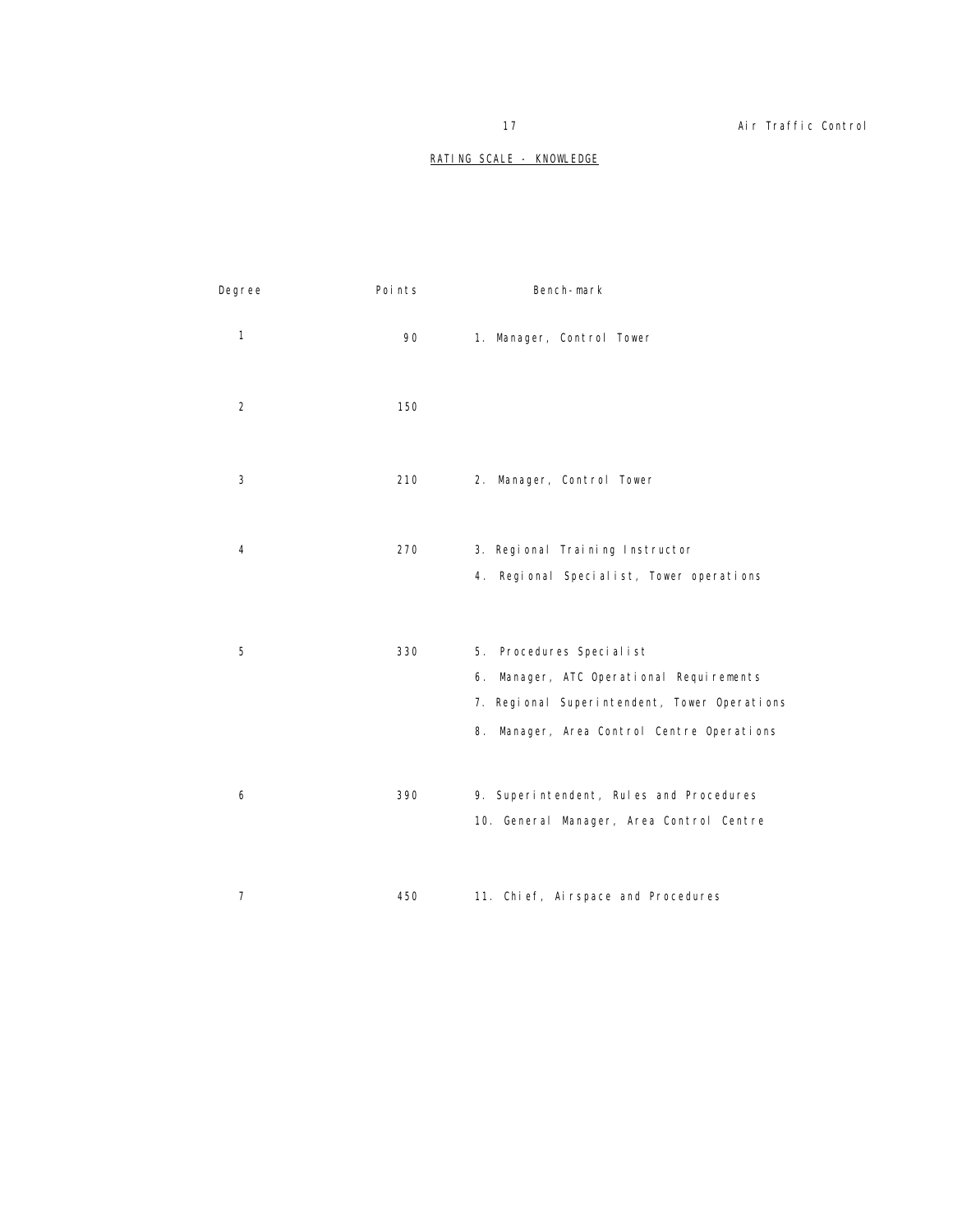## RATING SCALE - KNOWLEDGE

| Degree | Points | Bench-mark |
|---|---|---|
| 1 | 90 | 1. Manager, Control Tower |
| 2 | 150 | |
| 3 | 210 | 2. Manager, Control Tower |
| 4 | 270 | 3. Regional Training Instructor<br>4. Regional Specialist, Tower operations |
| 5 | 330 | 5. Procedures Specialist<br>6. Manager, ATC Operational Requirements<br>7. Regional Superintendent, Tower Operations<br>8. Manager, Area Control Centre Operations |
| 6 | 390 | 9. Superintendent, Rules and Procedures<br>10. General Manager, Area Control Centre |
| 7 | 450 | 11. Chief, Airspace and Procedures |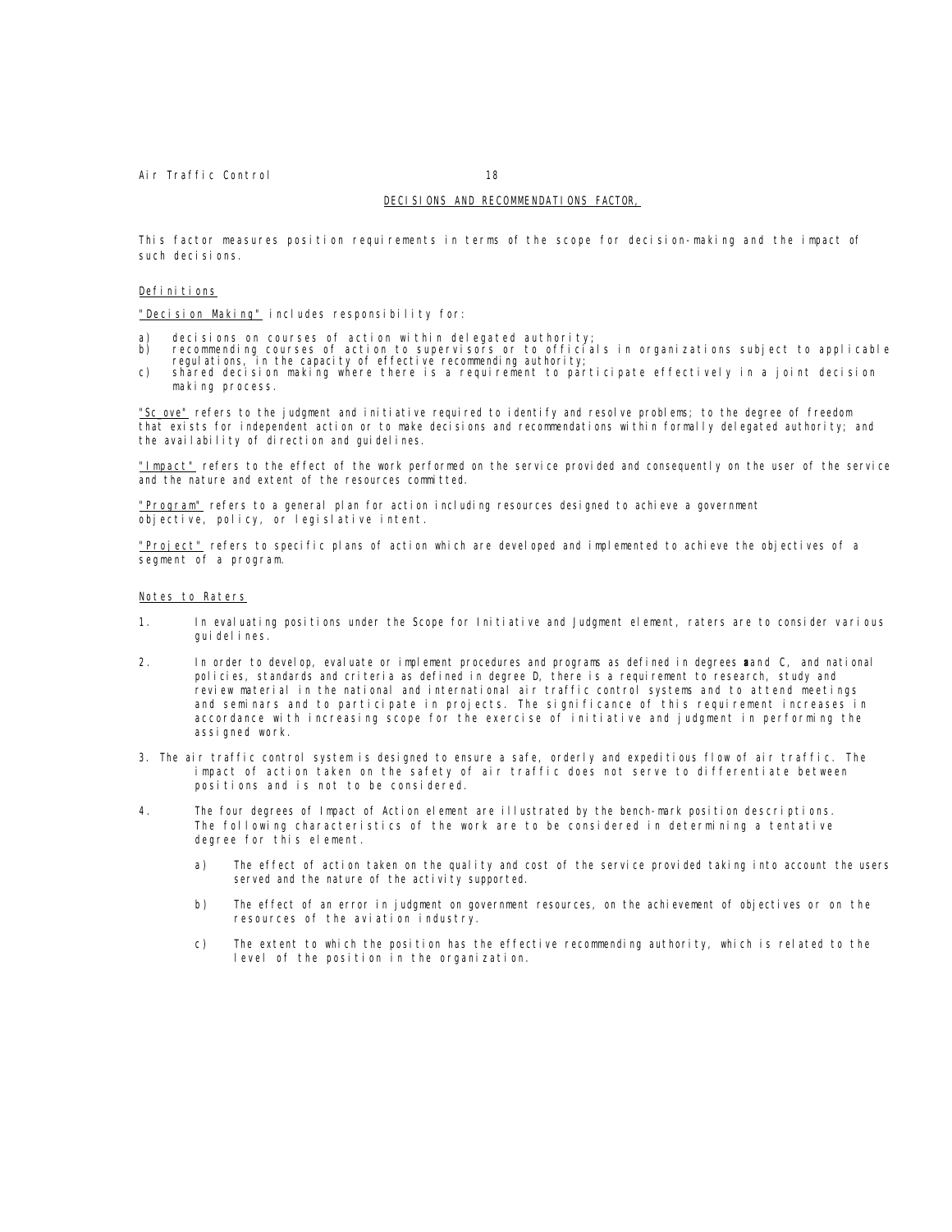## DECISIONS AND RECOMMENDATIONS FACTOR,

This factor measures position requirements in terms of the scope for decision-making and the impact of such decisions.

### Definitions

"Decision Making" includes responsibility for:

a) decisions on courses of action within delegated authority;
b) recommending courses of action to supervisors or to officials in organizations subject to applicable regulations, in the capacity of effective recommending authority;
c) shared decision making where there is a requirement to participate effectively in a joint decision making process.

"Sc ove" refers to the judgment and initiative required to identify and resolve problems; to the degree of freedom that exists for independent action or to make decisions and recommendations within formally delegated authority; and the availability of direction and guidelines.

"Impact" refers to the effect of the work performed on the service provided and consequently on the user of the service and the nature and extent of the resources committed.

"Program" refers to a general plan for action including resources designed to achieve a government objective, policy, or legislative intent.

"Project" refers to specific plans of action which are developed and implemented to achieve the objectives of a segment of a program.

### Notes to Raters

1. In evaluating positions under the Scope for Initiative and Judgment element, raters are to consider various guidelines.

2. In order to develop, evaluate or implement procedures and programs as defined in degrees **a**and C, and national policies, standards and criteria as defined in degree D, there is a requirement to research, study and review material in the national and international air traffic control systems and to attend meetings and seminars and to participate in projects. The significance of this requirement increases in accordance with increasing scope for the exercise of initiative and judgment in performing the assigned work.

3. The air traffic control system is designed to ensure a safe, orderly and expeditious flow of air traffic. The impact of action taken on the safety of air traffic does not serve to differentiate between positions and is not to be considered.

4. The four degrees of Impact of Action element are illustrated by the bench-mark position descriptions. The following characteristics of the work are to be considered in determining a tentative degree for this element.

   a) The effect of action taken on the quality and cost of the service provided taking into account the users served and the nature of the activity supported.

   b) The effect of an error in judgment on government resources, on the achievement of objectives or on the resources of the aviation industry.

   c) The extent to which the position has the effective recommending authority, which is related to the level of the position in the organization.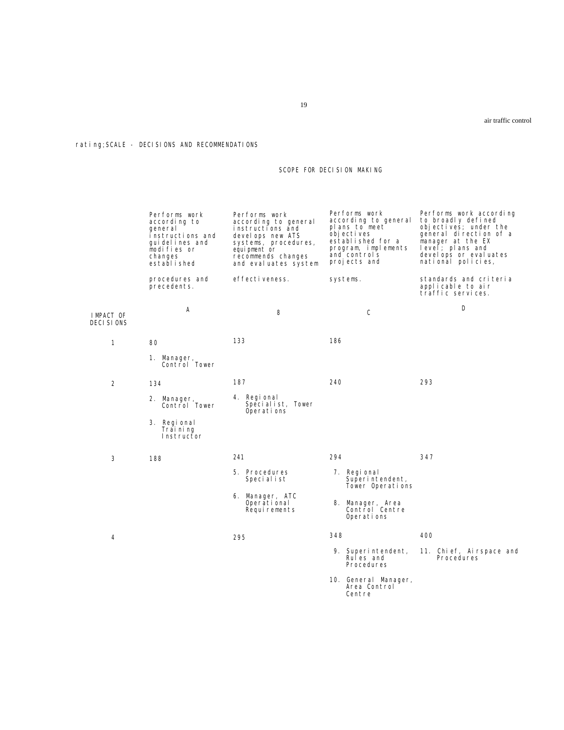rating;SCALE - DECISIONS AND RECOMMENDATIONS

SCOPE FOR DECISION MAKING

| IMPACT OF DECISIONS | A<br>Performs work according to general instructions and guidelines and modifies or changes established procedures and precedents. | 8<br>Performs work according to general instructions and develops new ATS systems, procedures, equipment or recommends changes and evaluates system effectiveness. | C<br>Performs work according to general plans to meet objectives established for a program, implements and controls projects and systems. | D<br>Performs work according to broadly defined objectives; under the general direction of a manager at the EX level; plans and develops or evaluates national policies, standards and criteria applicable to air traffic services. |
|---|---|---|---|---|
| 1 | 80<br>1. Manager, Control Tower | 133 | 186 | |
| 2 | 134<br>2. Manager, Control Tower<br>3. Regional Training Instructor | 187<br>4. Regional Specialist, Tower Operations | 240 | 293 |
| 3 | 188 | 241<br>5. Procedures Specialist<br>6. Manager, ATC Operational Requirements | 294<br>7. Regional Superintendent, Tower Operations<br>8. Manager, Area Control Centre Operations | 347 |
| 4 | | 295 | 348<br>9. Superintendent, Rules and Procedures<br>10. General Manager, Area Control Centre | 400<br>11. Chief, Airspace and Procedures |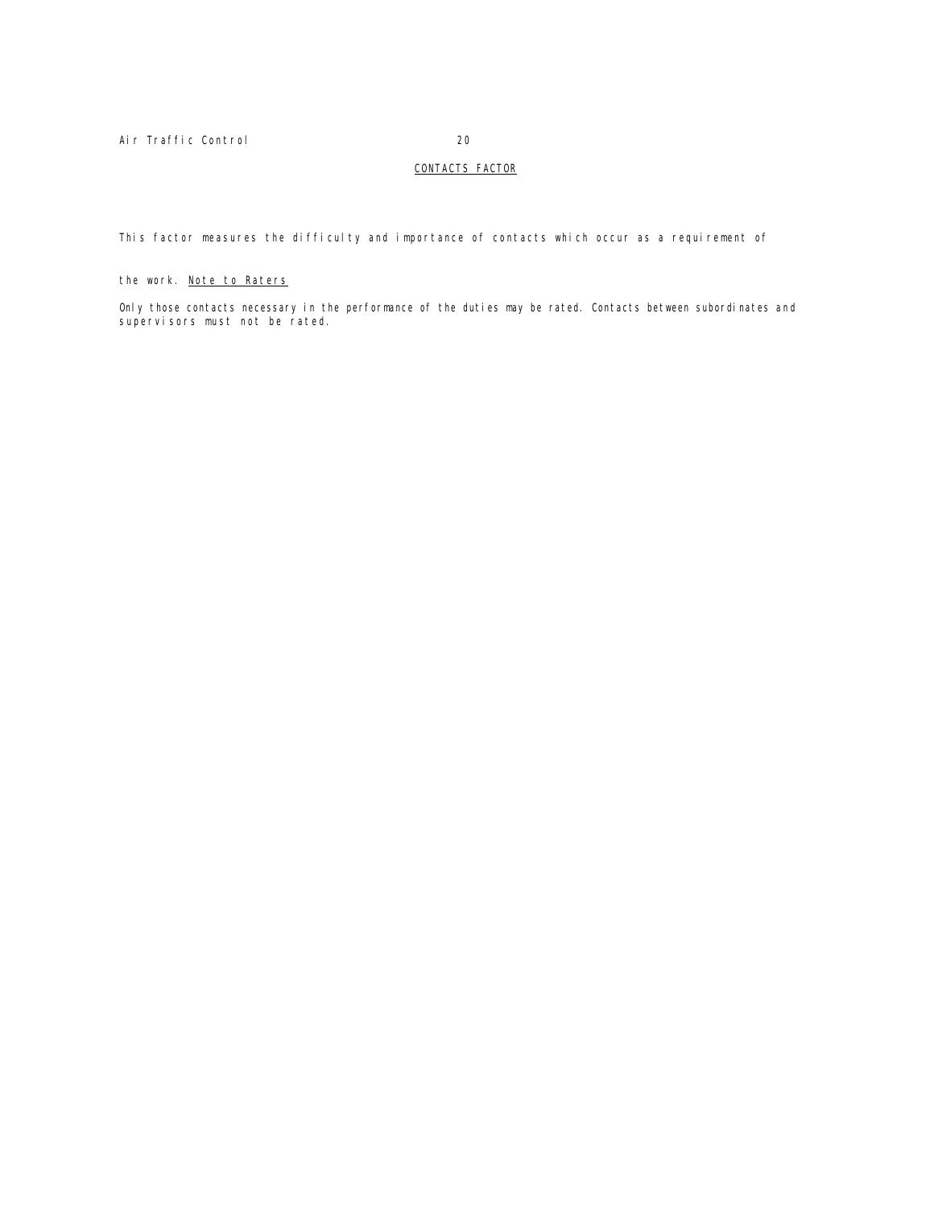## CONTACTS FACTOR

This factor measures the difficulty and importance of contacts which occur as a requirement of the work.

Note to Raters

Only those contacts necessary in the performance of the duties may be rated. Contacts between subordinates and supervisors must not be rated.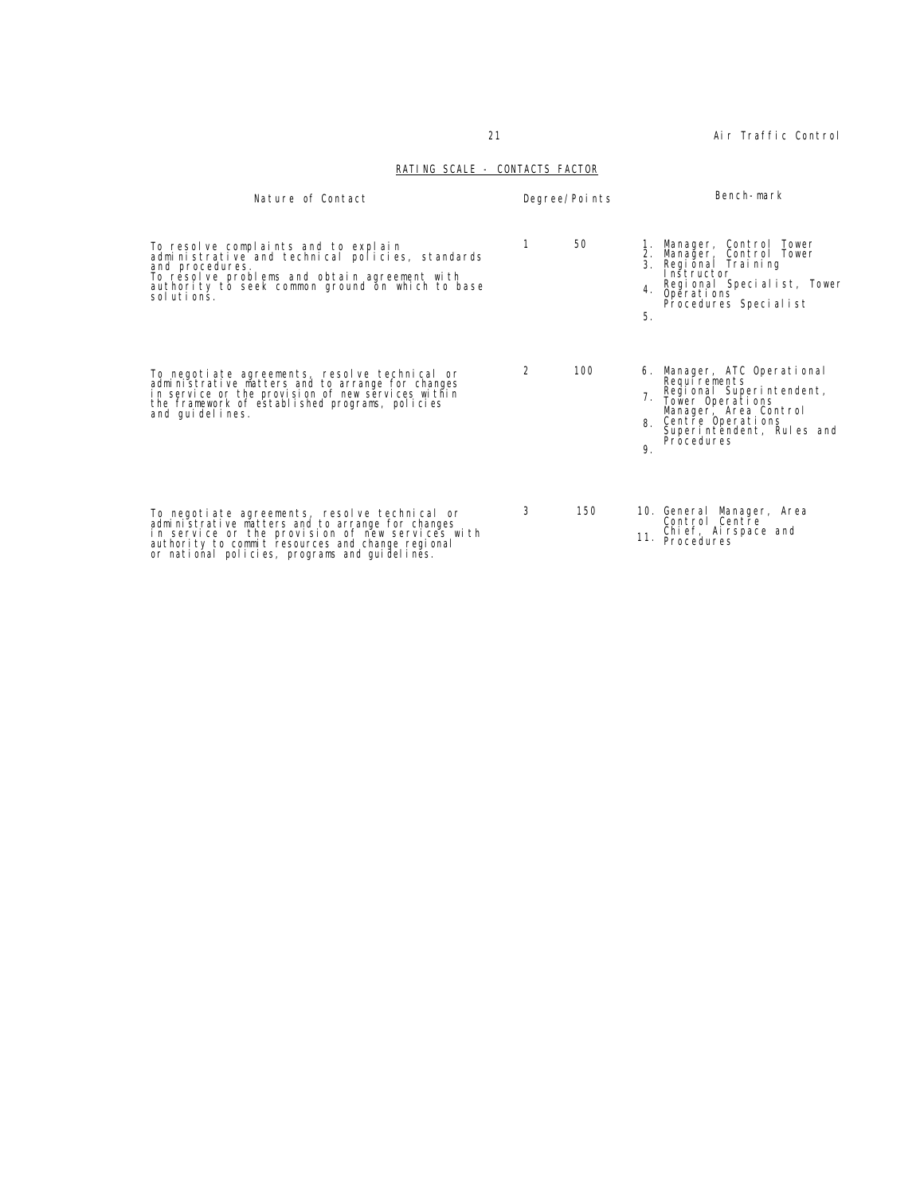## RATING SCALE - CONTACTS FACTOR

| Nature of Contact | Degree/Points | | Bench-mark |
|---|---|---|---|
| To resolve complaints and to explain administrative and technical policies, standards and procedures. To resolve problems and obtain agreement with authority to seek common ground on which to base solutions. | 1 | 50 | 1. Manager, Control Tower<br>2. Manager, Control Tower<br>3. Regional Training Instructor<br>4. Regional Specialist, Tower Operations<br>5. Procedures Specialist |
| To negotiate agreements, resolve technical or administrative matters and to arrange for changes in service or the provision of new services within the framework of established programs, policies and guidelines. | 2 | 100 | 6. Manager, ATC Operational Requirements<br>7. Regional Superintendent, Tower Operations<br>8. Manager, Area Control Centre Operations<br>9. Superintendent, Rules and Procedures |
| To negotiate agreements, resolve technical or administrative matters and to arrange for changes in service or the provision of new services with authority to commit resources and change regional or national policies, programs and guidelines. | 3 | 150 | 10. General Manager, Area Control Centre<br>11. Chief, Airspace and Procedures |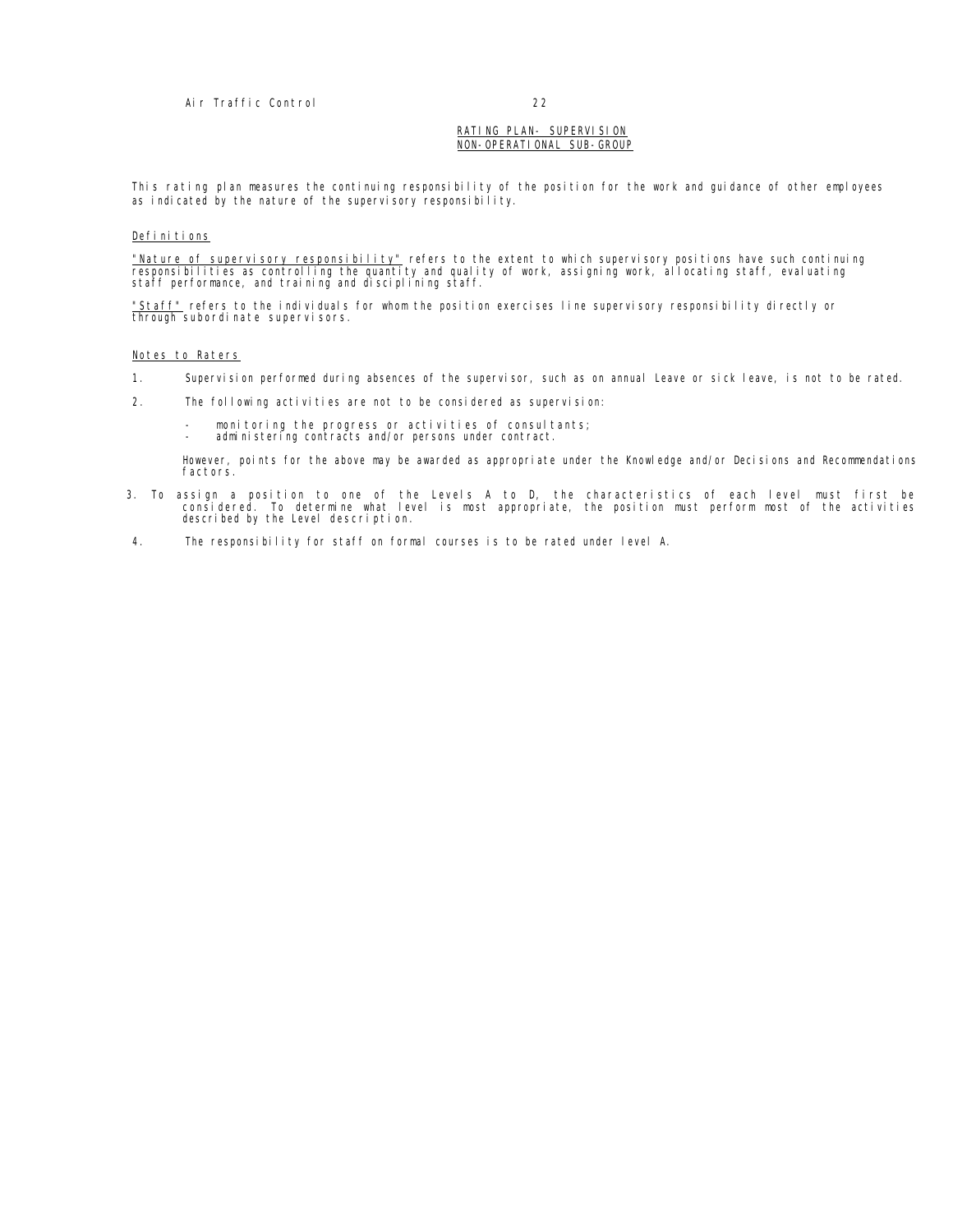## RATING PLAN- SUPERVISION
## NON-OPERATIONAL SUB-GROUP

This rating plan measures the continuing responsibility of the position for the work and guidance of other employees as indicated by the nature of the supervisory responsibility.

### Definitions

"Nature of supervisory responsibility" refers to the extent to which supervisory positions have such continuing responsibilities as controlling the quantity and quality of work, assigning work, allocating staff, evaluating staff performance, and training and disciplining staff.

"Staff" refers to the individuals for whom the position exercises line supervisory responsibility directly or through subordinate supervisors.

### Notes to Raters

1. Supervision performed during absences of the supervisor, such as on annual Leave or sick leave, is not to be rated.

2. The following activities are not to be considered as supervision:

   - monitoring the progress or activities of consultants;
   - administering contracts and/or persons under contract.

   However, points for the above may be awarded as appropriate under the Knowledge and/or Decisions and Recommendations factors.

3. To assign a position to one of the Levels A to D, the characteristics of each level must first be considered. To determine what level is most appropriate, the position must perform most of the activities described by the Level description.

4. The responsibility for staff on formal courses is to be rated under level A.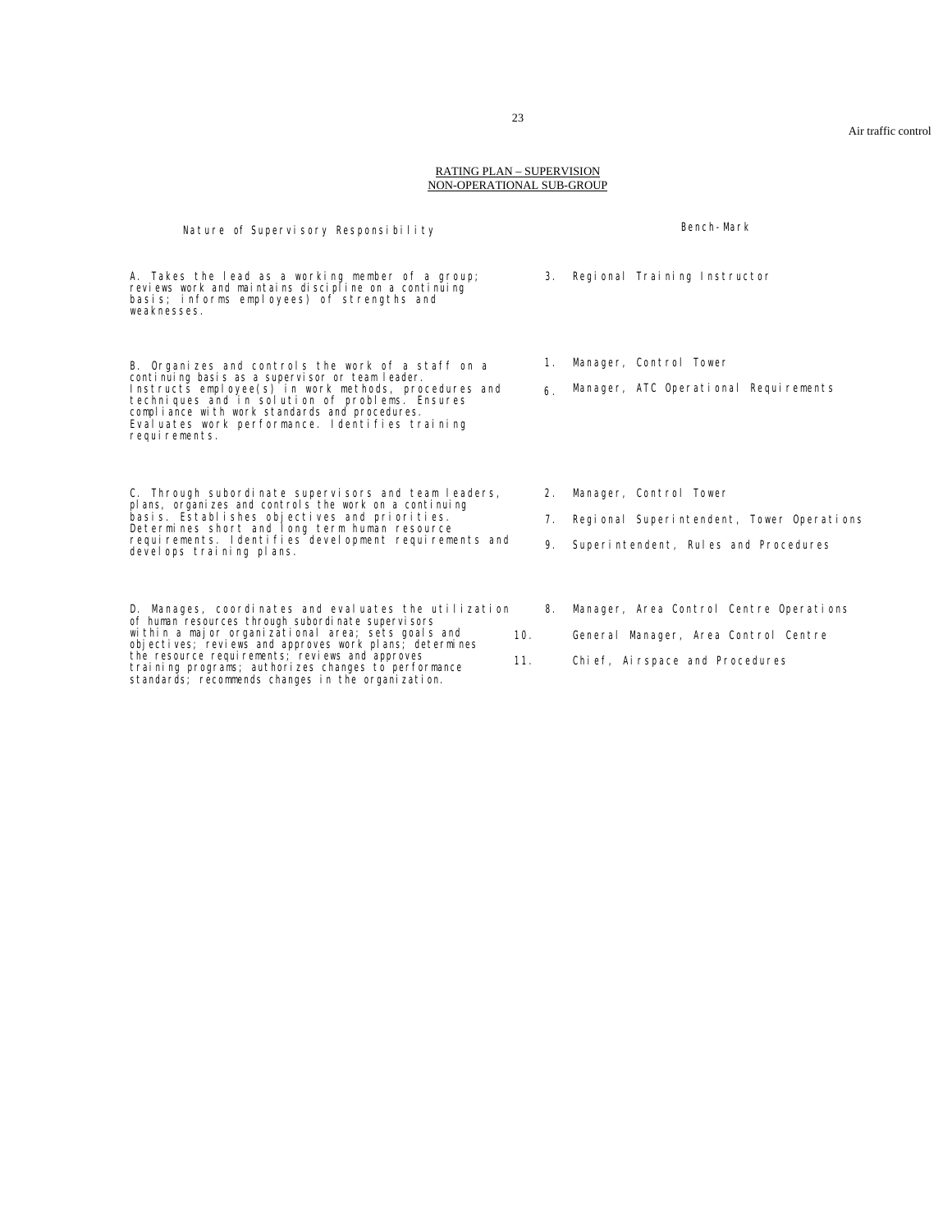## RATING PLAN – SUPERVISION
## NON-OPERATIONAL SUB-GROUP

| Nature of Supervisory Responsibility | Bench-Mark |
|---|---|
| A. Takes the lead as a working member of a group; reviews work and maintains discipline on a continuing basis; informs employees) of strengths and weaknesses. | 3. Regional Training Instructor |
| B. Organizes and controls the work of a staff on a continuing basis as a supervisor or team leader. Instructs employee(s) in work methods, procedures and techniques and in solution of problems. Ensures compliance with work standards and procedures. Evaluates work performance. Identifies training requirements. | 1. Manager, Control Tower<br>6. Manager, ATC Operational Requirements |
| C. Through subordinate supervisors and team leaders, plans, organizes and controls the work on a continuing basis. Establishes objectives and priorities. Determines short and long term human resource requirements. Identifies development requirements and develops training plans. | 2. Manager, Control Tower<br>7. Regional Superintendent, Tower Operations<br>9. Superintendent, Rules and Procedures |
| D. Manages, coordinates and evaluates the utilization of human resources through subordinate supervisors within a major organizational area; sets goals and objectives; reviews and approves work plans; determines the resource requirements; reviews and approves training programs; authorizes changes to performance standards; recommends changes in the organization. | 8. Manager, Area Control Centre Operations<br>10. General Manager, Area Control Centre<br>11. Chief, Airspace and Procedures |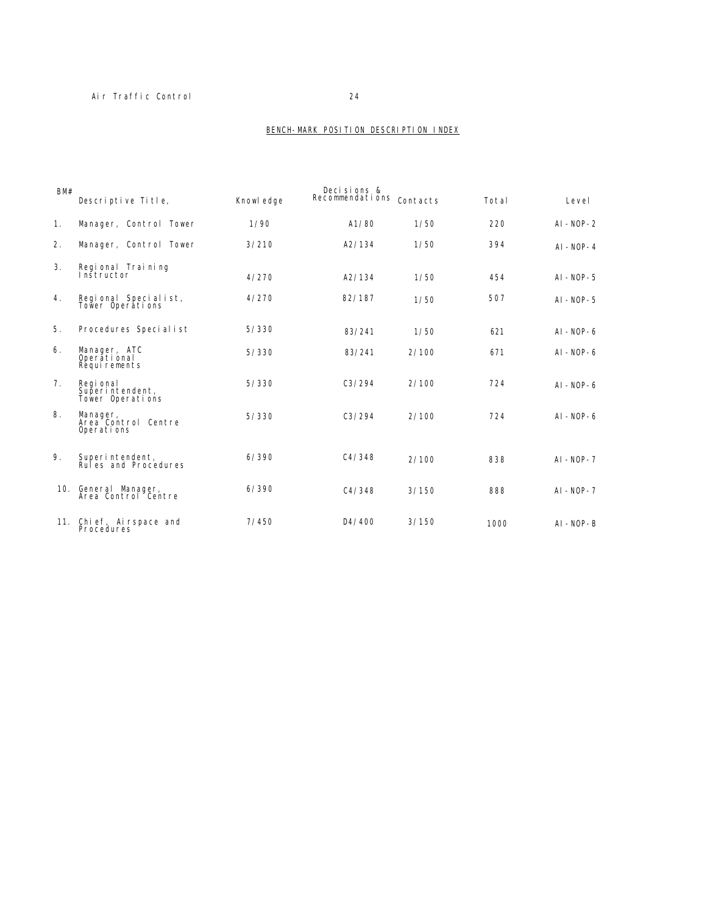## BENCH-MARK POSITION DESCRIPTION INDEX

| BM# | Descriptive Title, | Knowledge | Decisions & Recommendations | Contacts | Total | Level |
|---|---|---|---|---|---|---|
| 1. | Manager, Control Tower | 1/90 | A1/80 | 1/50 | 220 | AI-NOP-2 |
| 2. | Manager, Control Tower | 3/210 | A2/134 | 1/50 | 394 | AI-NOP-4 |
| 3. | Regional Training Instructor | 4/270 | A2/134 | 1/50 | 454 | AI-NOP-5 |
| 4. | Regional Specialist, Tower Operations | 4/270 | 82/187 | 1/50 | 507 | AI-NOP-5 |
| 5. | Procedures Specialist | 5/330 | 83/241 | 1/50 | 621 | AI-NOP-6 |
| 6. | Manager, ATC Operational Requirements | 5/330 | 83/241 | 2/100 | 671 | AI-NOP-6 |
| 7. | Regional Superintendent, Tower Operations | 5/330 | C3/294 | 2/100 | 724 | AI-NOP-6 |
| 8. | Manager, Area Control Centre Operations | 5/330 | C3/294 | 2/100 | 724 | AI-NOP-6 |
| 9. | Superintendent, Rules and Procedures | 6/390 | C4/348 | 2/100 | 838 | AI-NOP-7 |
| 10. | General Manager, Area Control Centre | 6/390 | C4/348 | 3/150 | 888 | AI-NOP-7 |
| 11. | Chief, Airspace and Procedures | 7/450 | D4/400 | 3/150 | 1000 | AI-NOP-B |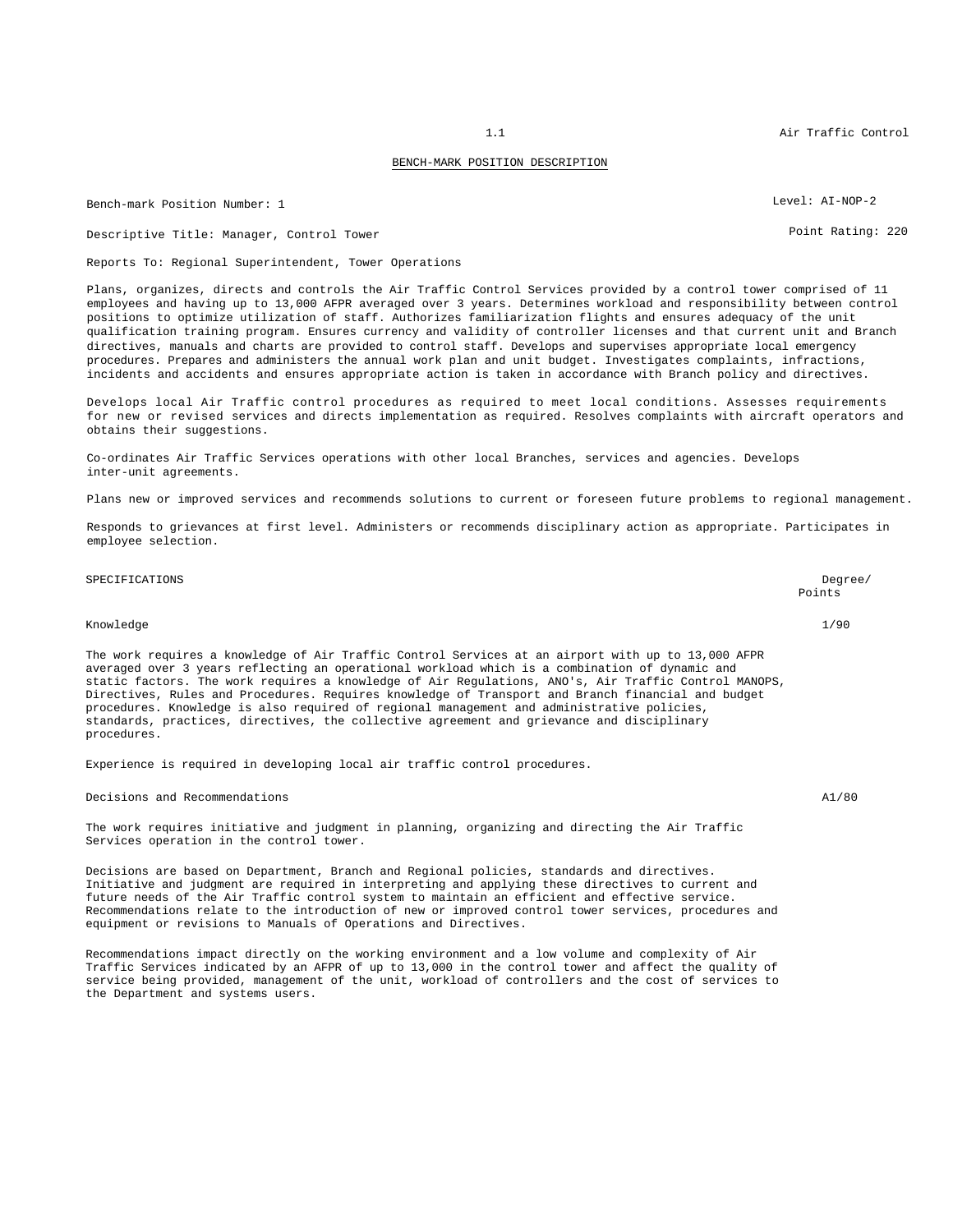## BENCH-MARK POSITION DESCRIPTION

Bench-mark Position Number: 1 — Level: AI-NOP-2

Descriptive Title: Manager, Control Tower — Point Rating: 220

Reports To: Regional Superintendent, Tower Operations

Plans, organizes, directs and controls the Air Traffic Control Services provided by a control tower comprised of 11 employees and having up to 13,000 AFPR averaged over 3 years. Determines workload and responsibility between control positions to optimize utilization of staff. Authorizes familiarization flights and ensures adequacy of the unit qualification training program. Ensures currency and validity of controller licenses and that current unit and Branch directives, manuals and charts are provided to control staff. Develops and supervises appropriate local emergency procedures. Prepares and administers the annual work plan and unit budget. Investigates complaints, infractions, incidents and accidents and ensures appropriate action is taken in accordance with Branch policy and directives.

Develops local Air Traffic control procedures as required to meet local conditions. Assesses requirements for new or revised services and directs implementation as required. Resolves complaints with aircraft operators and obtains their suggestions.

Co-ordinates Air Traffic Services operations with other local Branches, services and agencies. Develops inter-unit agreements.

Plans new or improved services and recommends solutions to current or foreseen future problems to regional management.

Responds to grievances at first level. Administers or recommends disciplinary action as appropriate. Participates in employee selection.

| SPECIFICATIONS | Degree/ Points |
|---|---|
| Knowledge | 1/90 |

The work requires a knowledge of Air Traffic Control Services at an airport with up to 13,000 AFPR averaged over 3 years reflecting an operational workload which is a combination of dynamic and static factors. The work requires a knowledge of Air Regulations, ANO's, Air Traffic Control MANOPS, Directives, Rules and Procedures. Requires knowledge of Transport and Branch financial and budget procedures. Knowledge is also required of regional management and administrative policies, standards, practices, directives, the collective agreement and grievance and disciplinary procedures.

Experience is required in developing local air traffic control procedures.

| | |
|---|---|
| Decisions and Recommendations | A1/80 |

The work requires initiative and judgment in planning, organizing and directing the Air Traffic Services operation in the control tower.

Decisions are based on Department, Branch and Regional policies, standards and directives. Initiative and judgment are required in interpreting and applying these directives to current and future needs of the Air Traffic control system to maintain an efficient and effective service. Recommendations relate to the introduction of new or improved control tower services, procedures and equipment or revisions to Manuals of Operations and Directives.

Recommendations impact directly on the working environment and a low volume and complexity of Air Traffic Services indicated by an AFPR of up to 13,000 in the control tower and affect the quality of service being provided, management of the unit, workload of controllers and the cost of services to the Department and systems users.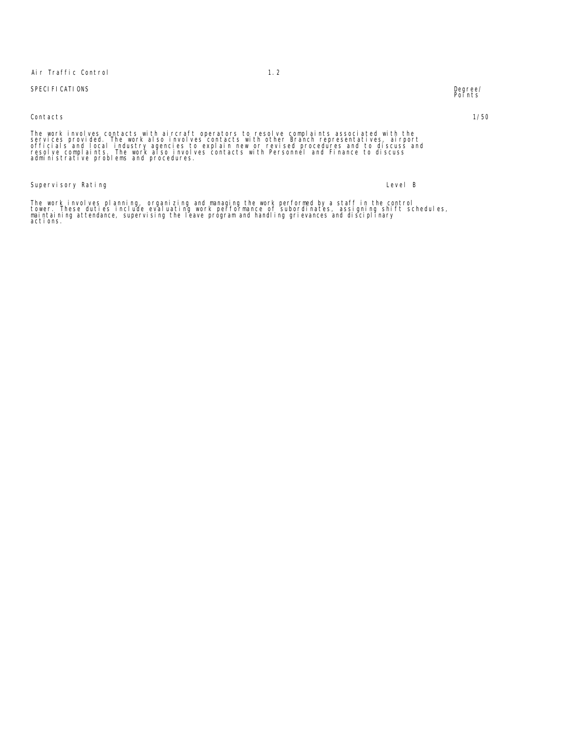Air Traffic Control 1.2

SPECIFICATIONS — Degree/Points

**Contacts** — 1/50

The work involves contacts with aircraft operators to resolve complaints associated with the services provided. The work also involves contacts with other Branch representatives, airport officials and local industry agencies to explain new or revised procedures and to discuss and resolve complaints. The work also involves contacts with Personnel and Finance to discuss administrative problems and procedures.

**Supervisory Rating** — Level B

The work involves planning, organizing and managing the work performed by a staff in the control tower. These duties include evaluating work performance of subordinates, assigning shift schedules, maintaining attendance, supervising the leave program and handling grievances and disciplinary actions.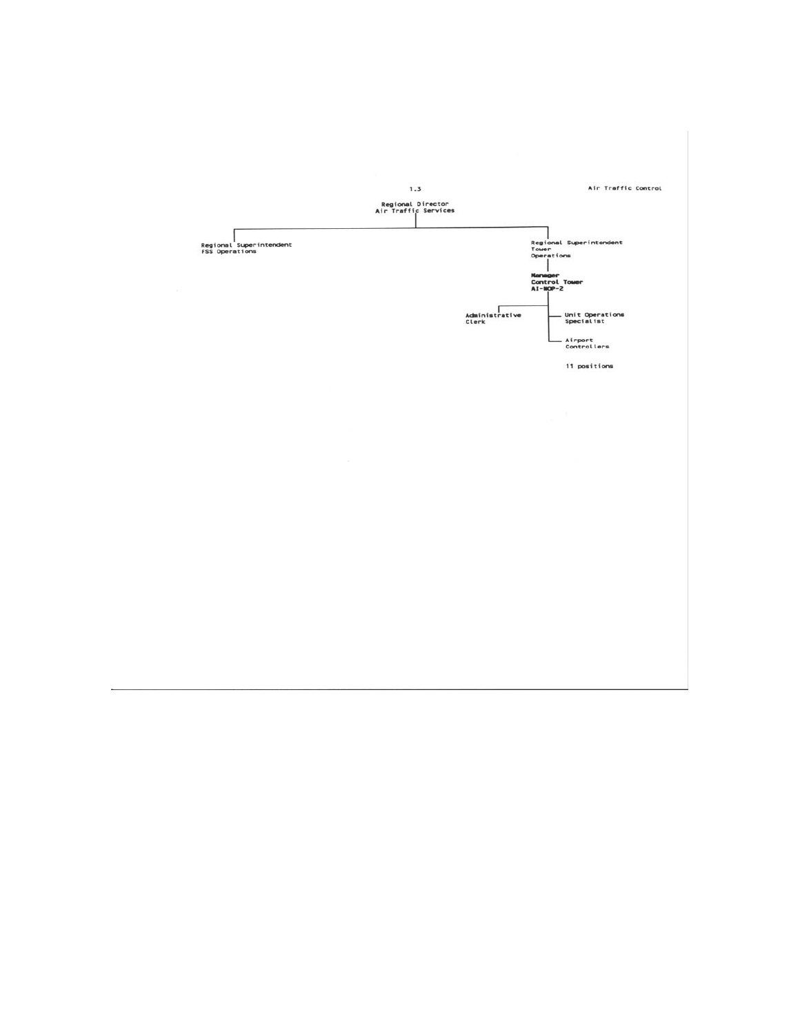1.3

Air Traffic Control

Regional Director
Air Traffic Services

- Regional Superintendent
  FSS Operations
- Regional Superintendent
  Tower
  Operations
  - **Manager**
    **Control Tower**
    **AI-NOP-2**
    - Administrative
      Clerk
    - Unit Operations
      Specialist
    - Airport
      Controllers

      11 positions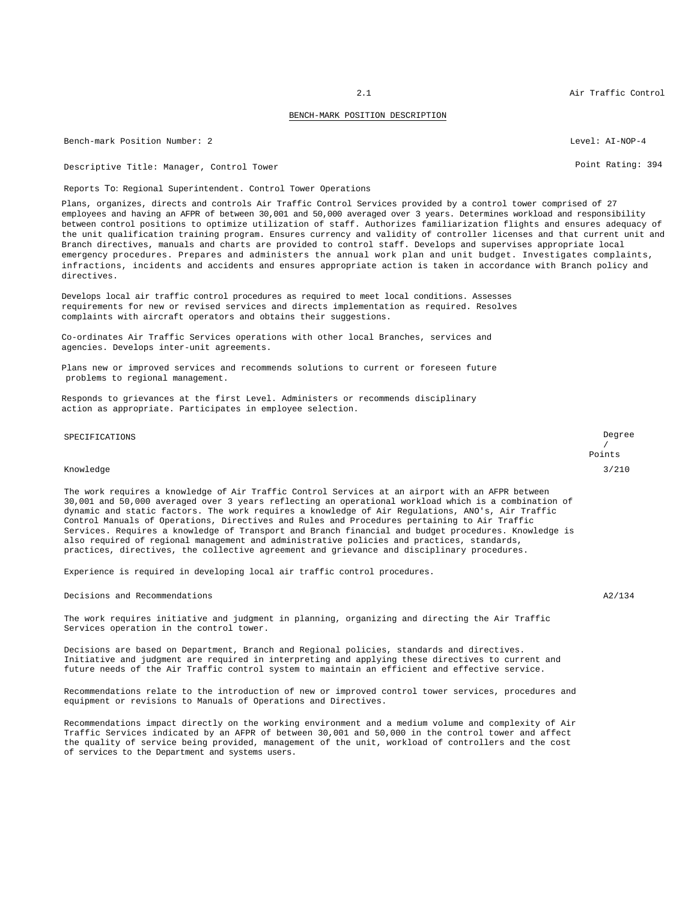## BENCH-MARK POSITION DESCRIPTION

Bench-mark Position Number: 2 Level: AI-NOP-4

Descriptive Title: Manager, Control Tower Point Rating: 394

Reports To: Regional Superintendent. Control Tower Operations

Plans, organizes, directs and controls Air Traffic Control Services provided by a control tower comprised of 27 employees and having an AFPR of between 30,001 and 50,000 averaged over 3 years. Determines workload and responsibility between control positions to optimize utilization of staff. Authorizes familiarization flights and ensures adequacy of the unit qualification training program. Ensures currency and validity of controller licenses and that current unit and Branch directives, manuals and charts are provided to control staff. Develops and supervises appropriate local emergency procedures. Prepares and administers the annual work plan and unit budget. Investigates complaints, infractions, incidents and accidents and ensures appropriate action is taken in accordance with Branch policy and directives.

Develops local air traffic control procedures as required to meet local conditions. Assesses requirements for new or revised services and directs implementation as required. Resolves complaints with aircraft operators and obtains their suggestions.

Co-ordinates Air Traffic Services operations with other local Branches, services and agencies. Develops inter-unit agreements.

Plans new or improved services and recommends solutions to current or foreseen future problems to regional management.

Responds to grievances at the first Level. Administers or recommends disciplinary action as appropriate. Participates in employee selection.

| SPECIFICATIONS | Degree / Points |
|---|---|
| Knowledge | 3/210 |

The work requires a knowledge of Air Traffic Control Services at an airport with an AFPR between 30,001 and 50,000 averaged over 3 years reflecting an operational workload which is a combination of dynamic and static factors. The work requires a knowledge of Air Regulations, ANO's, Air Traffic Control Manuals of Operations, Directives and Rules and Procedures pertaining to Air Traffic Services. Requires a knowledge of Transport and Branch financial and budget procedures. Knowledge is also required of regional management and administrative policies and practices, standards, practices, directives, the collective agreement and grievance and disciplinary procedures.

Experience is required in developing local air traffic control procedures.

| | |
|---|---|
| Decisions and Recommendations | A2/134 |

The work requires initiative and judgment in planning, organizing and directing the Air Traffic Services operation in the control tower.

Decisions are based on Department, Branch and Regional policies, standards and directives. Initiative and judgment are required in interpreting and applying these directives to current and future needs of the Air Traffic control system to maintain an efficient and effective service.

Recommendations relate to the introduction of new or improved control tower services, procedures and equipment or revisions to Manuals of Operations and Directives.

Recommendations impact directly on the working environment and a medium volume and complexity of Air Traffic Services indicated by an AFPR of between 30,001 and 50,000 in the control tower and affect the quality of service being provided, management of the unit, workload of controllers and the cost of services to the Department and systems users.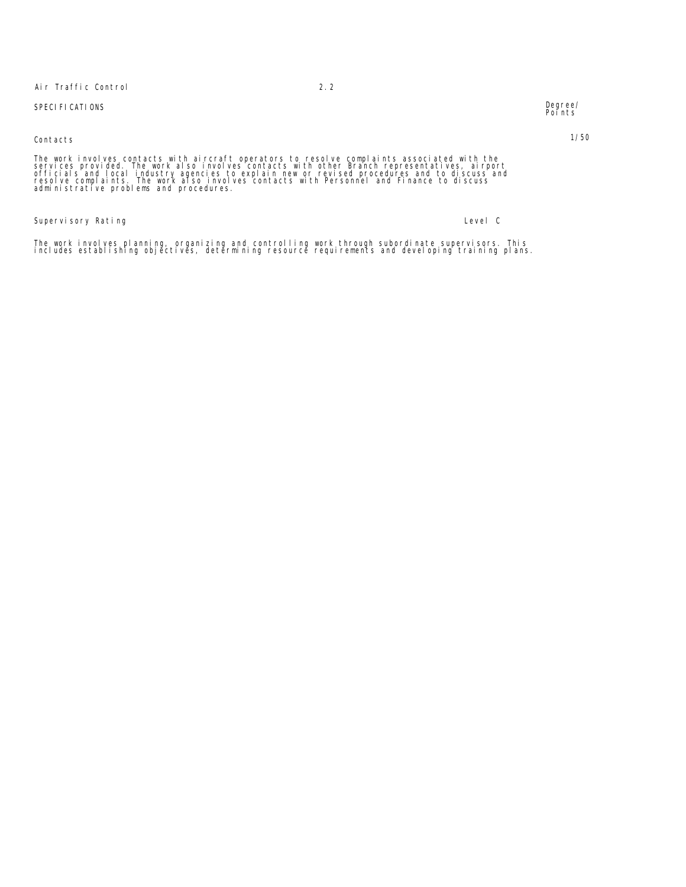Air Traffic Control 2.2

**SPECIFICATIONS** — Degree/Points

**Contacts** — 1/50

The work involves contacts with aircraft operators to resolve complaints associated with the services provided. The work also involves contacts with other Branch representatives, airport officials and local industry agencies to explain new or revised procedures and to discuss and resolve complaints. The work also involves contacts with Personnel and Finance to discuss administrative problems and procedures.

**Supervisory Rating** — Level C

The work involves planning, organizing and controlling work through subordinate supervisors. This includes establishing objectives, determining resource requirements and developing training plans.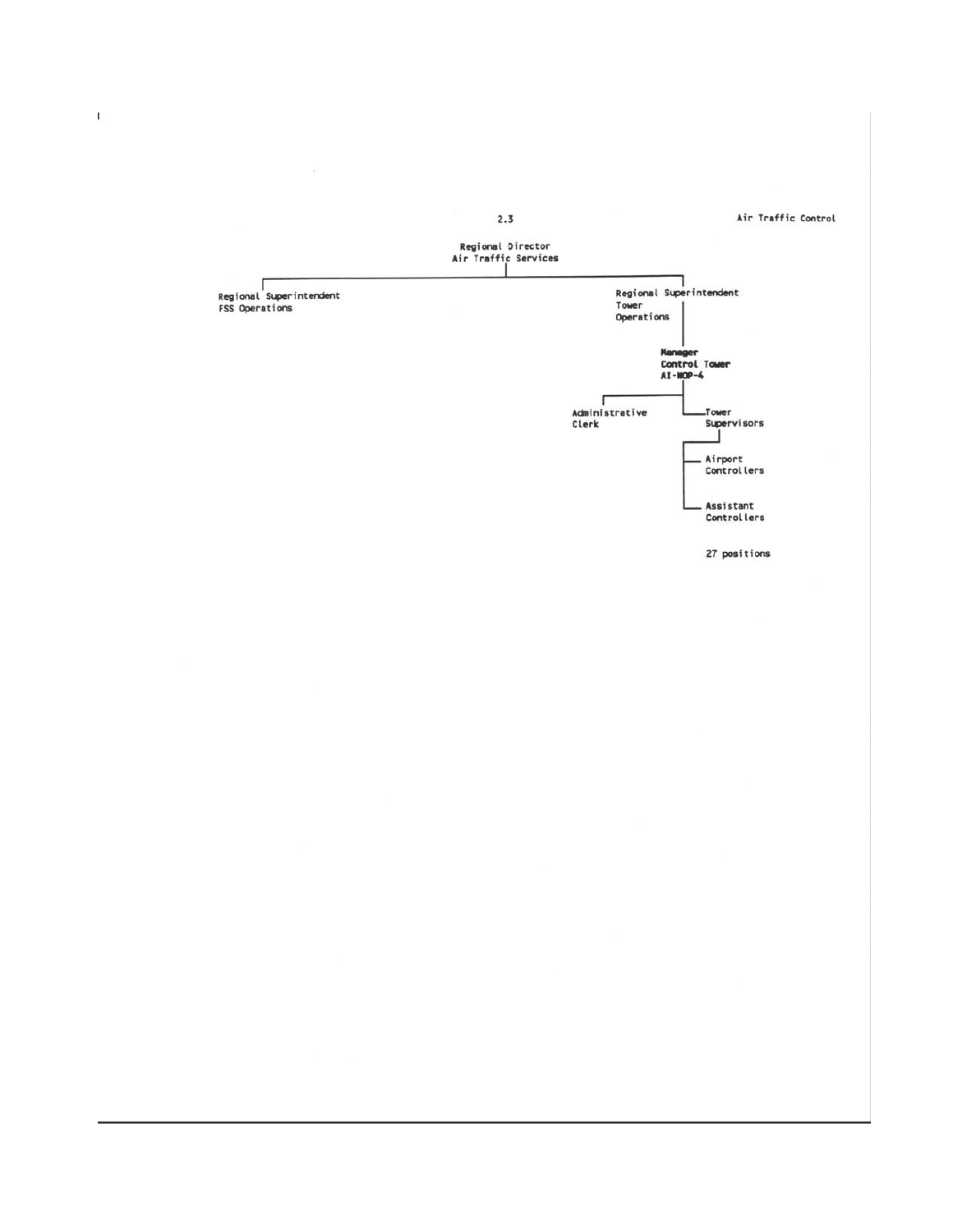2.3

Air Traffic Control

- Regional Director Air Traffic Services
  - Regional Superintendent FSS Operations
  - Regional Superintendent Tower Operations
    - **Manager Control Tower AI-NOP-4**
      - Administrative Clerk
      - Tower Supervisors
        - Airport Controllers
        - Assistant Controllers

27 positions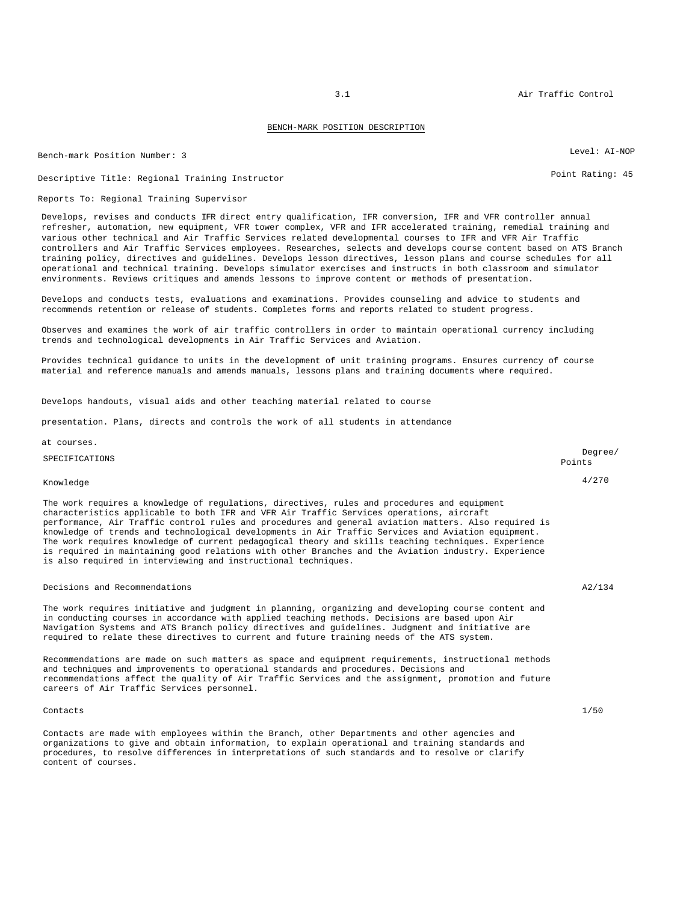## BENCH-MARK POSITION DESCRIPTION

Bench-mark Position Number: 3 — Level: AI-NOP

Descriptive Title: Regional Training Instructor — Point Rating: 45

Reports To: Regional Training Supervisor

Develops, revises and conducts IFR direct entry qualification, IFR conversion, IFR and VFR controller annual refresher, automation, new equipment, VFR tower complex, VFR and IFR accelerated training, remedial training and various other technical and Air Traffic Services related developmental courses to IFR and VFR Air Traffic controllers and Air Traffic Services employees. Researches, selects and develops course content based on ATS Branch training policy, directives and guidelines. Develops lesson directives, lesson plans and course schedules for all operational and technical training. Develops simulator exercises and instructs in both classroom and simulator environments. Reviews critiques and amends lessons to improve content or methods of presentation.

Develops and conducts tests, evaluations and examinations. Provides counseling and advice to students and recommends retention or release of students. Completes forms and reports related to student progress.

Observes and examines the work of air traffic controllers in order to maintain operational currency including trends and technological developments in Air Traffic Services and Aviation.

Provides technical guidance to units in the development of unit training programs. Ensures currency of course material and reference manuals and amends manuals, lessons plans and training documents where required.

Develops handouts, visual aids and other teaching material related to course presentation. Plans, directs and controls the work of all students in attendance at courses.

| SPECIFICATIONS | Degree/ Points |
|---|---|
| Knowledge | 4/270 |

The work requires a knowledge of regulations, directives, rules and procedures and equipment characteristics applicable to both IFR and VFR Air Traffic Services operations, aircraft performance, Air Traffic control rules and procedures and general aviation matters. Also required is knowledge of trends and technological developments in Air Traffic Services and Aviation equipment. The work requires knowledge of current pedagogical theory and skills teaching techniques. Experience is required in maintaining good relations with other Branches and the Aviation industry. Experience is also required in interviewing and instructional techniques.

| | |
|---|---|
| Decisions and Recommendations | A2/134 |

The work requires initiative and judgment in planning, organizing and developing course content and in conducting courses in accordance with applied teaching methods. Decisions are based upon Air Navigation Systems and ATS Branch policy directives and guidelines. Judgment and initiative are required to relate these directives to current and future training needs of the ATS system.

Recommendations are made on such matters as space and equipment requirements, instructional methods and techniques and improvements to operational standards and procedures. Decisions and recommendations affect the quality of Air Traffic Services and the assignment, promotion and future careers of Air Traffic Services personnel.

| | |
|---|---|
| Contacts | 1/50 |

Contacts are made with employees within the Branch, other Departments and other agencies and organizations to give and obtain information, to explain operational and training standards and procedures, to resolve differences in interpretations of such standards and to resolve or clarify content of courses.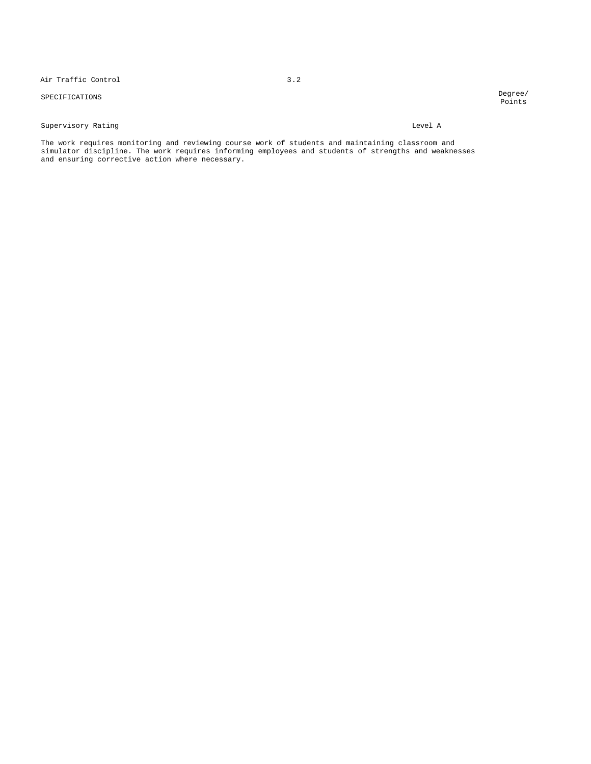SPECIFICATIONS | | Degree/ Points

Supervisory Rating | Level A |

The work requires monitoring and reviewing course work of students and maintaining classroom and simulator discipline. The work requires informing employees and students of strengths and weaknesses and ensuring corrective action where necessary.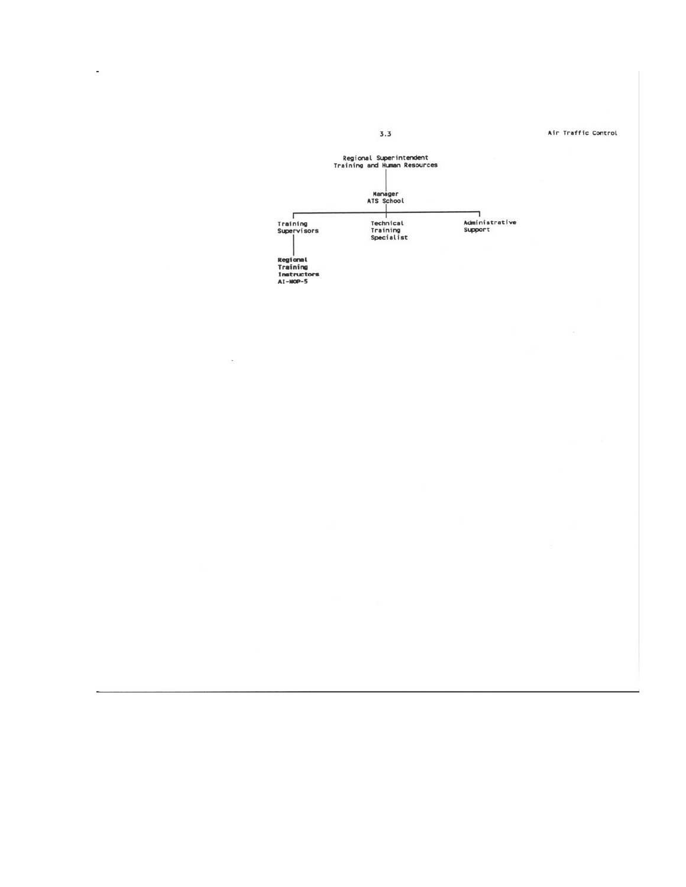Regional Superintendent
Training and Human Resources

- Manager
  ATS School
  - Training Supervisors
    - **Regional Training Instructors AI-NOP-5**
  - Technical Training Specialist
  - Administrative Support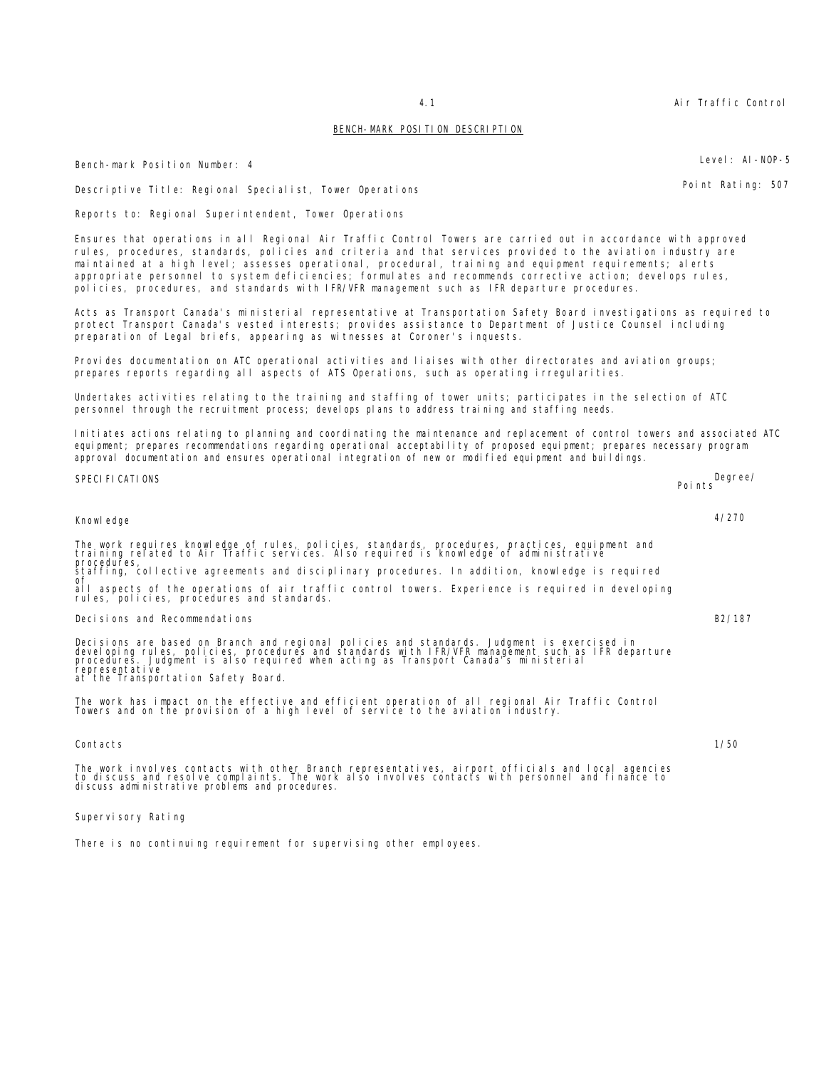## BENCH-MARK POSITION DESCRIPTION

Bench-mark Position Number: 4

Level: AI-NOP-5

Descriptive Title: Regional Specialist, Tower Operations

Point Rating: 507

Reports to: Regional Superintendent, Tower Operations

Ensures that operations in all Regional Air Traffic Control Towers are carried out in accordance with approved rules, procedures, standards, policies and criteria and that services provided to the aviation industry are maintained at a high level; assesses operational, procedural, training and equipment requirements; alerts appropriate personnel to system deficiencies; formulates and recommends corrective action; develops rules, policies, procedures, and standards with IFR/VFR management such as IFR departure procedures.

Acts as Transport Canada's ministerial representative at Transportation Safety Board investigations as required to protect Transport Canada's vested interests; provides assistance to Department of Justice Counsel including preparation of Legal briefs, appearing as witnesses at Coroner's inquests.

Provides documentation on ATC operational activities and liaises with other directorates and aviation groups; prepares reports regarding all aspects of ATS Operations, such as operating irregularities.

Undertakes activities relating to the training and staffing of tower units; participates in the selection of ATC personnel through the recruitment process; develops plans to address training and staffing needs.

Initiates actions relating to planning and coordinating the maintenance and replacement of control towers and associated ATC equipment; prepares recommendations regarding operational acceptability of proposed equipment; prepares necessary program approval documentation and ensures operational integration of new or modified equipment and buildings.

| SPECIFICATIONS | Degree/ Points |
|---|---|
| **Knowledge** | 4/270 |
| The work requires knowledge of rules, policies, standards, procedures, practices, equipment and training related to Air Traffic services. Also required is knowledge of administrative procedures, staffing, collective agreements and disciplinary procedures. In addition, knowledge is required of all aspects of the operations of air traffic control towers. Experience is required in developing rules, policies, procedures and standards. | |
| **Decisions and Recommendations** | B2/187 |
| Decisions are based on Branch and regional policies and standards. Judgment is exercised in developing rules, policies, procedures and standards with IFR/VFR management such as IFR departure procedures. Judgment is also required when acting as Transport Canada's ministerial representative at the Transportation Safety Board. | |
| The work has impact on the effective and efficient operation of all regional Air Traffic Control Towers and on the provision of a high level of service to the aviation industry. | |
| **Contacts** | 1/50 |
| The work involves contacts with other Branch representatives, airport officials and local agencies to discuss and resolve complaints. The work also involves contacts with personnel and finance to discuss administrative problems and procedures. | |
| **Supervisory Rating** | |
| There is no continuing requirement for supervising other employees. | |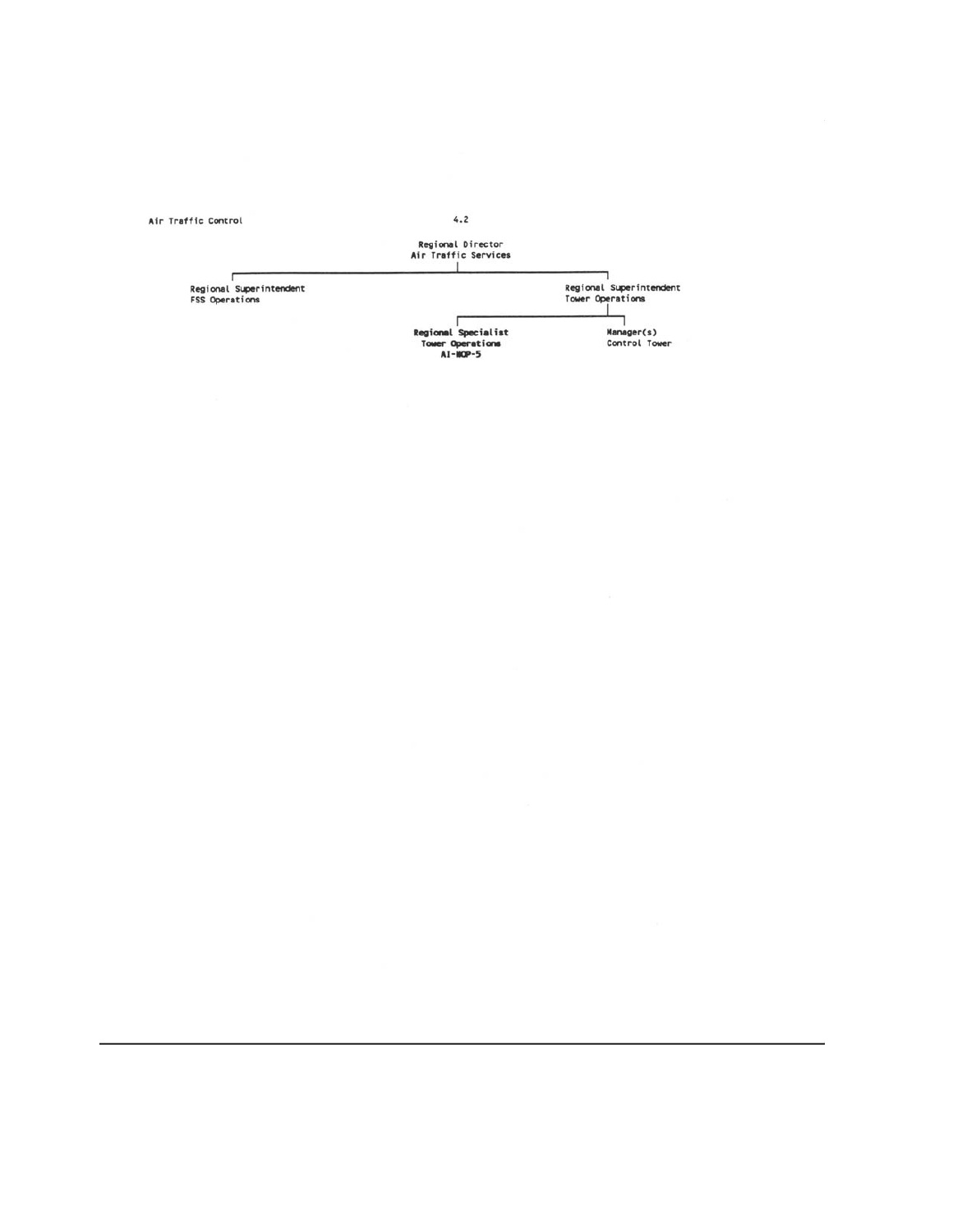Air Traffic Control

4.2

Regional Director
Air Traffic Services

- Regional Superintendent
  FSS Operations
- Regional Superintendent
  Tower Operations
  - **Regional Specialist**
    **Tower Operations**
    **AI-WOP-5**
  - Manager(s)
    Control Tower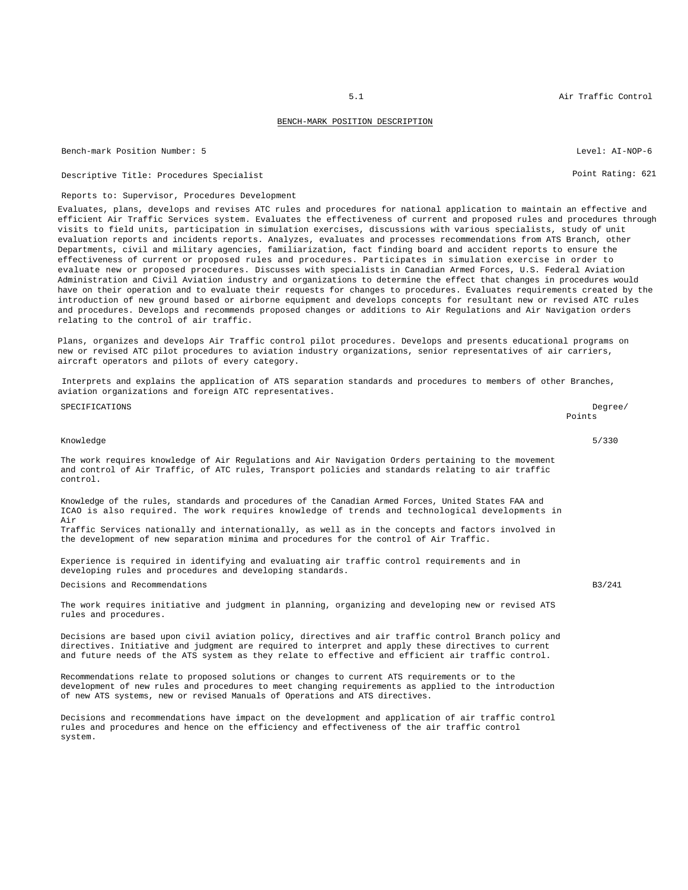BENCH-MARK POSITION DESCRIPTION

Bench-mark Position Number: 5 — Level: AI-NOP-6

Descriptive Title: Procedures Specialist — Point Rating: 621

Reports to: Supervisor, Procedures Development

Evaluates, plans, develops and revises ATC rules and procedures for national application to maintain an effective and efficient Air Traffic Services system. Evaluates the effectiveness of current and proposed rules and procedures through visits to field units, participation in simulation exercises, discussions with various specialists, study of unit evaluation reports and incidents reports. Analyzes, evaluates and processes recommendations from ATS Branch, other Departments, civil and military agencies, familiarization, fact finding board and accident reports to ensure the effectiveness of current or proposed rules and procedures. Participates in simulation exercise in order to evaluate new or proposed procedures. Discusses with specialists in Canadian Armed Forces, U.S. Federal Aviation Administration and Civil Aviation industry and organizations to determine the effect that changes in procedures would have on their operation and to evaluate their requests for changes to procedures. Evaluates requirements created by the introduction of new ground based or airborne equipment and develops concepts for resultant new or revised ATC rules and procedures. Develops and recommends proposed changes or additions to Air Regulations and Air Navigation orders relating to the control of air traffic.

Plans, organizes and develops Air Traffic control pilot procedures. Develops and presents educational programs on new or revised ATC pilot procedures to aviation industry organizations, senior representatives of air carriers, aircraft operators and pilots of every category.

Interprets and explains the application of ATS separation standards and procedures to members of other Branches, aviation organizations and foreign ATC representatives.

| SPECIFICATIONS | Degree/ Points |
|---|---|
| Knowledge | 5/330 |

The work requires knowledge of Air Regulations and Air Navigation Orders pertaining to the movement and control of Air Traffic, of ATC rules, Transport policies and standards relating to air traffic control.

Knowledge of the rules, standards and procedures of the Canadian Armed Forces, United States FAA and ICAO is also required. The work requires knowledge of trends and technological developments in Air Traffic Services nationally and internationally, as well as in the concepts and factors involved in the development of new separation minima and procedures for the control of Air Traffic.

Experience is required in identifying and evaluating air traffic control requirements and in developing rules and procedures and developing standards.

| Decisions and Recommendations | B3/241 |
|---|---|

The work requires initiative and judgment in planning, organizing and developing new or revised ATS rules and procedures.

Decisions are based upon civil aviation policy, directives and air traffic control Branch policy and directives. Initiative and judgment are required to interpret and apply these directives to current and future needs of the ATS system as they relate to effective and efficient air traffic control.

Recommendations relate to proposed solutions or changes to current ATS requirements or to the development of new rules and procedures to meet changing requirements as applied to the introduction of new ATS systems, new or revised Manuals of Operations and ATS directives.

Decisions and recommendations have impact on the development and application of air traffic control rules and procedures and hence on the efficiency and effectiveness of the air traffic control system.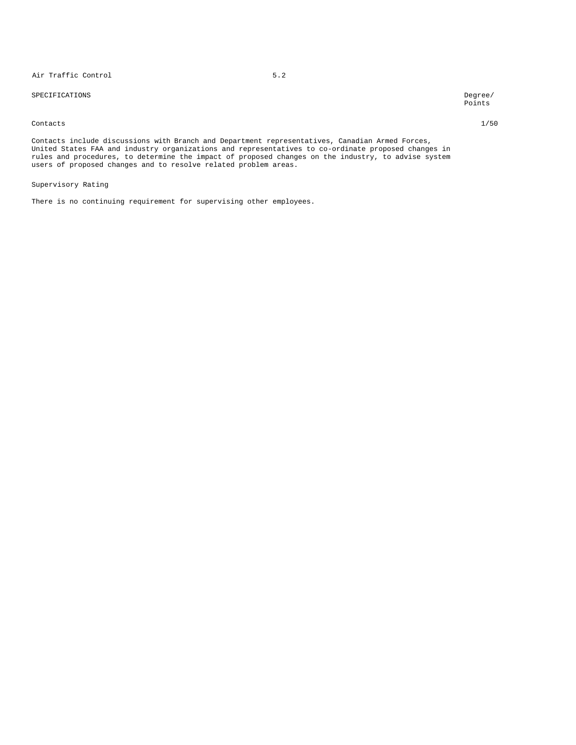## SPECIFICATIONS

| | Degree/ Points |
|---|---|
| **Contacts** | 1/50 |

Contacts include discussions with Branch and Department representatives, Canadian Armed Forces, United States FAA and industry organizations and representatives to co-ordinate proposed changes in rules and procedures, to determine the impact of proposed changes on the industry, to advise system users of proposed changes and to resolve related problem areas.

**Supervisory Rating**

There is no continuing requirement for supervising other employees.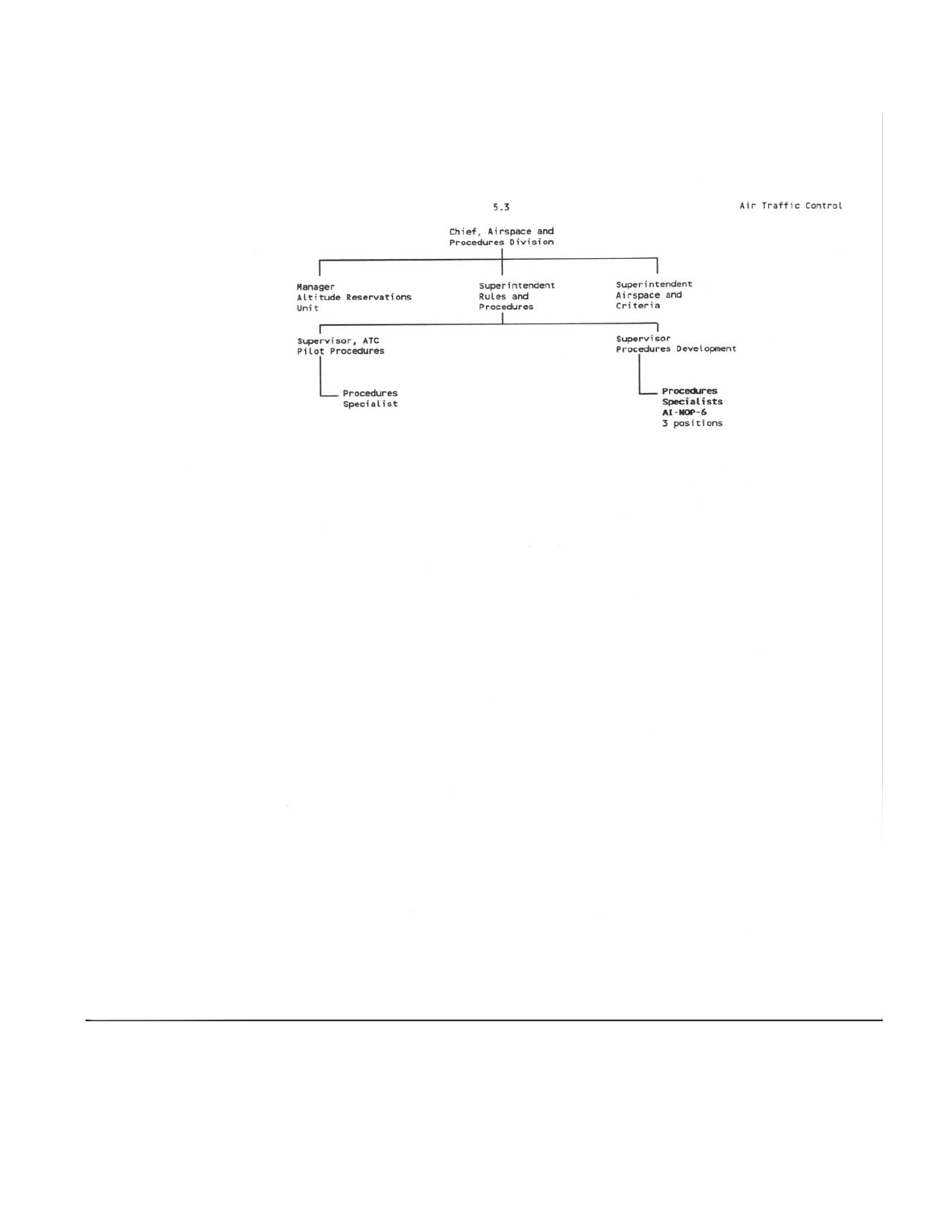5.3

Air Traffic Control

Chief, Airspace and Procedures Division

- Manager Altitude Reservations Unit
- Superintendent Rules and Procedures
  - Supervisor, ATC Pilot Procedures
    - Procedures Specialist
  - Supervisor Procedures Development
    - **Procedures Specialists AI-NOP-6** 3 positions
- Superintendent Airspace and Criteria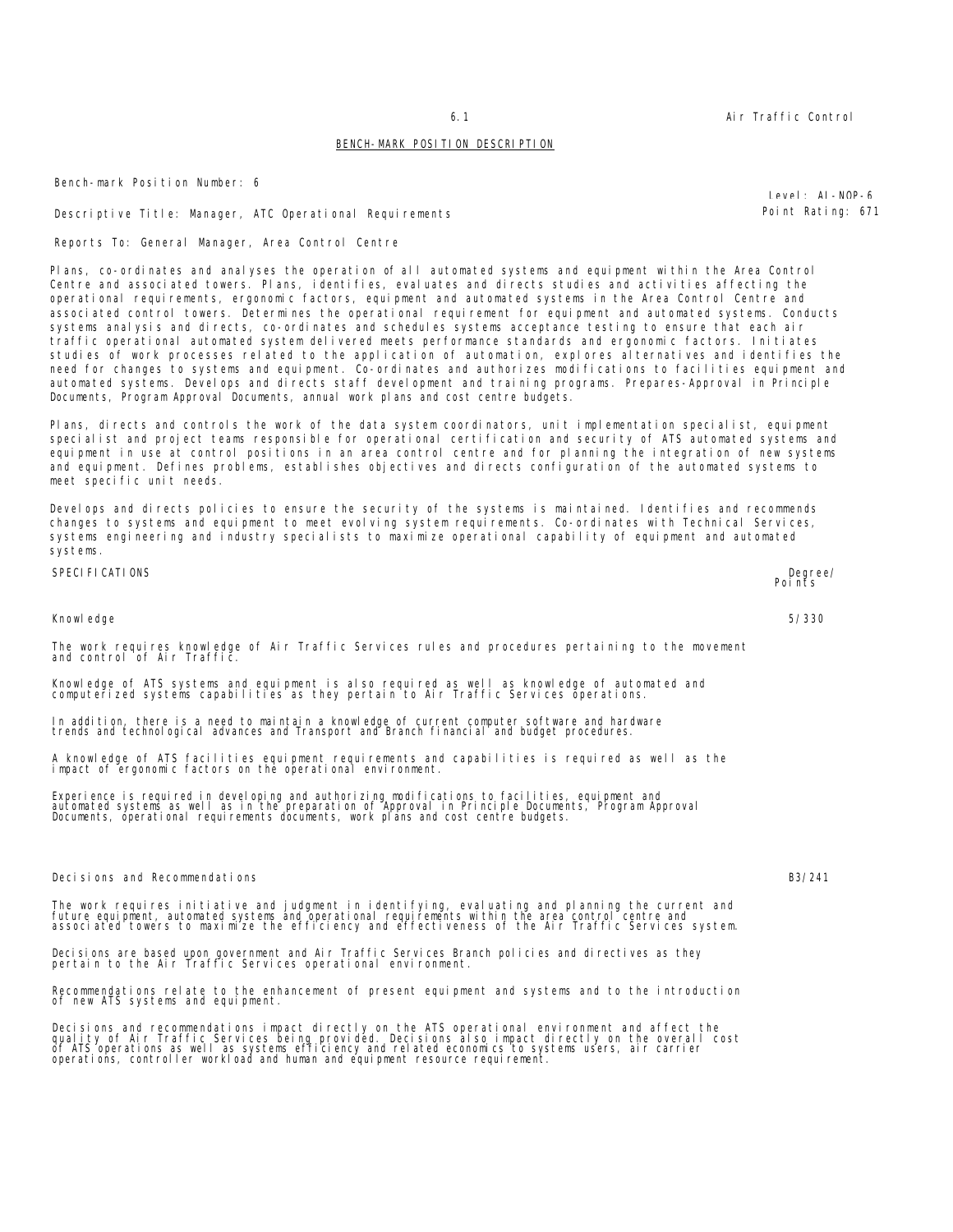## BENCH-MARK POSITION DESCRIPTION

Bench-mark Position Number: 6

Level: AI-NOP-6

Descriptive Title: Manager, ATC Operational Requirements

Point Rating: 671

Reports To: General Manager, Area Control Centre

Plans, co-ordinates and analyses the operation of all automated systems and equipment within the Area Control Centre and associated towers. Plans, identifies, evaluates and directs studies and activities affecting the operational requirements, ergonomic factors, equipment and automated systems in the Area Control Centre and associated control towers. Determines the operational requirement for equipment and automated systems. Conducts systems analysis and directs, co-ordinates and schedules systems acceptance testing to ensure that each air traffic operational automated system delivered meets performance standards and ergonomic factors. Initiates studies of work processes related to the application of automation, explores alternatives and identifies the need for changes to systems and equipment. Co-ordinates and authorizes modifications to facilities equipment and automated systems. Develops and directs staff development and training programs. Prepares-Approval in Principle Documents, Program Approval Documents, annual work plans and cost centre budgets.

Plans, directs and controls the work of the data system coordinators, unit implementation specialist, equipment specialist and project teams responsible for operational certification and security of ATS automated systems and equipment in use at control positions in an area control centre and for planning the integration of new systems and equipment. Defines problems, establishes objectives and directs configuration of the automated systems to meet specific unit needs.

Develops and directs policies to ensure the security of the systems is maintained. Identifies and recommends changes to systems and equipment to meet evolving system requirements. Co-ordinates with Technical Services, systems engineering and industry specialists to maximize operational capability of equipment and automated systems.

| SPECIFICATIONS | Degree/ Points |
|---|---|
| Knowledge | 5/330 |

The work requires knowledge of Air Traffic Services rules and procedures pertaining to the movement and control of Air Traffic.

Knowledge of ATS systems and equipment is also required as well as knowledge of automated and computerized systems capabilities as they pertain to Air Traffic Services operations.

In addition, there is a need to maintain a knowledge of current computer software and hardware trends and technological advances and Transport and Branch financial and budget procedures.

A knowledge of ATS facilities equipment requirements and capabilities is required as well as the impact of ergonomic factors on the operational environment.

Experience is required in developing and authorizing modifications to facilities, equipment and automated systems as well as in the preparation of Approval in Principle Documents, Program Approval Documents, operational requirements documents, work plans and cost centre budgets.

| | |
|---|---|
| Decisions and Recommendations | B3/241 |

The work requires initiative and judgment in identifying, evaluating and planning the current and future equipment, automated systems and operational requirements within the area control centre and associated towers to maximize the efficiency and effectiveness of the Air Traffic Services system.

Decisions are based upon government and Air Traffic Services Branch policies and directives as they pertain to the Air Traffic Services operational environment.

Recommendations relate to the enhancement of present equipment and systems and to the introduction of new ATS systems and equipment.

Decisions and recommendations impact directly on the ATS operational environment and affect the quality of Air Traffic Services being provided. Decisions also impact directly on the overall cost of ATS operations as well as systems efficiency and related economics to systems users, air carrier operations, controller workload and human and equipment resource requirement.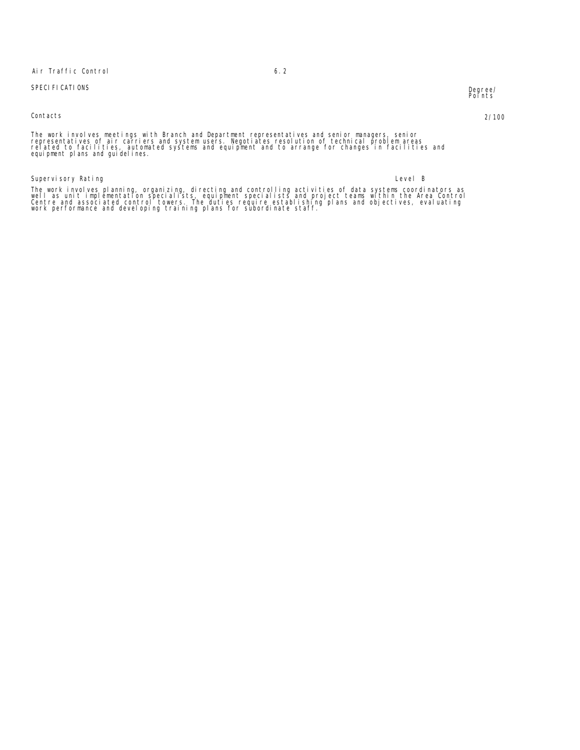SPECIFICATIONS

Degree/ Points

**Contacts** 2/100

The work involves meetings with Branch and Department representatives and senior managers, senior representatives of air carriers and system users. Negotiates resolution of technical problem areas related to facilities, automated systems and equipment and to arrange for changes in facilities and equipment plans and guidelines.

**Supervisory Rating** Level B

The work involves planning, organizing, directing and controlling activities of data systems coordinators as well as unit implementation specialists, equipment specialists and project teams within the Area Control Centre and associated control towers. The duties require establishing plans and objectives, evaluating work performance and developing training plans for subordinate staff.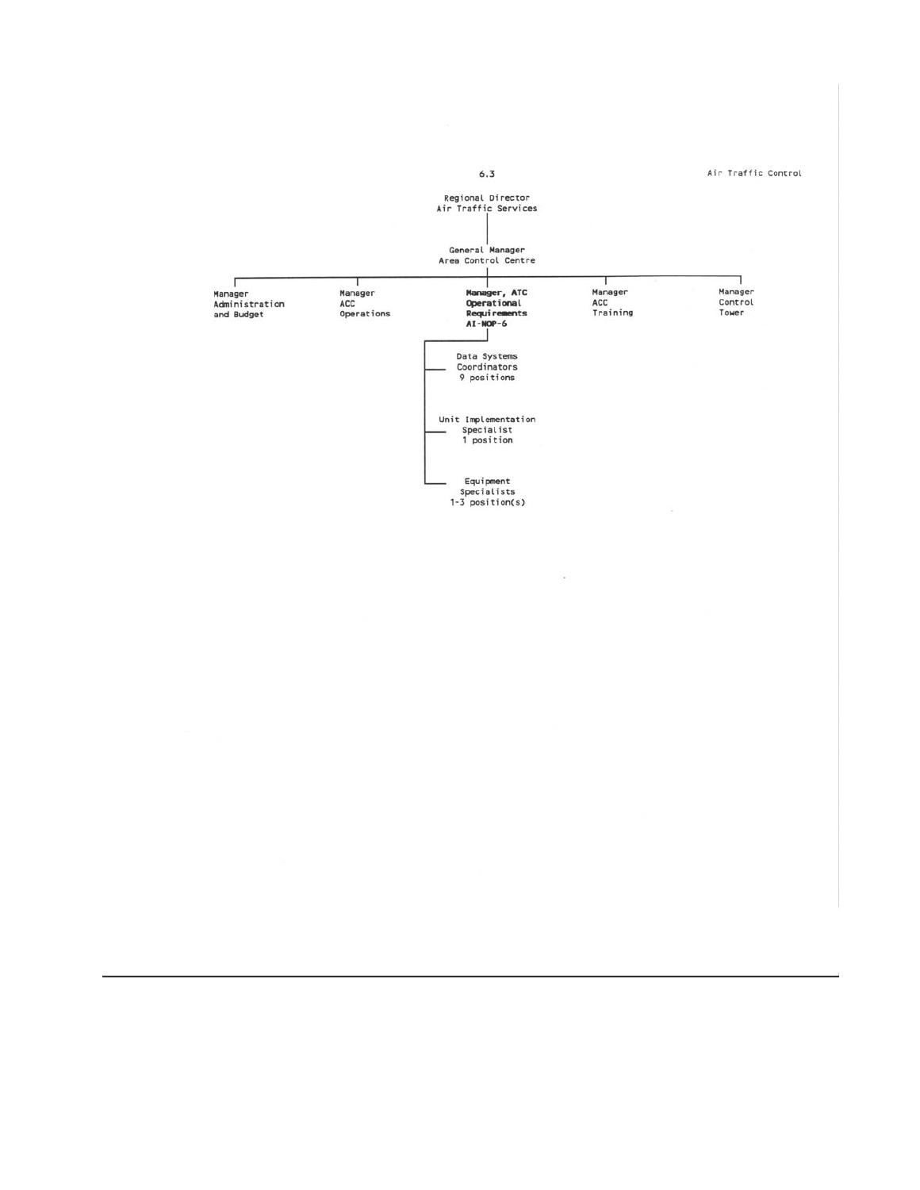6.3

Air Traffic Control

Regional Director
Air Traffic Services

General Manager
Area Control Centre

- Manager Administration and Budget
- Manager ACC Operations
- **Manager, ATC Operational Requirements AI-NOP-6**
  - Data Systems Coordinators 9 positions
  - Unit Implementation Specialist 1 position
  - Equipment Specialists 1-3 position(s)
- Manager ACC Training
- Manager Control Tower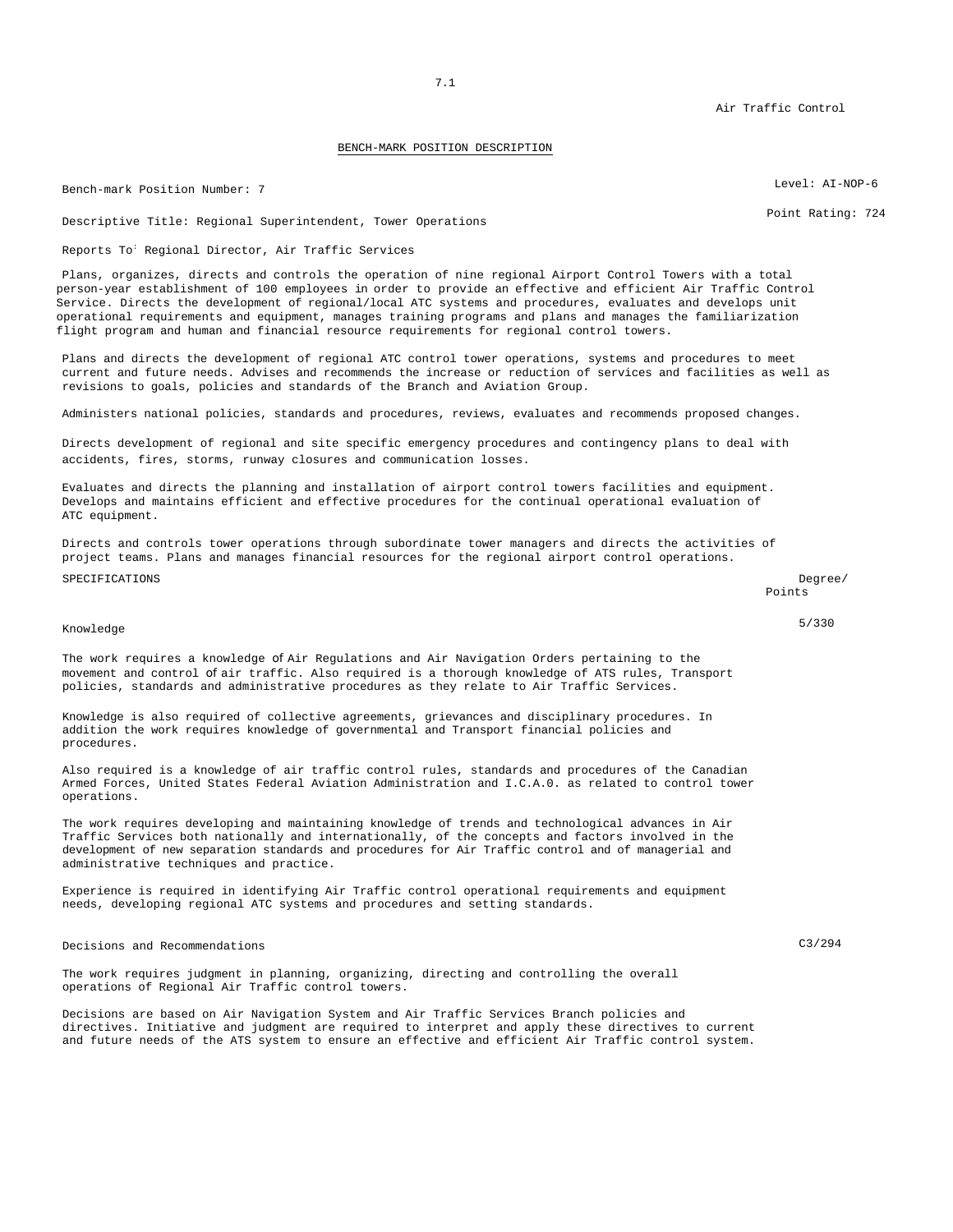Air Traffic Control

## BENCH-MARK POSITION DESCRIPTION

Bench-mark Position Number: 7

Level: AI-NOP-6

Point Rating: 724

Descriptive Title: Regional Superintendent, Tower Operations

Reports To: Regional Director, Air Traffic Services

Plans, organizes, directs and controls the operation of nine regional Airport Control Towers with a total person-year establishment of 100 employees in order to provide an effective and efficient Air Traffic Control Service. Directs the development of regional/local ATC systems and procedures, evaluates and develops unit operational requirements and equipment, manages training programs and plans and manages the familiarization flight program and human and financial resource requirements for regional control towers.

Plans and directs the development of regional ATC control tower operations, systems and procedures to meet current and future needs. Advises and recommends the increase or reduction of services and facilities as well as revisions to goals, policies and standards of the Branch and Aviation Group.

Administers national policies, standards and procedures, reviews, evaluates and recommends proposed changes.

Directs development of regional and site specific emergency procedures and contingency plans to deal with accidents, fires, storms, runway closures and communication losses.

Evaluates and directs the planning and installation of airport control towers facilities and equipment. Develops and maintains efficient and effective procedures for the continual operational evaluation of ATC equipment.

Directs and controls tower operations through subordinate tower managers and directs the activities of project teams. Plans and manages financial resources for the regional airport control operations.

| SPECIFICATIONS | Degree/ Points |
|---|---|
| Knowledge | 5/330 |

The work requires a knowledge of Air Regulations and Air Navigation Orders pertaining to the movement and control of air traffic. Also required is a thorough knowledge of ATS rules, Transport policies, standards and administrative procedures as they relate to Air Traffic Services.

Knowledge is also required of collective agreements, grievances and disciplinary procedures. In addition the work requires knowledge of governmental and Transport financial policies and procedures.

Also required is a knowledge of air traffic control rules, standards and procedures of the Canadian Armed Forces, United States Federal Aviation Administration and I.C.A.O. as related to control tower operations.

The work requires developing and maintaining knowledge of trends and technological advances in Air Traffic Services both nationally and internationally, of the concepts and factors involved in the development of new separation standards and procedures for Air Traffic control and of managerial and administrative techniques and practice.

Experience is required in identifying Air Traffic control operational requirements and equipment needs, developing regional ATC systems and procedures and setting standards.

| | |
|---|---|
| Decisions and Recommendations | C3/294 |

The work requires judgment in planning, organizing, directing and controlling the overall operations of Regional Air Traffic control towers.

Decisions are based on Air Navigation System and Air Traffic Services Branch policies and directives. Initiative and judgment are required to interpret and apply these directives to current and future needs of the ATS system to ensure an effective and efficient Air Traffic control system.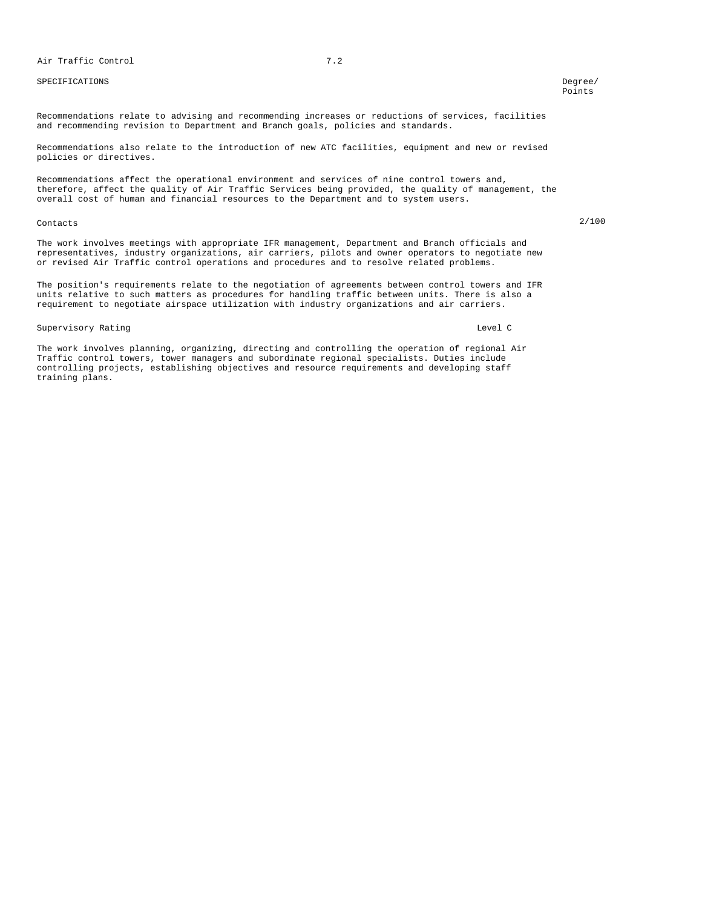SPECIFICATIONS | Degree/ Points

Recommendations relate to advising and recommending increases or reductions of services, facilities and recommending revision to Department and Branch goals, policies and standards.

Recommendations also relate to the introduction of new ATC facilities, equipment and new or revised policies or directives.

Recommendations affect the operational environment and services of nine control towers and, therefore, affect the quality of Air Traffic Services being provided, the quality of management, the overall cost of human and financial resources to the Department and to system users.

Contacts 2/100

The work involves meetings with appropriate IFR management, Department and Branch officials and representatives, industry organizations, air carriers, pilots and owner operators to negotiate new or revised Air Traffic control operations and procedures and to resolve related problems.

The position's requirements relate to the negotiation of agreements between control towers and IFR units relative to such matters as procedures for handling traffic between units. There is also a requirement to negotiate airspace utilization with industry organizations and air carriers.

Supervisory Rating Level C

The work involves planning, organizing, directing and controlling the operation of regional Air Traffic control towers, tower managers and subordinate regional specialists. Duties include controlling projects, establishing objectives and resource requirements and developing staff training plans.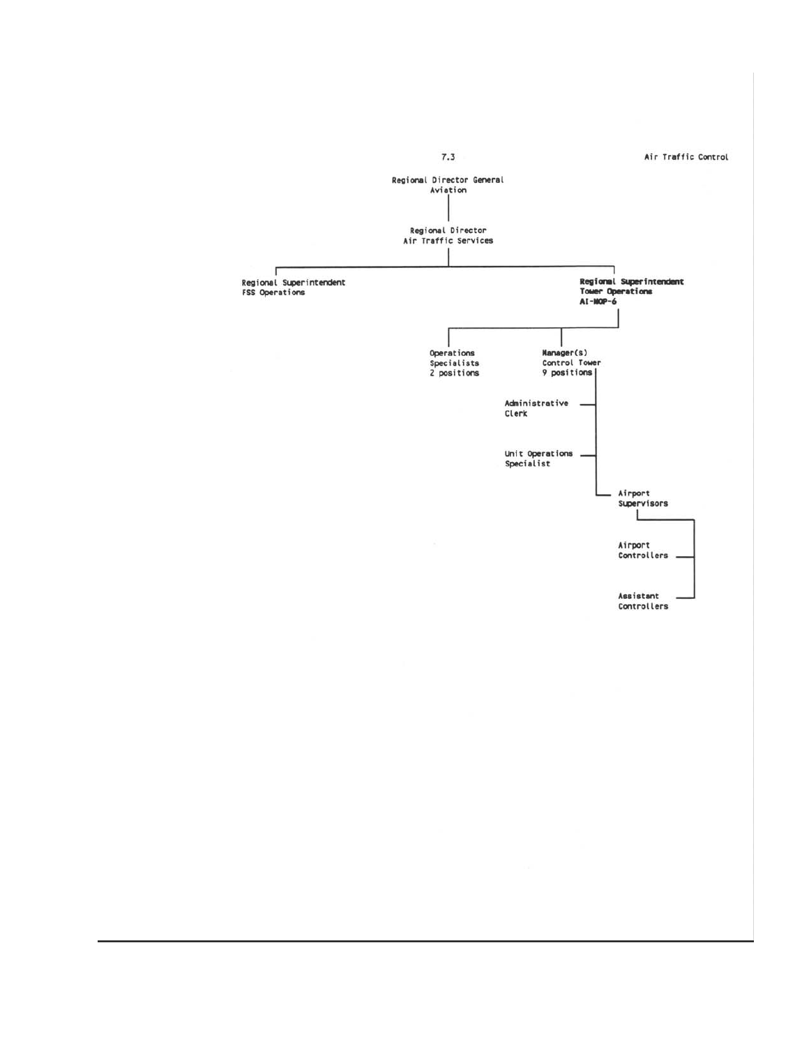7.3

Air Traffic Control

Regional Director General
Aviation

Regional Director
Air Traffic Services

- Regional Superintendent
  FSS Operations
- **Regional Superintendent**
  **Tower Operations**
  **AI-NOP-6**
  - Operations
    Specialists
    2 positions
  - **Manager(s)**
    Control Tower
    **9 positions**
    - Administrative
      Clerk
    - Unit Operations
      Specialist
    - Airport
      Supervisors
      - Airport
        Controllers
      - Assistant
        Controllers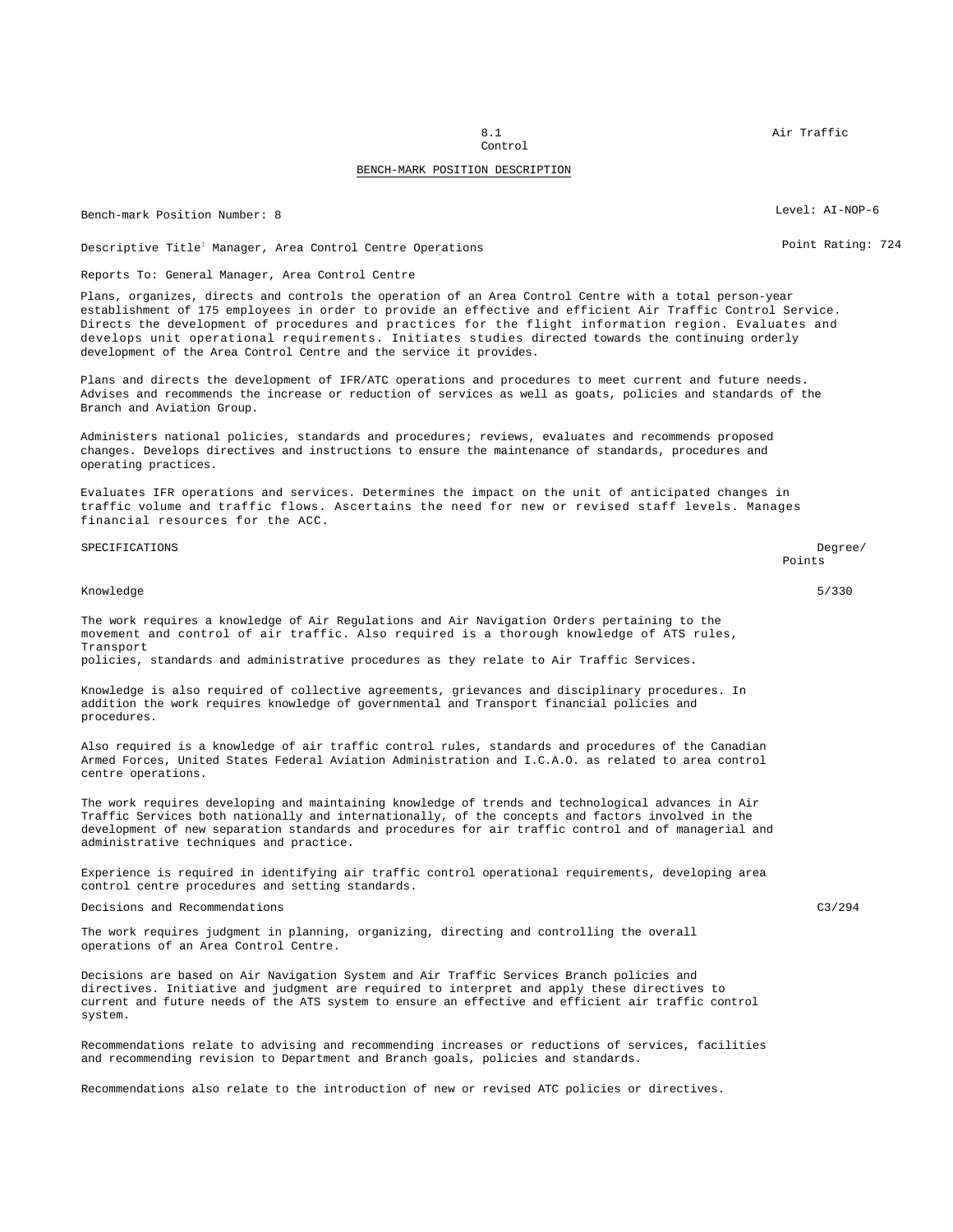8.1 Air Traffic Control

BENCH-MARK POSITION DESCRIPTION

Bench-mark Position Number: 8 Level: AI-NOP-6

Descriptive Title: Manager, Area Control Centre Operations Point Rating: 724

Reports To: General Manager, Area Control Centre

Plans, organizes, directs and controls the operation of an Area Control Centre with a total person-year establishment of 175 employees in order to provide an effective and efficient Air Traffic Control Service. Directs the development of procedures and practices for the flight information region. Evaluates and develops unit operational requirements. Initiates studies directed towards the continuing orderly development of the Area Control Centre and the service it provides.

Plans and directs the development of IFR/ATC operations and procedures to meet current and future needs. Advises and recommends the increase or reduction of services as well as goats, policies and standards of the Branch and Aviation Group.

Administers national policies, standards and procedures; reviews, evaluates and recommends proposed changes. Develops directives and instructions to ensure the maintenance of standards, procedures and operating practices.

Evaluates IFR operations and services. Determines the impact on the unit of anticipated changes in traffic volume and traffic flows. Ascertains the need for new or revised staff levels. Manages financial resources for the ACC.

| SPECIFICATIONS | Degree/ Points |
|---|---|
| Knowledge | 5/330 |

The work requires a knowledge of Air Regulations and Air Navigation Orders pertaining to the movement and control of air traffic. Also required is a thorough knowledge of ATS rules, Transport policies, standards and administrative procedures as they relate to Air Traffic Services.

Knowledge is also required of collective agreements, grievances and disciplinary procedures. In addition the work requires knowledge of governmental and Transport financial policies and procedures.

Also required is a knowledge of air traffic control rules, standards and procedures of the Canadian Armed Forces, United States Federal Aviation Administration and I.C.A.O. as related to area control centre operations.

The work requires developing and maintaining knowledge of trends and technological advances in Air Traffic Services both nationally and internationally, of the concepts and factors involved in the development of new separation standards and procedures for air traffic control and of managerial and administrative techniques and practice.

Experience is required in identifying air traffic control operational requirements, developing area control centre procedures and setting standards.

| | |
|---|---|
| Decisions and Recommendations | C3/294 |

The work requires judgment in planning, organizing, directing and controlling the overall operations of an Area Control Centre.

Decisions are based on Air Navigation System and Air Traffic Services Branch policies and directives. Initiative and judgment are required to interpret and apply these directives to current and future needs of the ATS system to ensure an effective and efficient air traffic control system.

Recommendations relate to advising and recommending increases or reductions of services, facilities and recommending revision to Department and Branch goals, policies and standards.

Recommendations also relate to the introduction of new or revised ATC policies or directives.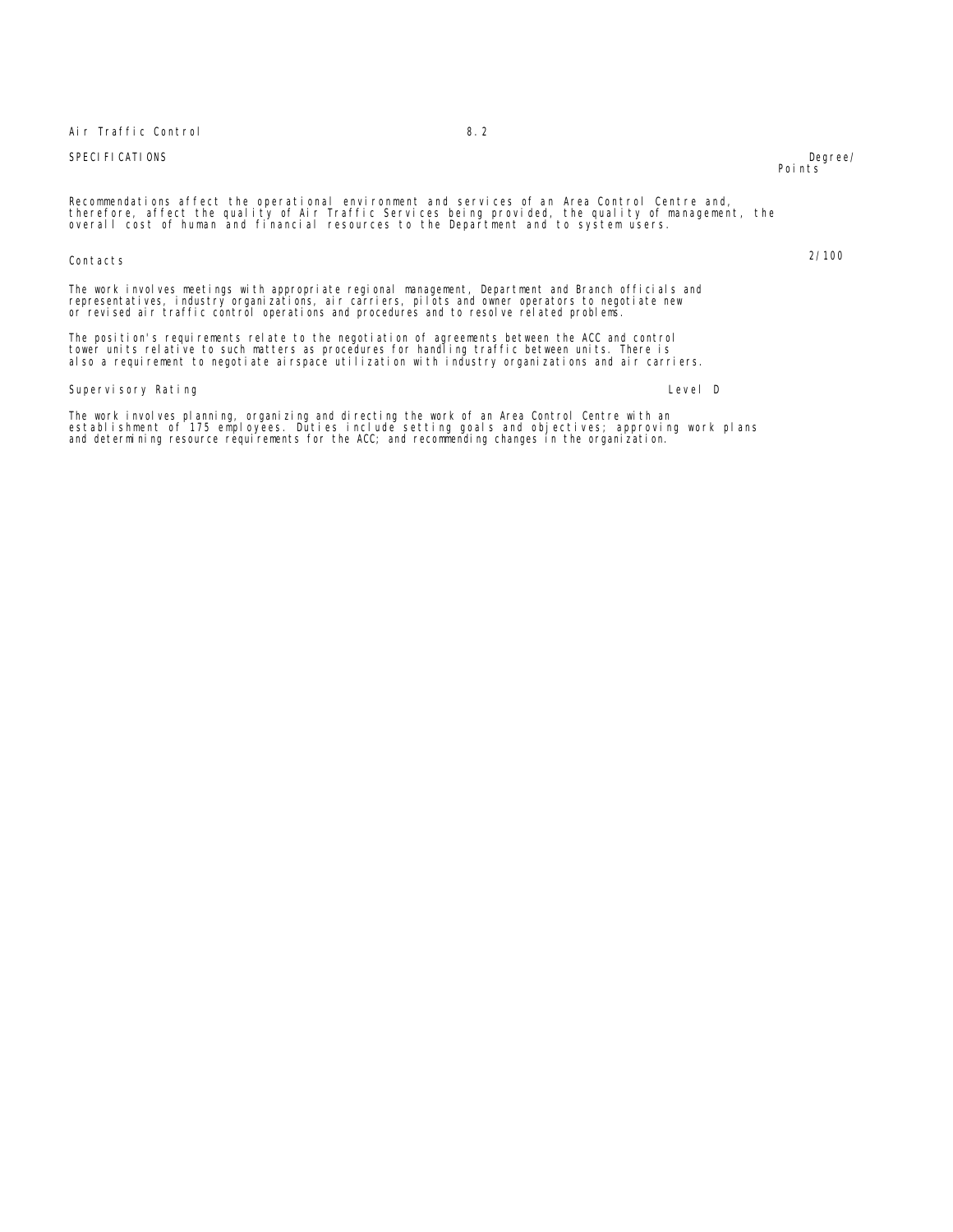SPECIFICATIONS | Degree/ Points

Recommendations affect the operational environment and services of an Area Control Centre and, therefore, affect the quality of Air Traffic Services being provided, the quality of management, the overall cost of human and financial resources to the Department and to system users.

Contacts 2/100

The work involves meetings with appropriate regional management, Department and Branch officials and representatives, industry organizations, air carriers, pilots and owner operators to negotiate new or revised air traffic control operations and procedures and to resolve related problems.

The position's requirements relate to the negotiation of agreements between the ACC and control tower units relative to such matters as procedures for handling traffic between units. There is also a requirement to negotiate airspace utilization with industry organizations and air carriers.

Supervisory Rating Level D

The work involves planning, organizing and directing the work of an Area Control Centre with an establishment of 175 employees. Duties include setting goals and objectives; approving work plans and determining resource requirements for the ACC; and recommending changes in the organization.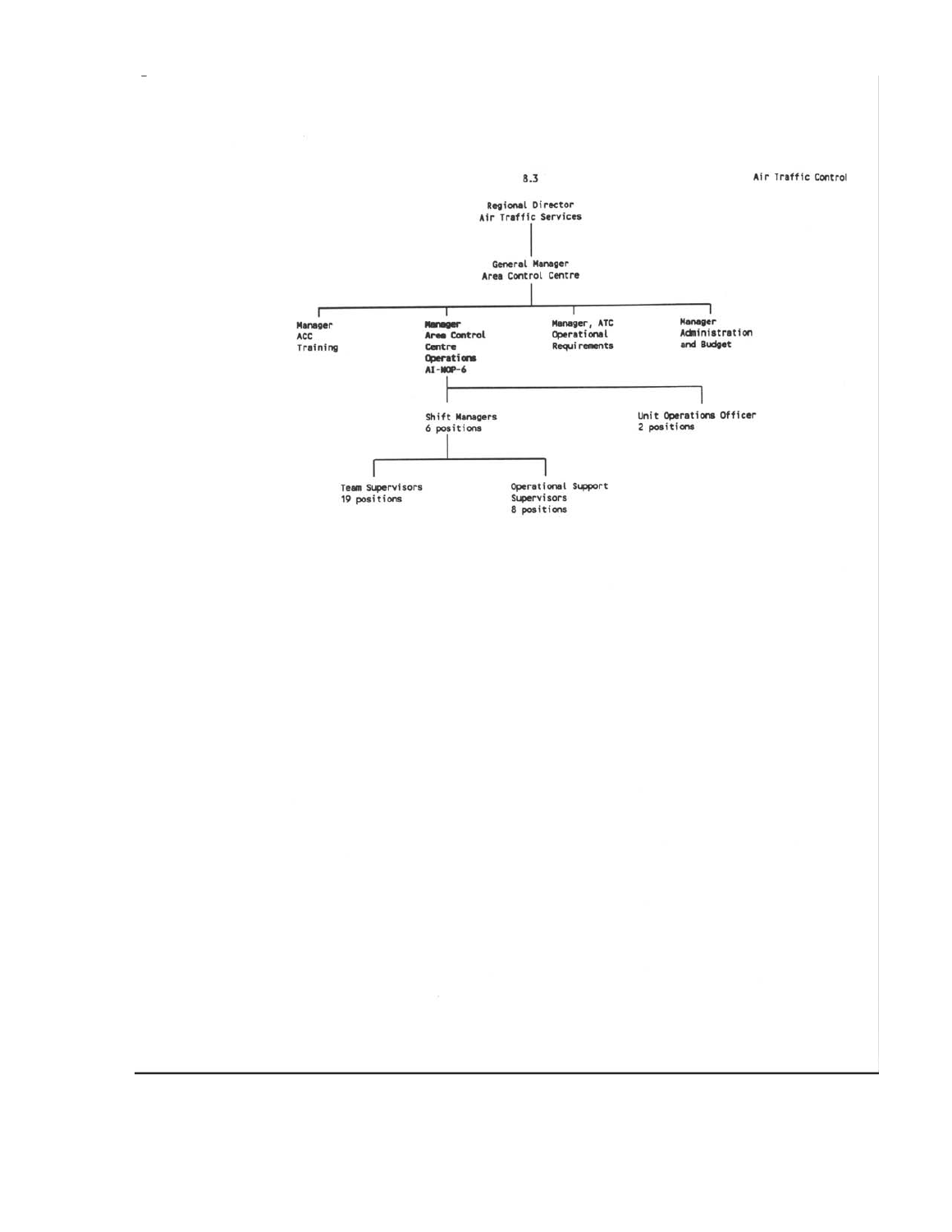8.3

Air Traffic Control

- Regional Director Air Traffic Services
  - General Manager Area Control Centre
    - Manager ACC Training
    - **Manager Area Control Centre Operations AI-NOP-6**
      - Shift Managers 6 positions
        - Team Supervisors 19 positions
        - Operational Support Supervisors 8 positions
      - Unit Operations Officer 2 positions
    - Manager, ATC Operational Requirements
    - Manager Administration and Budget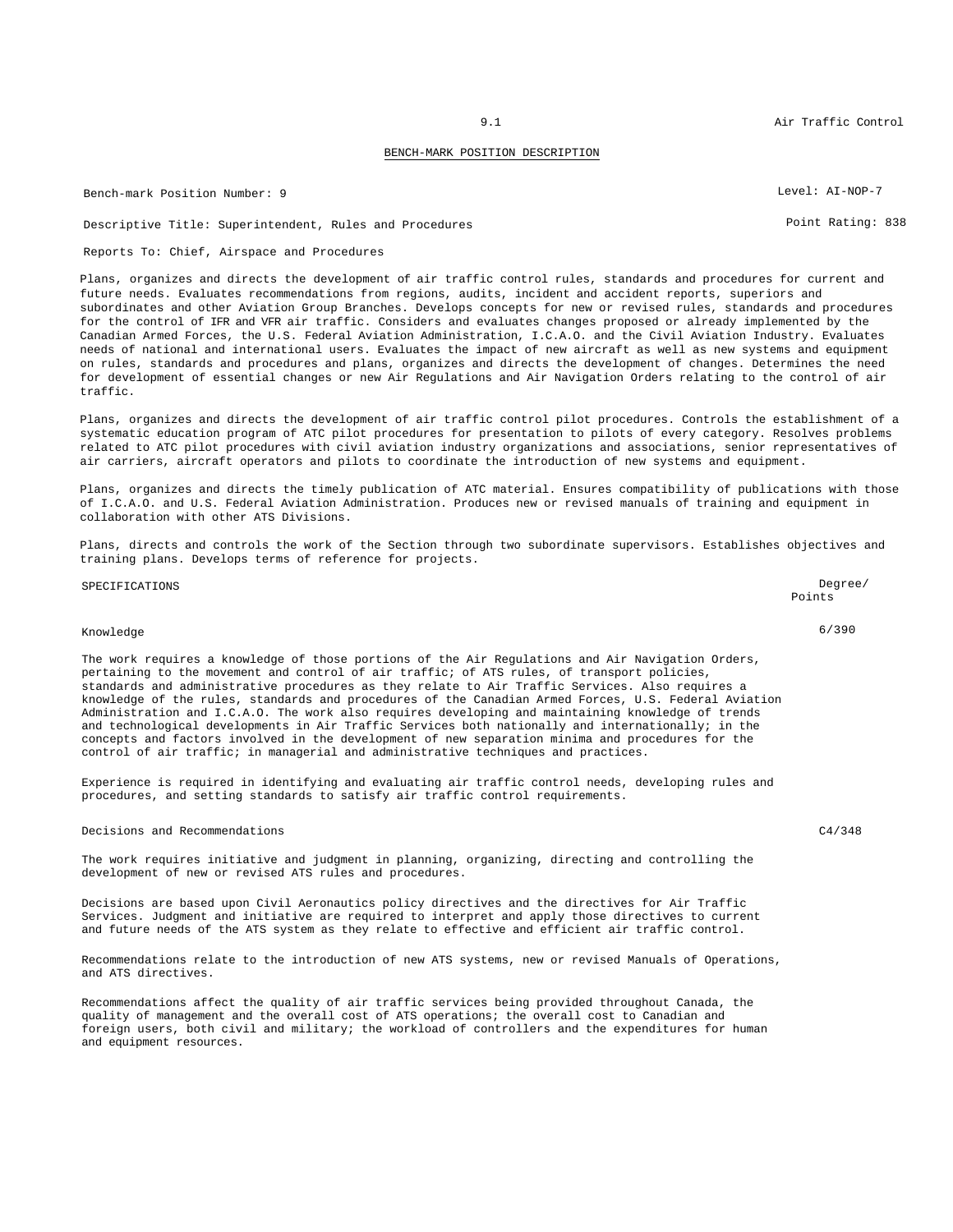## BENCH-MARK POSITION DESCRIPTION

Bench-mark Position Number: 9 Level: AI-NOP-7

Descriptive Title: Superintendent, Rules and Procedures Point Rating: 838

Reports To: Chief, Airspace and Procedures

Plans, organizes and directs the development of air traffic control rules, standards and procedures for current and future needs. Evaluates recommendations from regions, audits, incident and accident reports, superiors and subordinates and other Aviation Group Branches. Develops concepts for new or revised rules, standards and procedures for the control of IFR and VFR air traffic. Considers and evaluates changes proposed or already implemented by the Canadian Armed Forces, the U.S. Federal Aviation Administration, I.C.A.O. and the Civil Aviation Industry. Evaluates needs of national and international users. Evaluates the impact of new aircraft as well as new systems and equipment on rules, standards and procedures and plans, organizes and directs the development of changes. Determines the need for development of essential changes or new Air Regulations and Air Navigation Orders relating to the control of air traffic.

Plans, organizes and directs the development of air traffic control pilot procedures. Controls the establishment of a systematic education program of ATC pilot procedures for presentation to pilots of every category. Resolves problems related to ATC pilot procedures with civil aviation industry organizations and associations, senior representatives of air carriers, aircraft operators and pilots to coordinate the introduction of new systems and equipment.

Plans, organizes and directs the timely publication of ATC material. Ensures compatibility of publications with those of I.C.A.O. and U.S. Federal Aviation Administration. Produces new or revised manuals of training and equipment in collaboration with other ATS Divisions.

Plans, directs and controls the work of the Section through two subordinate supervisors. Establishes objectives and training plans. Develops terms of reference for projects.

| SPECIFICATIONS | Degree/ Points |
|---|---|
| Knowledge | 6/390 |

The work requires a knowledge of those portions of the Air Regulations and Air Navigation Orders, pertaining to the movement and control of air traffic; of ATS rules, of transport policies, standards and administrative procedures as they relate to Air Traffic Services. Also requires a knowledge of the rules, standards and procedures of the Canadian Armed Forces, U.S. Federal Aviation Administration and I.C.A.O. The work also requires developing and maintaining knowledge of trends and technological developments in Air Traffic Services both nationally and internationally; in the concepts and factors involved in the development of new separation minima and procedures for the control of air traffic; in managerial and administrative techniques and practices.

Experience is required in identifying and evaluating air traffic control needs, developing rules and procedures, and setting standards to satisfy air traffic control requirements.

| | |
|---|---|
| Decisions and Recommendations | C4/348 |

The work requires initiative and judgment in planning, organizing, directing and controlling the development of new or revised ATS rules and procedures.

Decisions are based upon Civil Aeronautics policy directives and the directives for Air Traffic Services. Judgment and initiative are required to interpret and apply those directives to current and future needs of the ATS system as they relate to effective and efficient air traffic control.

Recommendations relate to the introduction of new ATS systems, new or revised Manuals of Operations, and ATS directives.

Recommendations affect the quality of air traffic services being provided throughout Canada, the quality of management and the overall cost of ATS operations; the overall cost to Canadian and foreign users, both civil and military; the workload of controllers and the expenditures for human and equipment resources.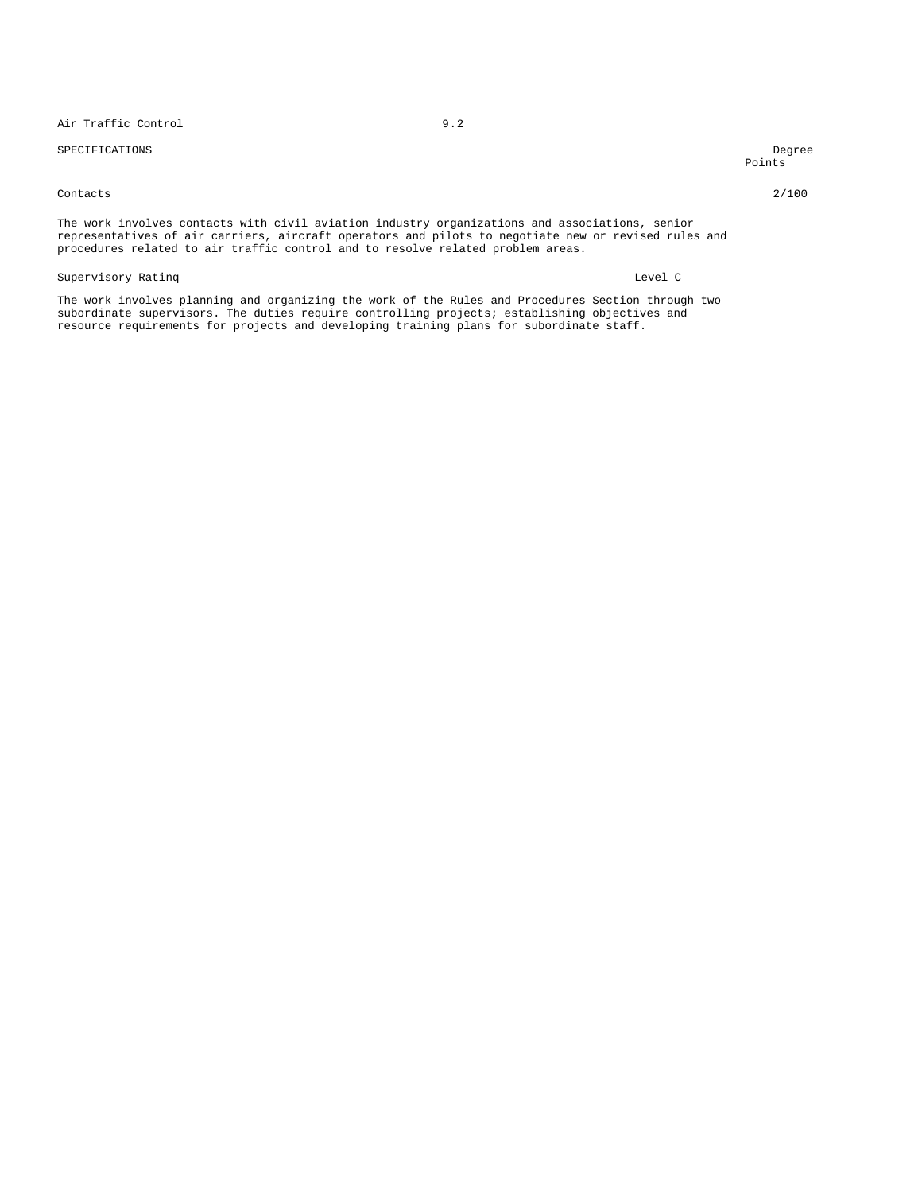Air Traffic Control 9.2

| SPECIFICATIONS | | Degree Points |
|---|---|---|
| Contacts | | 2/100 |

The work involves contacts with civil aviation industry organizations and associations, senior representatives of air carriers, aircraft operators and pilots to negotiate new or revised rules and procedures related to air traffic control and to resolve related problem areas.

Supervisory Ratinq — Level C

The work involves planning and organizing the work of the Rules and Procedures Section through two subordinate supervisors. The duties require controlling projects; establishing objectives and resource requirements for projects and developing training plans for subordinate staff.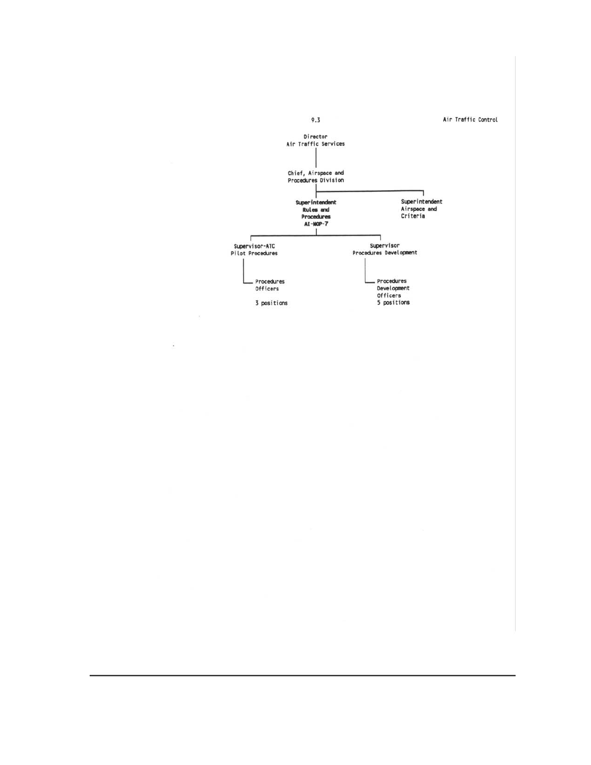9.3 Air Traffic Control

Director
Air Traffic Services

Chief, Airspace and
Procedures Division

- **Superintendent Rules and Procedures AI-NOP-7**
  - Supervisor-ATC Pilot Procedures
    - Procedures Officers
      3 positions
  - Supervisor Procedures Development
    - Procedures Development Officers
      5 positions
- Superintendent Airspace and Criteria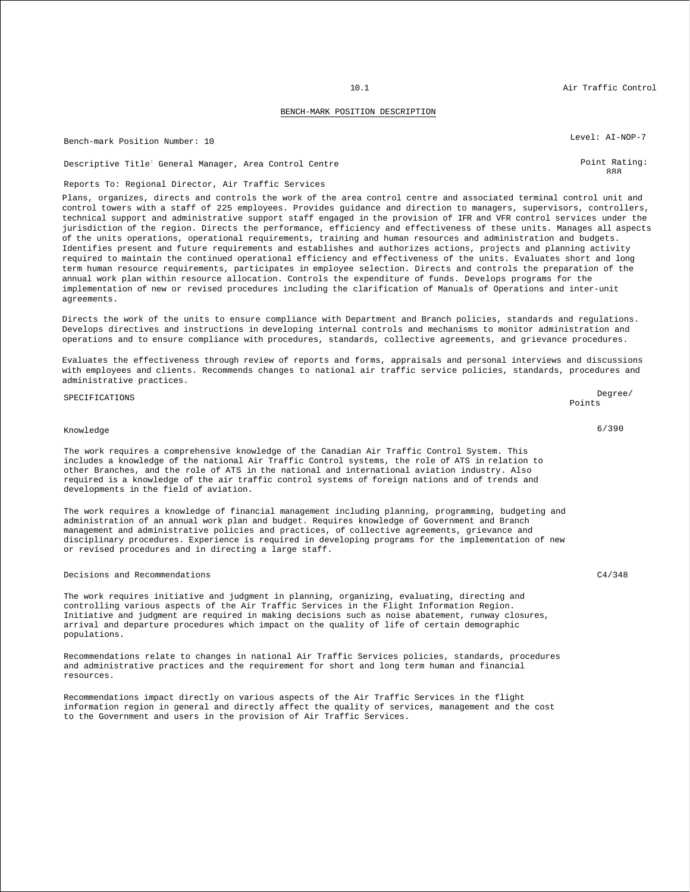## BENCH-MARK POSITION DESCRIPTION

Bench-mark Position Number: 10

Level: AI-NOP-7

Descriptive Title: General Manager, Area Control Centre

Point Rating: 888

Reports To: Regional Director, Air Traffic Services

Plans, organizes, directs and controls the work of the area control centre and associated terminal control unit and control towers with a staff of 225 employees. Provides guidance and direction to managers, supervisors, controllers, technical support and administrative support staff engaged in the provision of IFR and VFR control services under the jurisdiction of the region. Directs the performance, efficiency and effectiveness of these units. Manages all aspects of the units operations, operational requirements, training and human resources and administration and budgets. Identifies present and future requirements and establishes and authorizes actions, projects and planning activity required to maintain the continued operational efficiency and effectiveness of the units. Evaluates short and long term human resource requirements, participates in employee selection. Directs and controls the preparation of the annual work plan within resource allocation. Controls the expenditure of funds. Develops programs for the implementation of new or revised procedures including the clarification of Manuals of Operations and inter-unit agreements.

Directs the work of the units to ensure compliance with Department and Branch policies, standards and regulations. Develops directives and instructions in developing internal controls and mechanisms to monitor administration and operations and to ensure compliance with procedures, standards, collective agreements, and grievance procedures.

Evaluates the effectiveness through review of reports and forms, appraisals and personal interviews and discussions with employees and clients. Recommends changes to national air traffic service policies, standards, procedures and administrative practices.

| SPECIFICATIONS | Degree/ Points |
|---|---|
| Knowledge | 6/390 |

The work requires a comprehensive knowledge of the Canadian Air Traffic Control System. This includes a knowledge of the national Air Traffic Control systems, the role of ATS in relation to other Branches, and the role of ATS in the national and international aviation industry. Also required is a knowledge of the air traffic control systems of foreign nations and of trends and developments in the field of aviation.

The work requires a knowledge of financial management including planning, programming, budgeting and administration of an annual work plan and budget. Requires knowledge of Government and Branch management and administrative policies and practices, of collective agreements, grievance and disciplinary procedures. Experience is required in developing programs for the implementation of new or revised procedures and in directing a large staff.

| Decisions and Recommendations | C4/348 |
|---|---|

The work requires initiative and judgment in planning, organizing, evaluating, directing and controlling various aspects of the Air Traffic Services in the Flight Information Region. Initiative and judgment are required in making decisions such as noise abatement, runway closures, arrival and departure procedures which impact on the quality of life of certain demographic populations.

Recommendations relate to changes in national Air Traffic Services policies, standards, procedures and administrative practices and the requirement for short and long term human and financial resources.

Recommendations impact directly on various aspects of the Air Traffic Services in the flight information region in general and directly affect the quality of services, management and the cost to the Government and users in the provision of Air Traffic Services.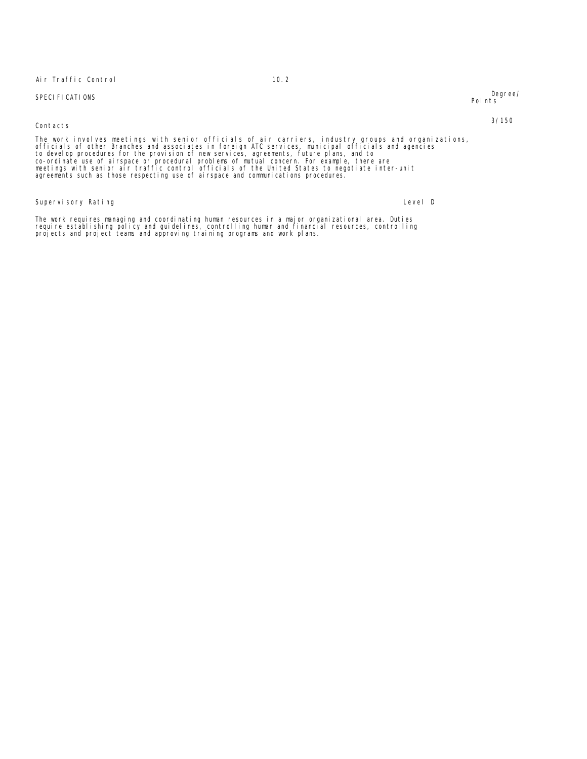Air Traffic Control 10.2

SPECIFICATIONS Degree/Points

**Contacts** 3/150

The work involves meetings with senior officials of air carriers, industry groups and organizations, officials of other Branches and associates in foreign ATC services, municipal officials and agencies to develop procedures for the provision of new services, agreements, future plans, and to co-ordinate use of airspace or procedural problems of mutual concern. For example, there are meetings with senior air traffic control officials of the United States to negotiate inter-unit agreements such as those respecting use of airspace and communications procedures.

**Supervisory Rating** Level D

The work requires managing and coordinating human resources in a major organizational area. Duties require establishing policy and guidelines, controlling human and financial resources, controlling projects and project teams and approving training programs and work plans.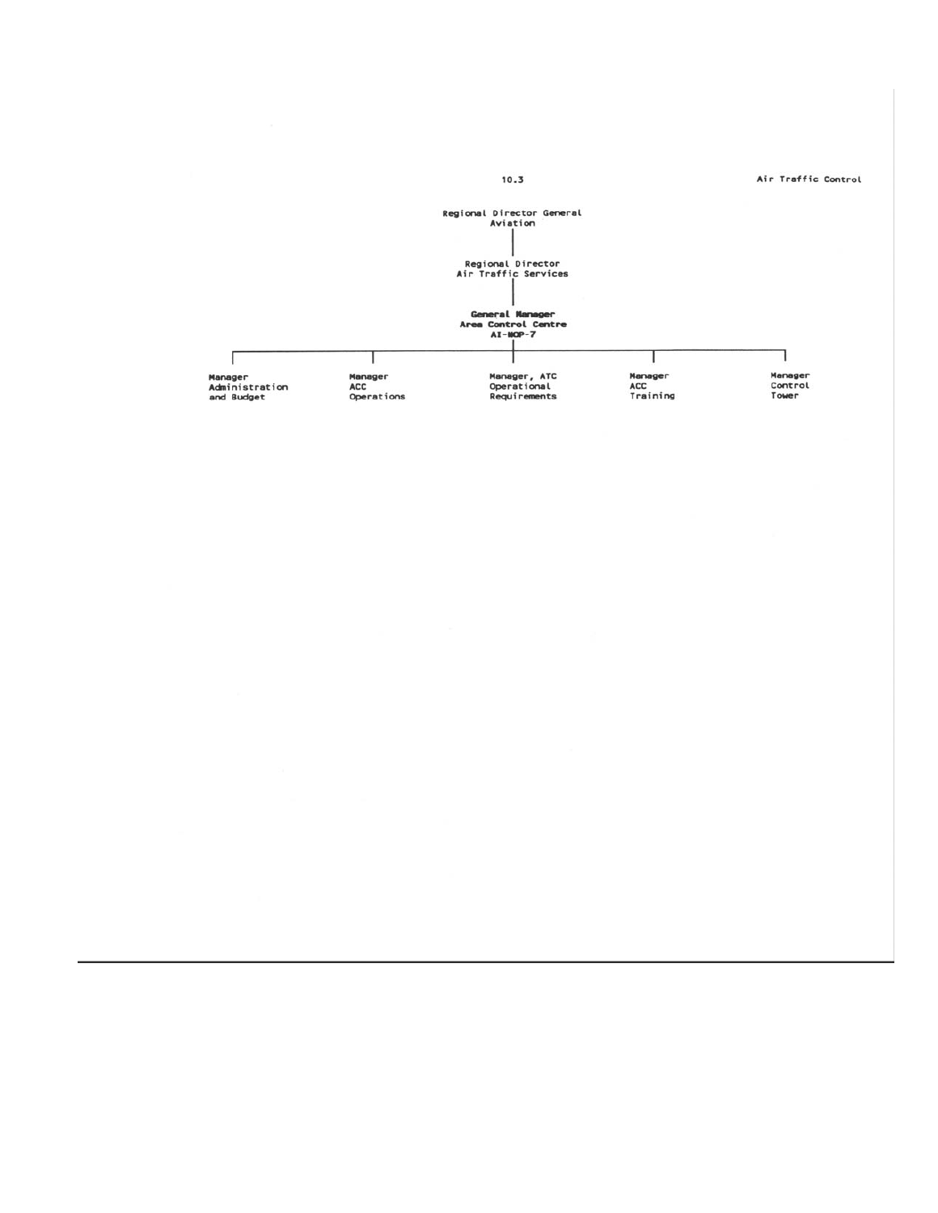Regional Director General Aviation

Regional Director Air Traffic Services

**General Manager Area Control Centre AI-MOP-7**

- Manager Administration and Budget
- Manager ACC Operations
- Manager, ATC Operational Requirements
- Manager ACC Training
- Manager Control Tower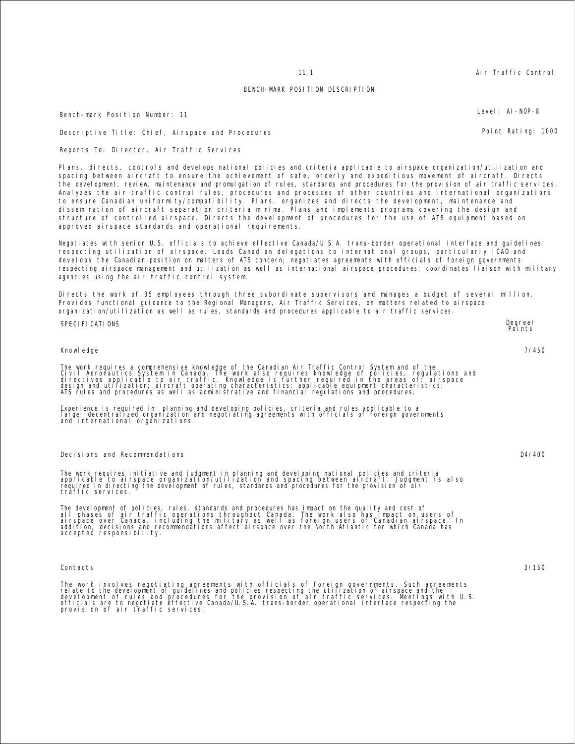## BENCH-MARK POSITION DESCRIPTION

Bench-mark Position Number: 11

Level: AI-NOP-8

Descriptive Title: Chief, Airspace and Procedures

Point Rating: 1000

Reports To: Director, Air Traffic Services

Plans, directs, controls and develops national policies and criteria applicable to airspace organization/utilization and spacing between aircraft to ensure the achievement of safe, orderly and expeditious movement of aircraft. Directs the development, review, maintenance and promulgation of rules, standards and procedures for the provision of air traffic services. Analyzes the air traffic control rules, procedures and processes of other countries and international organizations to ensure Canadian uniformity/compatibility. Plans, organizes and directs the development, maintenance and dissemination of aircraft separation criteria minima. Plans and implements programs covering the design and structure of controlled airspace. Directs the development of procedures for the use of ATS equipment based on approved airspace standards and operational requirements.

Negotiates with senior U.S. officials to achieve effective Canada/U.S.A. trans-border operational interface and guidelines respecting utilization of airspace. Leads Canadian delegations to international groups, particularly ICAO and develops the Canadian position on matters of ATS concern; negotiates agreements with officials of foreign governments respecting airspace management and utilization as well as international airspace procedures; coordinates liaison with military agencies using the air traffic control system.

Directs the work of 35 employees through three subordinate supervisors and manages a budget of several million. Provides functional guidance to the Regional Managers, Air Traffic Services, on matters related to airspace organization/utilization as well as rules, standards and procedures applicable to air traffic services.

| SPECIFICATIONS | Degree/ Points |
|---|---|
| Knowledge | 7/450 |

The work requires a comprehensive knowledge of the Canadian Air Traffic Control System and of the Civil Aeronautics System in Canada. The work also requires knowledge of policies, regulations and directives applicable to air traffic. Knowledge is further required in the areas of: airspace design and utilization; aircraft operating characteristics; applicable equipment characteristics; ATS rules and procedures as well as administrative and financial regulations and procedures.

Experience is required in: planning and developing policies, criteria and rules applicable to a large, decentralized organization and negotiating agreements with officials of foreign governments and international organizations.

### Decisions and Recommendations — D4/400

The work requires initiative and judgment in planning and developing national policies and criteria applicable to airspace organization/utilization and spacing between aircraft. Judgment is also required in directing the development of rules, standards and procedures for the provision of air traffic services.

The development of policies, rules, standards and procedures has impact on the quality and cost of all phases of air traffic operations throughout Canada. The work also has impact on users of airspace over Canada, including the military as well as foreign users of Canadian airspace. In addition, decisions and recommendations affect airspace over the North Atlantic for which Canada has accepted responsibility.

### Contacts — 3/150

The work involves negotiating agreements with officials of foreign governments. Such agreements relate to the development of guidelines and policies respecting the utilization of airspace and the development of rules and procedures for the provision of air traffic services. Meetings with U.S. officials are to negotiate effective Canada/U.S.A. trans-border operational interface respecting the provision of air traffic services.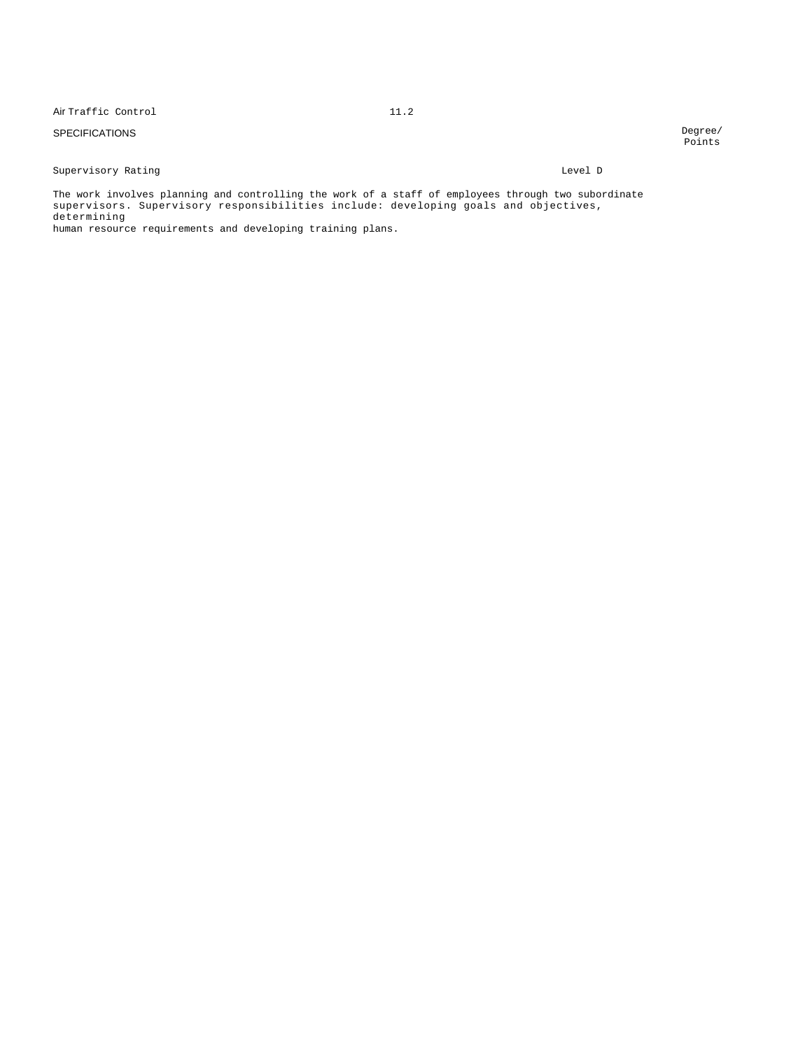Air Traffic Control 11.2

SPECIFICATIONS | Degree/ Points

Supervisory Rating | Level D

The work involves planning and controlling the work of a staff of employees through two subordinate supervisors. Supervisory responsibilities include: developing goals and objectives, determining human resource requirements and developing training plans.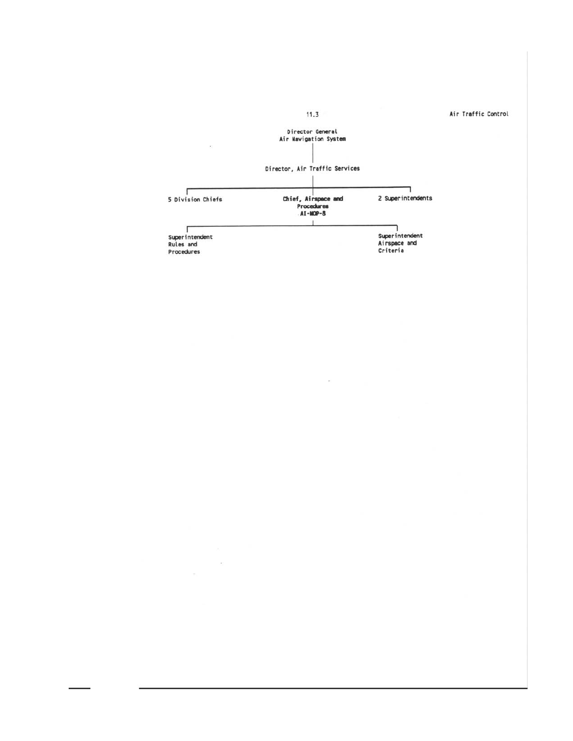Director General
Air Navigation System

Director, Air Traffic Services

5 Division Chiefs

**Chief, Airspace and Procedures**
**AI-NOP-8**

2 Superintendents

Superintendent
Rules and
Procedures

Superintendent
Airspace and
Criteria